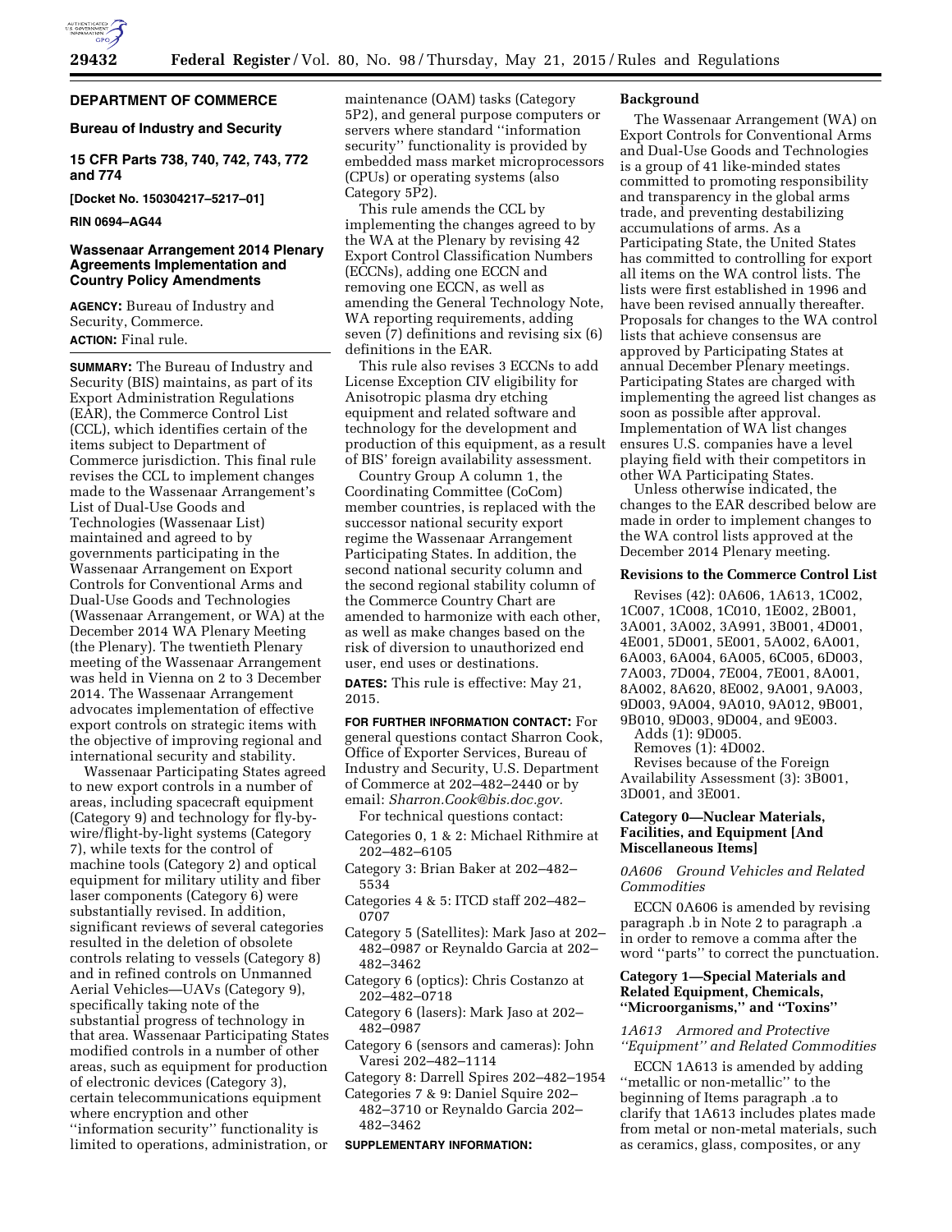## DEPARTMENT OF COMMERCE

### Bureau of Industry and Security

### 15 CFR Parts 738, 740, 742, 743, 772 and 774

**[Docket No. 150304217–5217–01]**

**RIN 0694–AG44**

### Wassenaar Arrangement 2014 Plenary Agreements Implementation and Country Policy Amendments

**AGENCY:** Bureau of Industry and Security, Commerce.

**ACTION:** Final rule.

**SUMMARY:** The Bureau of Industry and Security (BIS) maintains, as part of its Export Administration Regulations (EAR), the Commerce Control List (CCL), which identifies certain of the items subject to Department of Commerce jurisdiction. This final rule revises the CCL to implement changes made to the Wassenaar Arrangement's List of Dual-Use Goods and Technologies (Wassenaar List) maintained and agreed to by governments participating in the Wassenaar Arrangement on Export Controls for Conventional Arms and Dual-Use Goods and Technologies (Wassenaar Arrangement, or WA) at the December 2014 WA Plenary Meeting (the Plenary). The twentieth Plenary meeting of the Wassenaar Arrangement was held in Vienna on 2 to 3 December 2014. The Wassenaar Arrangement advocates implementation of effective export controls on strategic items with the objective of improving regional and international security and stability.

Wassenaar Participating States agreed to new export controls in a number of areas, including spacecraft equipment (Category 9) and technology for fly-by-wire/flight-by-light systems (Category 7), while texts for the control of machine tools (Category 2) and optical equipment for military utility and fiber laser components (Category 6) were substantially revised. In addition, significant reviews of several categories resulted in the deletion of obsolete controls relating to vessels (Category 8) and in refined controls on Unmanned Aerial Vehicles—UAVs (Category 9), specifically taking note of the substantial progress of technology in that area. Wassenaar Participating States modified controls in a number of other areas, such as equipment for production of electronic devices (Category 3), certain telecommunications equipment where encryption and other ''information security'' functionality is limited to operations, administration, or maintenance (OAM) tasks (Category 5P2), and general purpose computers or servers where standard ''information security'' functionality is provided by embedded mass market microprocessors (CPUs) or operating systems (also Category 5P2).

This rule amends the CCL by implementing the changes agreed to by the WA at the Plenary by revising 42 Export Control Classification Numbers (ECCNs), adding one ECCN and removing one ECCN, as well as amending the General Technology Note, WA reporting requirements, adding seven (7) definitions and revising six (6) definitions in the EAR.

This rule also revises 3 ECCNs to add License Exception CIV eligibility for Anisotropic plasma dry etching equipment and related software and technology for the development and production of this equipment, as a result of BIS' foreign availability assessment.

Country Group A column 1, the Coordinating Committee (CoCom) member countries, is replaced with the successor national security export regime the Wassenaar Arrangement Participating States. In addition, the second national security column and the second regional stability column of the Commerce Country Chart are amended to harmonize with each other, as well as make changes based on the risk of diversion to unauthorized end user, end uses or destinations.

**DATES:** This rule is effective: May 21, 2015.

**FOR FURTHER INFORMATION CONTACT:** For general questions contact Sharron Cook, Office of Exporter Services, Bureau of Industry and Security, U.S. Department of Commerce at 202–482–2440 or by email: *Sharron.Cook@bis.doc.gov.*

For technical questions contact:

Categories 0, 1 & 2: Michael Rithmire at 202–482–6105

Category 3: Brian Baker at 202–482–5534

Categories 4 & 5: ITCD staff 202–482–0707

Category 5 (Satellites): Mark Jaso at 202–482–0987 or Reynaldo Garcia at 202–482–3462

Category 6 (optics): Chris Costanzo at 202–482–0718

Category 6 (lasers): Mark Jaso at 202–482–0987

Category 6 (sensors and cameras): John Varesi 202–482–1114

Category 8: Darrell Spires 202–482–1954

Categories 7 & 9: Daniel Squire 202–482–3710 or Reynaldo Garcia at 202–482–3462

**SUPPLEMENTARY INFORMATION:**

### Background

The Wassenaar Arrangement (WA) on Export Controls for Conventional Arms and Dual-Use Goods and Technologies is a group of 41 like-minded states committed to promoting responsibility and transparency in the global arms trade, and preventing destabilizing accumulations of arms. As a Participating State, the United States has committed to controlling for export all items on the WA control lists. The lists were first established in 1996 and have been revised annually thereafter. Proposals for changes to the WA control lists that achieve consensus are approved by Participating States at annual December Plenary meetings. Participating States are charged with implementing the agreed list changes as soon as possible after approval. Implementation of WA list changes ensures U.S. companies have a level playing field with their competitors in other WA Participating States.

Unless otherwise indicated, the changes to the EAR described below are made in order to implement changes to the WA control lists approved at the December 2014 Plenary meeting.

### Revisions to the Commerce Control List

Revises (42): 0A606, 1A613, 1C002, 1C007, 1C008, 1C010, 1E002, 2B001, 3A001, 3A002, 3A991, 3B001, 4D001, 4E001, 5D001, 5E001, 5A002, 6A001, 6A003, 6A004, 6A005, 6C005, 6D003, 7A003, 7D004, 7E004, 7E001, 8A001, 8A002, 8A620, 8E002, 9A001, 9A003, 9D003, 9A004, 9A010, 9A012, 9B001, 9B010, 9D003, 9D004, and 9E003.

Adds (1): 9D005.

Removes (1): 4D002.

Revises because of the Foreign Availability Assessment (3): 3B001, 3D001, and 3E001.

### Category 0—Nuclear Materials, Facilities, and Equipment [And Miscellaneous Items]

*0A606 Ground Vehicles and Related Commodities*

ECCN 0A606 is amended by revising paragraph .b in Note 2 to paragraph .a in order to remove a comma after the word ''parts'' to correct the punctuation.

### Category 1—Special Materials and Related Equipment, Chemicals, ''Microorganisms,'' and ''Toxins''

*1A613 Armored and Protective ''Equipment'' and Related Commodities*

ECCN 1A613 is amended by adding ''metallic or non-metallic'' to the beginning of Items paragraph .a to clarify that 1A613 includes plates made from metal or non-metal materials, such as ceramics, glass, composites, or any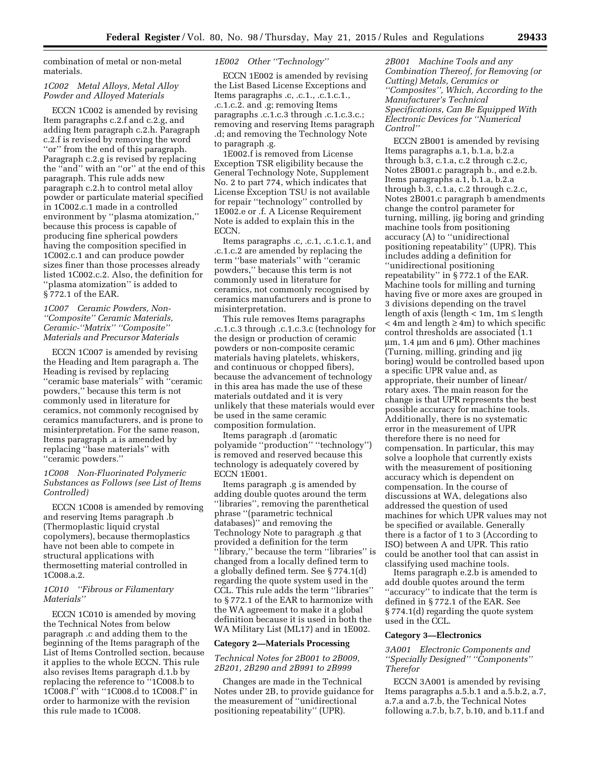combination of metal or non-metal materials.

*1C002 Metal Alloys, Metal Alloy Powder and Alloyed Materials*

ECCN 1C002 is amended by revising Item paragraphs c.2.f and c.2.g, and adding Item paragraph c.2.h. Paragraph c.2.f is revised by removing the word ''or'' from the end of this paragraph. Paragraph c.2.g is revised by replacing the ''and'' with an ''or'' at the end of this paragraph. This rule adds new paragraph c.2.h to control metal alloy powder or particulate material specified in 1C002.c.1 made in a controlled environment by ''plasma atomization,'' because this process is capable of producing fine spherical powders having the composition specified in 1C002.c.1 and can produce powder sizes finer than those processes already listed 1C002.c.2. Also, the definition for ''plasma atomization'' is added to § 772.1 of the EAR.

*1C007 Ceramic Powders, Non-''Composite'' Ceramic Materials, Ceramic-''Matrix'' ''Composite'' Materials and Precursor Materials*

ECCN 1C007 is amended by revising the Heading and Item paragraph a. The Heading is revised by replacing ''ceramic base materials'' with ''ceramic powders,'' because this term is not commonly used in literature for ceramics, not commonly recognised by ceramics manufacturers, and is prone to misinterpretation. For the same reason, Items paragraph .a is amended by replacing ''base materials'' with ''ceramic powders.''

*1C008 Non-Fluorinated Polymeric Substances as Follows (see List of Items Controlled)*

ECCN 1C008 is amended by removing and reserving Items paragraph .b (Thermoplastic liquid crystal copolymers), because thermoplastics have not been able to compete in structural applications with thermosetting material controlled in 1C008.a.2.

*1C010 ''Fibrous or Filamentary Materials''*

ECCN 1C010 is amended by moving the Technical Notes from below paragraph .c and adding them to the beginning of the Items paragraph of the List of Items Controlled section, because it applies to the whole ECCN. This rule also revises Items paragraph d.1.b by replacing the reference to ''1C008.b to 1C008.f'' with ''1C008.d to 1C008.f'' in order to harmonize with the revision this rule made to 1C008.

*1E002 Other ''Technology''*

ECCN 1E002 is amended by revising the List Based License Exceptions and Items paragraphs .c, .c.1., .c.1.c.1., .c.1.c.2. and .g; removing Items paragraphs .c.1.c.3 through .c.1.c.3.c.; removing and reserving Items paragraph .d; and removing the Technology Note to paragraph .g.

1E002.f is removed from License Exception TSR eligibility because the General Technology Note, Supplement No. 2 to part 774, which indicates that License Exception TSU is not available for repair ''technology'' controlled by 1E002.e or .f. A License Requirement Note is added to explain this in the ECCN.

Items paragraphs .c, .c.1, .c.1.c.1, and .c.1.c.2 are amended by replacing the term ''base materials'' with ''ceramic powders,'' because this term is not commonly used in literature for ceramics, not commonly recognised by ceramics manufacturers and is prone to misinterpretation.

This rule removes Items paragraphs .c.1.c.3 through .c.1.c.3.c (technology for the design or production of ceramic powders or non-composite ceramic materials having platelets, whiskers, and continuous or chopped fibers), because the advancement of technology in this area has made the use of these materials outdated and it is very unlikely that these materials would ever be used in the same ceramic composition formulation.

Items paragraph .d (aromatic polyamide ''production'' ''technology'') is removed and reserved because this technology is adequately covered by ECCN 1E001.

Items paragraph .g is amended by adding double quotes around the term ''libraries'', removing the parenthetical phrase ''(parametric technical databases)'' and removing the Technology Note to paragraph .g that provided a definition for the term ''library,'' because the term ''libraries'' is changed from a locally defined term to a globally defined term. See § 774.1(d) regarding the quote system used in the CCL. This rule adds the term ''libraries'' to § 772.1 of the EAR to harmonize with the WA agreement to make it a global definition because it is used in both the WA Military List (ML17) and in 1E002.

**Category 2—Materials Processing**

*Technical Notes for 2B001 to 2B009, 2B201, 2B290 and 2B991 to 2B999*

Changes are made in the Technical Notes under 2B, to provide guidance for the measurement of ''unidirectional positioning repeatability'' (UPR).

*2B001 Machine Tools and any Combination Thereof, for Removing (or Cutting) Metals, Ceramics or ''Composites'', Which, According to the Manufacturer's Technical Specifications, Can Be Equipped With Electronic Devices for ''Numerical Control''*

ECCN 2B001 is amended by revising Items paragraphs a.1, b.1.a, b.2.a through b.3, c.1.a, c.2 through c.2.c, Notes 2B001.c paragraph b., and e.2.b. Items paragraphs a.1, b.1.a, b.2.a through b.3, c.1.a, c.2 through c.2.c, Notes 2B001.c paragraph b amendments change the control parameter for turning, milling, jig boring and grinding machine tools from positioning accuracy (A) to ''unidirectional positioning repeatability'' (UPR). This includes adding a definition for ''unidirectional positioning repeatability'' in § 772.1 of the EAR. Machine tools for milling and turning having five or more axes are grouped in 3 divisions depending on the travel length of axis (length $< 1$m, 1m $\leq$ length $< 4$m and length $\geq 4$m) to which specific control thresholds are associated (1.1 µm, 1.4 µm and 6 µm). Other machines (Turning, milling, grinding and jig boring) would be controlled based upon a specific UPR value and, as appropriate, their number of linear/rotary axes. The main reason for the change is that UPR represents the best possible accuracy for machine tools. Additionally, there is no systematic error in the measurement of UPR therefore there is no need for compensation. In particular, this may solve a loophole that currently exists with the measurement of positioning accuracy which is dependent on compensation. In the course of discussions at WA, delegations also addressed the question of used machines for which UPR values may not be specified or available. Generally there is a factor of 1 to 3 (According to ISO) between A and UPR. This ratio could be another tool that can assist in classifying used machine tools.

Items paragraph e.2.b is amended to add double quotes around the term ''accuracy'' to indicate that the term is defined in § 772.1 of the EAR. See § 774.1(d) regarding the quote system used in the CCL.

**Category 3—Electronics**

*3A001 Electronic Components and ''Specially Designed'' ''Components'' Therefor*

ECCN 3A001 is amended by revising Items paragraphs a.5.b.1 and a.5.b.2, a.7, a.7.a and a.7.b, the Technical Notes following a.7.b, b.7, b.10, and b.11.f and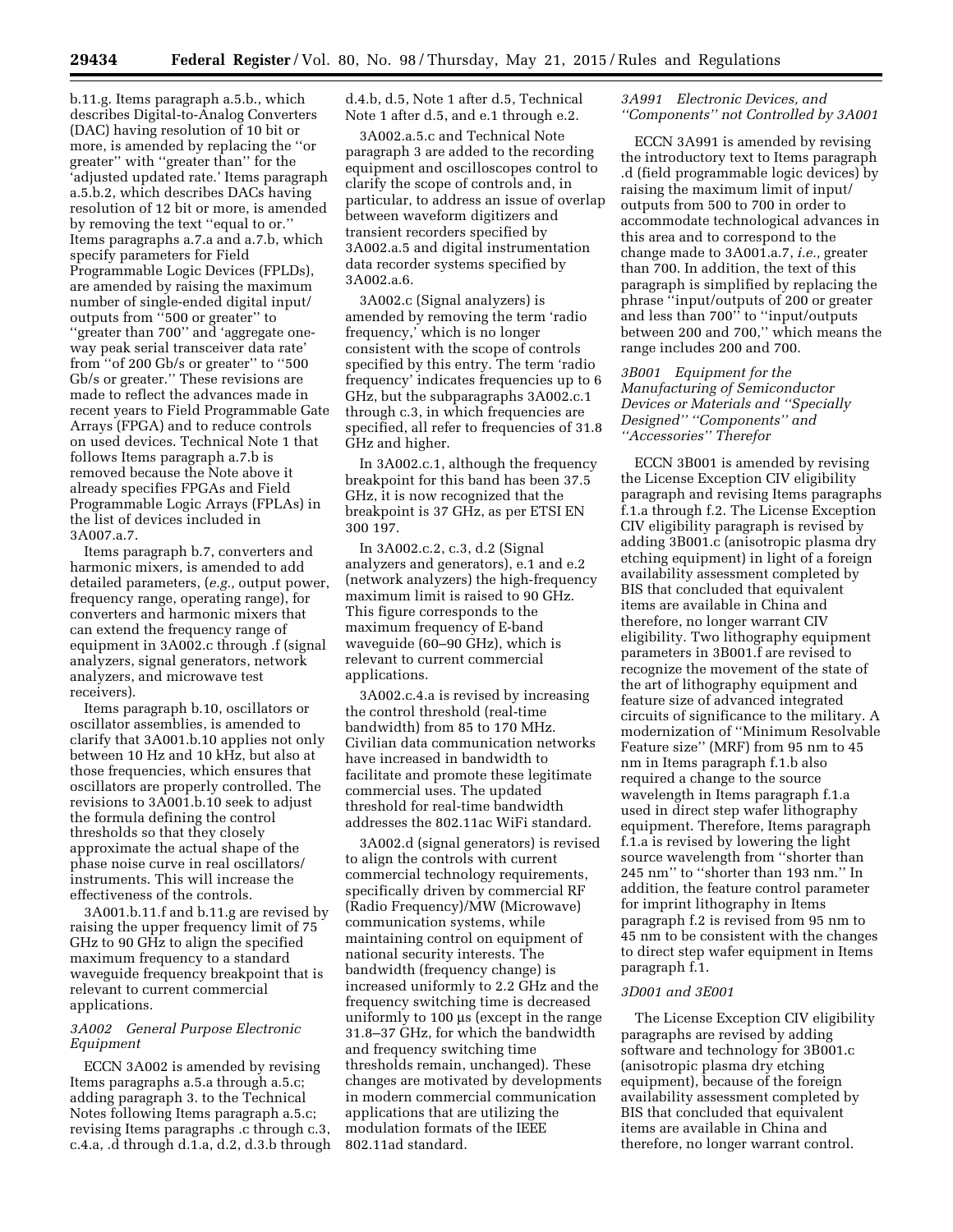b.11.g. Items paragraph a.5.b., which describes Digital-to-Analog Converters (DAC) having resolution of 10 bit or more, is amended by replacing the ''or greater'' with ''greater than'' for the 'adjusted updated rate.' Items paragraph a.5.b.2, which describes DACs having resolution of 12 bit or more, is amended by removing the text ''equal to or.'' Items paragraphs a.7.a and a.7.b, which specify parameters for Field Programmable Logic Devices (FPLDs), are amended by raising the maximum number of single-ended digital input/outputs from ''500 or greater'' to ''greater than 700'' and 'aggregate one-way peak serial transceiver data rate' from ''of 200 Gb/s or greater'' to ''500 Gb/s or greater.'' These revisions are made to reflect the advances made in recent years to Field Programmable Gate Arrays (FPGA) and to reduce controls on used devices. Technical Note 1 that follows Items paragraph a.7.b is removed because the Note above it already specifies FPGAs and Field Programmable Logic Arrays (FPLAs) in the list of devices included in 3A007.a.7.

Items paragraph b.7, converters and harmonic mixers, is amended to add detailed parameters, (*e.g.,* output power, frequency range, operating range), for converters and harmonic mixers that can extend the frequency range of equipment in 3A002.c through .f (signal analyzers, signal generators, network analyzers, and microwave test receivers).

Items paragraph b.10, oscillators or oscillator assemblies, is amended to clarify that 3A001.b.10 applies not only between 10 Hz and 10 kHz, but also at those frequencies, which ensures that oscillators are properly controlled. The revisions to 3A001.b.10 seek to adjust the formula defining the control thresholds so that they closely approximate the actual shape of the phase noise curve in real oscillators/instruments. This will increase the effectiveness of the controls.

3A001.b.11.f and b.11.g are revised by raising the upper frequency limit of 75 GHz to 90 GHz to align the specified maximum frequency to a standard waveguide frequency breakpoint that is relevant to current commercial applications.

### *3A002 General Purpose Electronic Equipment*

ECCN 3A002 is amended by revising Items paragraphs a.5.a through a.5.c; adding paragraph 3. to the Technical Notes following Items paragraph a.5.c; revising Items paragraphs .c through c.3, c.4.a, .d through d.1.a, d.2, d.3.b through d.4.b, d.5, Note 1 after d.5, Technical Note 1 after d.5, and e.1 through e.2.

3A002.a.5.c and Technical Note paragraph 3 are added to the recording equipment and oscilloscopes control to clarify the scope of controls and, in particular, to address an issue of overlap between waveform digitizers and transient recorders specified by 3A002.a.5 and digital instrumentation data recorder systems specified by 3A002.a.6.

3A002.c (Signal analyzers) is amended by removing the term 'radio frequency,' which is no longer consistent with the scope of controls specified by this entry. The term 'radio frequency' indicates frequencies up to 6 GHz, but the subparagraphs 3A002.c.1 through c.3, in which frequencies are specified, all refer to frequencies of 31.8 GHz and higher.

In 3A002.c.1, although the frequency breakpoint for this band has been 37.5 GHz, it is now recognized that the breakpoint is 37 GHz, as per ETSI EN 300 197.

In 3A002.c.2, c.3, d.2 (Signal analyzers and generators), e.1 and e.2 (network analyzers) the high-frequency maximum limit is raised to 90 GHz. This figure corresponds to the maximum frequency of E-band waveguide (60–90 GHz), which is relevant to current commercial applications.

3A002.c.4.a is revised by increasing the control threshold (real-time bandwidth) from 85 to 170 MHz. Civilian data communication networks have increased in bandwidth to facilitate and promote these legitimate commercial uses. The updated threshold for real-time bandwidth addresses the 802.11ac WiFi standard.

3A002.d (signal generators) is revised to align the controls with current commercial technology requirements, specifically driven by commercial RF (Radio Frequency)/MW (Microwave) communication systems, while maintaining control on equipment of national security interests. The bandwidth (frequency change) is increased uniformly to 2.2 GHz and the frequency switching time is decreased uniformly to 100 µs (except in the range 31.8–37 GHz, for which the bandwidth and frequency switching time thresholds remain, unchanged). These changes are motivated by developments in modern commercial communication applications that are utilizing the modulation formats of the IEEE 802.11ad standard.

### *3A991 Electronic Devices, and ''Components'' not Controlled by 3A001*

ECCN 3A991 is amended by revising the introductory text to Items paragraph .d (field programmable logic devices) by raising the maximum limit of input/outputs from 500 to 700 in order to accommodate technological advances in this area and to correspond to the change made to 3A001.a.7, *i.e.,* greater than 700. In addition, the text of this paragraph is simplified by replacing the phrase ''input/outputs of 200 or greater and less than 700'' to ''input/outputs between 200 and 700,'' which means the range includes 200 and 700.

### *3B001 Equipment for the Manufacturing of Semiconductor Devices or Materials and ''Specially Designed'' ''Components'' and ''Accessories'' Therefor*

ECCN 3B001 is amended by revising the License Exception CIV eligibility paragraph and revising Items paragraphs f.1.a through f.2. The License Exception CIV eligibility paragraph is revised by adding 3B001.c (anisotropic plasma dry etching equipment) in light of a foreign availability assessment completed by BIS that concluded that equivalent items are available in China and therefore, no longer warrant CIV eligibility. Two lithography equipment parameters in 3B001.f are revised to recognize the movement of the state of the art of lithography equipment and feature size of advanced integrated circuits of significance to the military. A modernization of ''Minimum Resolvable Feature size'' (MRF) from 95 nm to 45 nm in Items paragraph f.1.b also required a change to the source wavelength in Items paragraph f.1.a used in direct step wafer lithography equipment. Therefore, Items paragraph f.1.a is revised by lowering the light source wavelength from ''shorter than 245 nm'' to ''shorter than 193 nm.'' In addition, the feature control parameter for imprint lithography in Items paragraph f.2 is revised from 95 nm to 45 nm to be consistent with the changes to direct step wafer equipment in Items paragraph f.1.

### *3D001 and 3E001*

The License Exception CIV eligibility paragraphs are revised by adding software and technology for 3B001.c (anisotropic plasma dry etching equipment), because of the foreign availability assessment completed by BIS that concluded that equivalent items are available in China and therefore, no longer warrant control.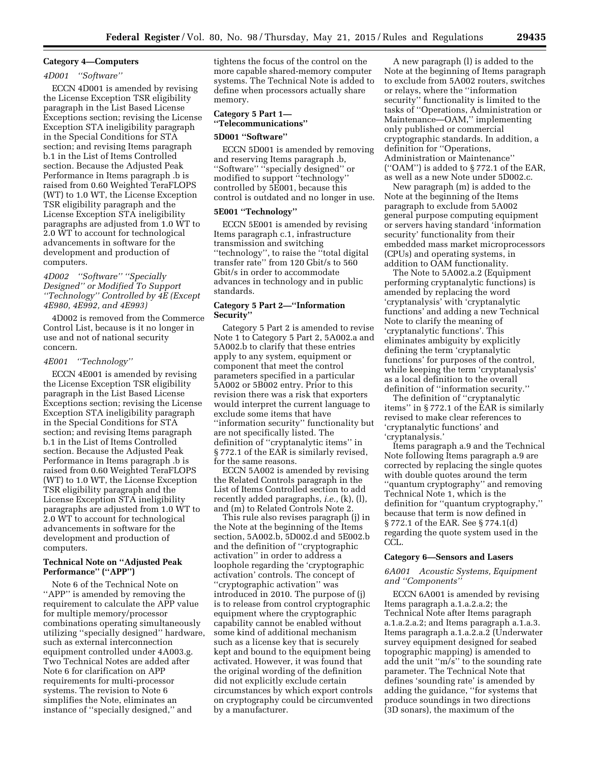### Category 4—Computers

#### *4D001 ''Software''*

ECCN 4D001 is amended by revising the License Exception TSR eligibility paragraph in the List Based License Exceptions section; revising the License Exception STA ineligibility paragraph in the Special Conditions for STA section; and revising Items paragraph b.1 in the List of Items Controlled section. Because the Adjusted Peak Performance in Items paragraph .b is raised from 0.60 Weighted TeraFLOPS (WT) to 1.0 WT, the License Exception TSR eligibility paragraph and the License Exception STA ineligibility paragraphs are adjusted from 1.0 WT to 2.0 WT to account for technological advancements in software for the development and production of computers.

#### *4D002 ''Software'' ''Specially Designed'' or Modified To Support ''Technology'' Controlled by 4E (Except 4E980, 4E992, and 4E993)*

4D002 is removed from the Commerce Control List, because is it no longer in use and not of national security concern.

#### *4E001 ''Technology''*

ECCN 4E001 is amended by revising the License Exception TSR eligibility paragraph in the List Based License Exceptions section; revising the License Exception STA ineligibility paragraph in the Special Conditions for STA section; and revising Items paragraph b.1 in the List of Items Controlled section. Because the Adjusted Peak Performance in Items paragraph .b is raised from 0.60 Weighted TeraFLOPS (WT) to 1.0 WT, the License Exception TSR eligibility paragraph and the License Exception STA ineligibility paragraphs are adjusted from 1.0 WT to 2.0 WT to account for technological advancements in software for the development and production of computers.

### Technical Note on ''Adjusted Peak Performance'' (''APP'')

Note 6 of the Technical Note on ''APP'' is amended by removing the requirement to calculate the APP value for multiple memory/processor combinations operating simultaneously utilizing ''specially designed'' hardware, such as external interconnection equipment controlled under 4A003.g. Two Technical Notes are added after Note 6 for clarification on APP requirements for multi-processor systems. The revision to Note 6 simplifies the Note, eliminates an instance of ''specially designed,'' and tightens the focus of the control on the more capable shared-memory computer systems. The Technical Note is added to define when processors actually share memory.

### Category 5 Part 1—''Telecommunications''

#### 5D001 ''Software''

ECCN 5D001 is amended by removing and reserving Items paragraph .b, ''Software'' ''specially designed'' or modified to support ''technology'' controlled by 5E001, because this control is outdated and no longer in use.

#### 5E001 ''Technology''

ECCN 5E001 is amended by revising Items paragraph c.1, infrastructure transmission and switching ''technology'', to raise the ''total digital transfer rate'' from 120 Gbit/s to 560 Gbit/s in order to accommodate advances in technology and in public standards.

### Category 5 Part 2—''Information Security''

Category 5 Part 2 is amended to revise Note 1 to Category 5 Part 2, 5A002.a and 5A002.b to clarify that these entries apply to any system, equipment or component that meet the control parameters specified in a particular 5A002 or 5B002 entry. Prior to this revision there was a risk that exporters would interpret the current language to exclude some items that have ''information security'' functionality but are not specifically listed. The definition of ''cryptanalytic items'' in § 772.1 of the EAR is similarly revised, for the same reasons.

ECCN 5A002 is amended by revising the Related Controls paragraph in the List of Items Controlled section to add recently added paragraphs, *i.e.,* (k), (l), and (m) to Related Controls Note 2.

This rule also revises paragraph (j) in the Note at the beginning of the Items section, 5A002.b, 5D002.d and 5E002.b and the definition of ''cryptographic activation'' in order to address a loophole regarding the 'cryptographic activation' controls. The concept of ''cryptographic activation'' was introduced in 2010. The purpose of (j) is to release from control cryptographic equipment where the cryptographic capability cannot be enabled without some kind of additional mechanism such as a license key that is securely kept and bound to the equipment being activated. However, it was found that the original wording of the definition did not explicitly exclude certain circumstances by which export controls on cryptography could be circumvented by a manufacturer.

A new paragraph (l) is added to the Note at the beginning of Items paragraph to exclude from 5A002 routers, switches or relays, where the ''information security'' functionality is limited to the tasks of ''Operations, Administration or Maintenance—OAM,'' implementing only published or commercial cryptographic standards. In addition, a definition for ''Operations, Administration or Maintenance'' (''OAM'') is added to § 772.1 of the EAR, as well as a new Note under 5D002.c.

New paragraph (m) is added to the Note at the beginning of the Items paragraph to exclude from 5A002 general purpose computing equipment or servers having standard 'information security' functionality from their embedded mass market microprocessors (CPUs) and operating systems, in addition to OAM functionality.

The Note to 5A002.a.2 (Equipment performing cryptanalytic functions) is amended by replacing the word 'cryptanalysis' with 'cryptanalytic functions' and adding a new Technical Note to clarify the meaning of 'cryptanalytic functions'. This eliminates ambiguity by explicitly defining the term 'cryptanalytic functions' for purposes of the control, while keeping the term 'cryptanalysis' as a local definition to the overall definition of ''information security.''

The definition of ''cryptanalytic items'' in § 772.1 of the EAR is similarly revised to make clear references to 'cryptanalytic functions' and 'cryptanalysis.'

Items paragraph a.9 and the Technical Note following Items paragraph a.9 are corrected by replacing the single quotes with double quotes around the term ''quantum cryptography'' and removing Technical Note 1, which is the definition for ''quantum cryptography,'' because that term is now defined in § 772.1 of the EAR. See § 774.1(d) regarding the quote system used in the CCL.

### Category 6—Sensors and Lasers

#### *6A001 Acoustic Systems, Equipment and ''Components''*

ECCN 6A001 is amended by revising Items paragraph a.1.a.2.a.2; the Technical Note after Items paragraph a.1.a.2.a.2; and Items paragraph a.1.a.3. Items paragraph a.1.a.2.a.2 (Underwater survey equipment designed for seabed topographic mapping) is amended to add the unit ''m/s'' to the sounding rate parameter. The Technical Note that defines 'sounding rate' is amended by adding the guidance, ''for systems that produce soundings in two directions (3D sonars), the maximum of the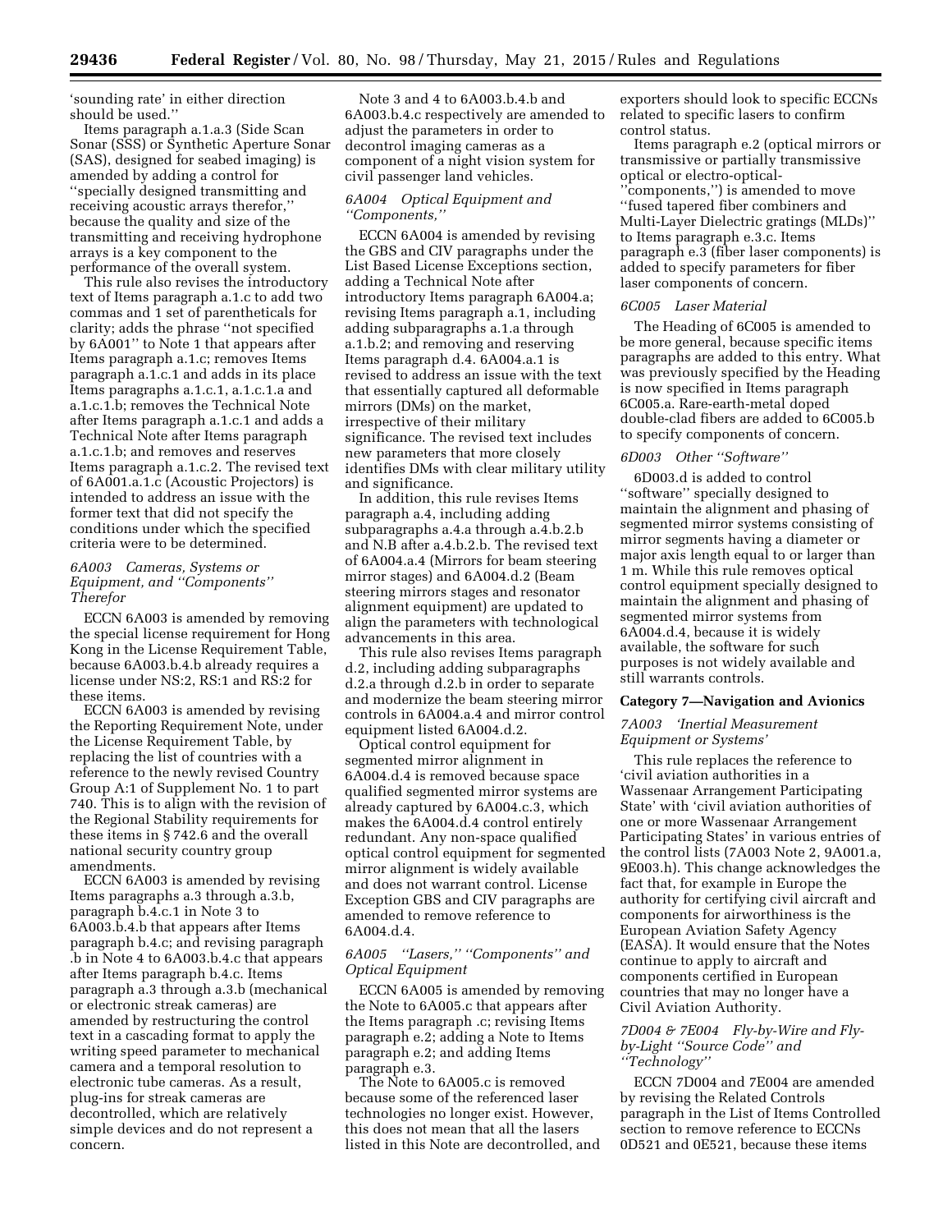'sounding rate' in either direction should be used.''

Items paragraph a.1.a.3 (Side Scan Sonar (SSS) or Synthetic Aperture Sonar (SAS), designed for seabed imaging) is amended by adding a control for ''specially designed transmitting and receiving acoustic arrays therefor,'' because the quality and size of the transmitting and receiving hydrophone arrays is a key component to the performance of the overall system.

This rule also revises the introductory text of Items paragraph a.1.c to add two commas and 1 set of parentheticals for clarity; adds the phrase ''not specified by 6A001'' to Note 1 that appears after Items paragraph a.1.c; removes Items paragraph a.1.c.1 and adds in its place Items paragraphs a.1.c.1, a.1.c.1.a and a.1.c.1.b; removes the Technical Note after Items paragraph a.1.c.1 and adds a Technical Note after Items paragraph a.1.c.1.b; and removes and reserves Items paragraph a.1.c.2. The revised text of 6A001.a.1.c (Acoustic Projectors) is intended to address an issue with the former text that did not specify the conditions under which the specified criteria were to be determined.

### *6A003 Cameras, Systems or Equipment, and ''Components'' Therefor*

ECCN 6A003 is amended by removing the special license requirement for Hong Kong in the License Requirement Table, because 6A003.b.4.b already requires a license under NS:2, RS:1 and RS:2 for these items.

ECCN 6A003 is amended by revising the Reporting Requirement Note, under the License Requirement Table, by replacing the list of countries with a reference to the newly revised Country Group A:1 of Supplement No. 1 to part 740. This is to align with the revision of the Regional Stability requirements for these items in § 742.6 and the overall national security country group amendments.

ECCN 6A003 is amended by revising Items paragraphs a.3 through a.3.b, paragraph b.4.c.1 in Note 3 to 6A003.b.4.b that appears after Items paragraph b.4.c; and revising paragraph .b in Note 4 to 6A003.b.4.c that appears after Items paragraph b.4.c. Items paragraph a.3 through a.3.b (mechanical or electronic streak cameras) are amended by restructuring the control text in a cascading format to apply the writing speed parameter to mechanical camera and a temporal resolution to electronic tube cameras. As a result, plug-ins for streak cameras are decontrolled, which are relatively simple devices and do not represent a concern.

Note 3 and 4 to 6A003.b.4.b and 6A003.b.4.c respectively are amended to adjust the parameters in order to decontrol imaging cameras as a component of a night vision system for civil passenger land vehicles.

### *6A004 Optical Equipment and ''Components,''*

ECCN 6A004 is amended by revising the GBS and CIV paragraphs under the List Based License Exceptions section, adding a Technical Note after introductory Items paragraph 6A004.a; revising Items paragraph a.1, including adding subparagraphs a.1.a through a.1.b.2; and removing and reserving Items paragraph d.4. 6A004.a.1 is revised to address an issue with the text that essentially captured all deformable mirrors (DMs) on the market, irrespective of their military significance. The revised text includes new parameters that more closely identifies DMs with clear military utility and significance.

In addition, this rule revises Items paragraph a.4, including adding subparagraphs a.4.a through a.4.b.2.b and N.B after a.4.b.2.b. The revised text of 6A004.a.4 (Mirrors for beam steering mirror stages) and 6A004.d.2 (Beam steering mirrors stages and resonator alignment equipment) are updated to align the parameters with technological advancements in this area.

This rule also revises Items paragraph d.2, including adding subparagraphs d.2.a through d.2.b in order to separate and modernize the beam steering mirror controls in 6A004.a.4 and mirror control equipment listed 6A004.d.2.

Optical control equipment for segmented mirror alignment in 6A004.d.4 is removed because space qualified segmented mirror systems are already captured by 6A004.c.3, which makes the 6A004.d.4 control entirely redundant. Any non-space qualified optical control equipment for segmented mirror alignment is widely available and does not warrant control. License Exception GBS and CIV paragraphs are amended to remove reference to 6A004.d.4.

### *6A005 ''Lasers,'' ''Components'' and Optical Equipment*

ECCN 6A005 is amended by removing the Note to 6A005.c that appears after the Items paragraph .c; revising Items paragraph e.2; adding a Note to Items paragraph e.2; and adding Items paragraph e.3.

The Note to 6A005.c is removed because some of the referenced laser technologies no longer exist. However, this does not mean that all the lasers listed in this Note are decontrolled, and exporters should look to specific ECCNs related to specific lasers to confirm control status.

Items paragraph e.2 (optical mirrors or transmissive or partially transmissive optical or electro-optical- ''components,'') is amended to move ''fused tapered fiber combiners and Multi-Layer Dielectric gratings (MLDs)'' to Items paragraph e.3.c. Items paragraph e.3 (fiber laser components) is added to specify parameters for fiber laser components of concern.

### *6C005 Laser Material*

The Heading of 6C005 is amended to be more general, because specific items paragraphs are added to this entry. What was previously specified by the Heading is now specified in Items paragraph 6C005.a. Rare-earth-metal doped double-clad fibers are added to 6C005.b to specify components of concern.

### *6D003 Other ''Software''*

6D003.d is added to control ''software'' specially designed to maintain the alignment and phasing of segmented mirror systems consisting of mirror segments having a diameter or major axis length equal to or larger than 1 m. While this rule removes optical control equipment specially designed to maintain the alignment and phasing of segmented mirror systems from 6A004.d.4, because it is widely available, the software for such purposes is not widely available and still warrants controls.

## Category 7—Navigation and Avionics

### *7A003 'Inertial Measurement Equipment or Systems'*

This rule replaces the reference to 'civil aviation authorities in a Wassenaar Arrangement Participating State' with 'civil aviation authorities of one or more Wassenaar Arrangement Participating States' in various entries of the control lists (7A003 Note 2, 9A001.a, 9E003.h). This change acknowledges the fact that, for example in Europe the authority for certifying civil aircraft and components for airworthiness is the European Aviation Safety Agency (EASA). It would ensure that the Notes continue to apply to aircraft and components certified in European countries that may no longer have a Civil Aviation Authority.

### *7D004 & 7E004 Fly-by-Wire and Fly-by-Light ''Source Code'' and ''Technology''*

ECCN 7D004 and 7E004 are amended by revising the Related Controls paragraph in the List of Items Controlled section to remove reference to ECCNs 0D521 and 0E521, because these items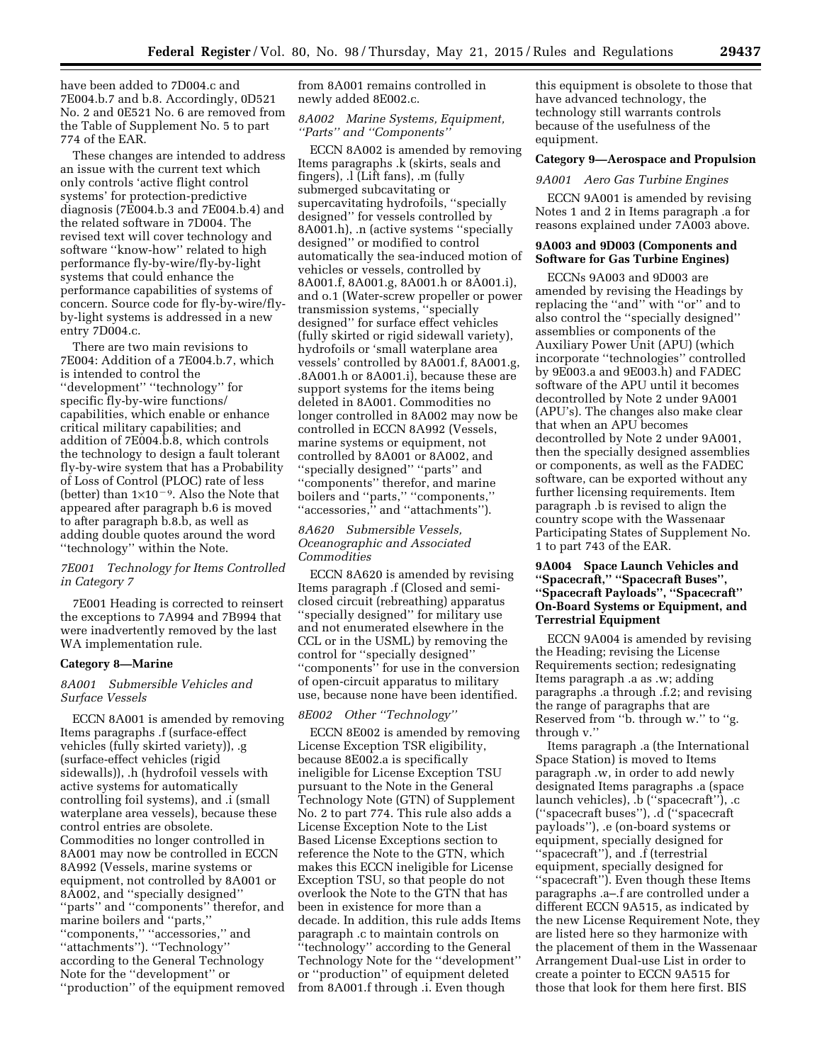have been added to 7D004.c and 7E004.b.7 and b.8. Accordingly, 0D521 No. 2 and 0E521 No. 6 are removed from the Table of Supplement No. 5 to part 774 of the EAR.

These changes are intended to address an issue with the current text which only controls 'active flight control systems' for protection-predictive diagnosis (7E004.b.3 and 7E004.b.4) and the related software in 7D004. The revised text will cover technology and software "know-how" related to high performance fly-by-wire/fly-by-light systems that could enhance the performance capabilities of systems of concern. Source code for fly-by-wire/fly-by-light systems is addressed in a new entry 7D004.c.

There are two main revisions to 7E004: Addition of a 7E004.b.7, which is intended to control the "development" "technology" for specific fly-by-wire functions/capabilities, which enable or enhance critical military capabilities; and addition of 7E004.b.8, which controls the technology to design a fault tolerant fly-by-wire system that has a Probability of Loss of Control (PLOC) rate of less (better) than $1 \times 10^{-9}$. Also the Note that appeared after paragraph b.6 is moved to after paragraph b.8.b, as well as adding double quotes around the word "technology" within the Note.

*7E001 Technology for Items Controlled in Category 7*

7E001 Heading is corrected to reinsert the exceptions to 7A994 and 7B994 that were inadvertently removed by the last WA implementation rule.

**Category 8—Marine**

*8A001 Submersible Vehicles and Surface Vessels*

ECCN 8A001 is amended by removing Items paragraphs .f (surface-effect vehicles (fully skirted variety)), .g (surface-effect vehicles (rigid sidewalls)), .h (hydrofoil vessels with active systems for automatically controlling foil systems), and .i (small waterplane area vessels), because these control entries are obsolete. Commodities no longer controlled in 8A001 may now be controlled in ECCN 8A992 (Vessels, marine systems or equipment, not controlled by 8A001 or 8A002, and "specially designed" "parts" and "components" therefor, and marine boilers and "parts," "components," "accessories," and "attachments"). "Technology" according to the General Technology Note for the "development" or "production" of the equipment removed from 8A001 remains controlled in newly added 8E002.c.

*8A002 Marine Systems, Equipment, "Parts" and "Components"*

ECCN 8A002 is amended by removing Items paragraphs .k (skirts, seals and fingers), .l (Lift fans), .m (fully submerged subcavitating or supercavitating hydrofoils, "specially designed" for vessels controlled by 8A001.h), .n (active systems "specially designed" or modified to control automatically the sea-induced motion of vehicles or vessels, controlled by 8A001.f, 8A001.g, 8A001.h or 8A001.i), and o.1 (Water-screw propeller or power transmission systems, "specially designed" for surface effect vehicles (fully skirted or rigid sidewall variety), hydrofoils or 'small waterplane area vessels' controlled by 8A001.f, 8A001.g, .8A001.h or 8A001.i), because these are support systems for the items being deleted in 8A001. Commodities no longer controlled in 8A002 may now be controlled in ECCN 8A992 (Vessels, marine systems or equipment, not controlled by 8A001 or 8A002, and "specially designed" "parts" and "components" therefor, and marine boilers and "parts," "components," "accessories," and "attachments").

*8A620 Submersible Vessels, Oceanographic and Associated Commodities*

ECCN 8A620 is amended by revising Items paragraph .f (Closed and semi-closed circuit (rebreathing) apparatus "specially designed" for military use and not enumerated elsewhere in the CCL or in the USML) by removing the control for "specially designed" "components" for use in the conversion of open-circuit apparatus to military use, because none have been identified.

*8E002 Other "Technology"*

ECCN 8E002 is amended by removing License Exception TSR eligibility, because 8E002.a is specifically ineligible for License Exception TSU pursuant to the Note in the General Technology Note (GTN) of Supplement No. 2 to part 774. This rule also adds a License Exception Note to the List Based License Exceptions section to reference the Note to the GTN, which makes this ECCN ineligible for License Exception TSU, so that people do not overlook the Note to the GTN that has been in existence for more than a decade. In addition, this rule adds Items paragraph .c to maintain controls on "technology" according to the General Technology Note for the "development" or "production" of equipment deleted from 8A001.f through .i. Even though this equipment is obsolete to those that have advanced technology, the technology still warrants controls because of the usefulness of the equipment.

**Category 9—Aerospace and Propulsion**

*9A001 Aero Gas Turbine Engines*

ECCN 9A001 is amended by revising Notes 1 and 2 in Items paragraph .a for reasons explained under 7A003 above.

**9A003 and 9D003 (Components and Software for Gas Turbine Engines)**

ECCNs 9A003 and 9D003 are amended by revising the Headings by replacing the "and" with "or" and to also control the "specially designed" assemblies or components of the Auxiliary Power Unit (APU) (which incorporate "technologies" controlled by 9E003.a and 9E003.h) and FADEC software of the APU until it becomes decontrolled by Note 2 under 9A001 (APU's). The changes also make clear that when an APU becomes decontrolled by Note 2 under 9A001, then the specially designed assemblies or components, as well as the FADEC software, can be exported without any further licensing requirements. Item paragraph .b is revised to align the country scope with the Wassenaar Participating States of Supplement No. 1 to part 743 of the EAR.

**9A004 Space Launch Vehicles and "Spacecraft," "Spacecraft Buses", "Spacecraft Payloads", "Spacecraft" On-Board Systems or Equipment, and Terrestrial Equipment**

ECCN 9A004 is amended by revising the Heading; revising the License Requirements section; redesignating Items paragraph .a as .w; adding paragraphs .a through .f.2; and revising the range of paragraphs that are Reserved from "b. through w." to "g. through v."

Items paragraph .a (the International Space Station) is moved to Items paragraph .w, in order to add newly designated Items paragraphs .a (space launch vehicles), .b ("spacecraft"), .c ("spacecraft buses"), .d ("spacecraft payloads"), .e (on-board systems or equipment, specially designed for "spacecraft"), and .f (terrestrial equipment, specially designed for "spacecraft"). Even though these Items paragraphs .a–.f are controlled under a different ECCN 9A515, as indicated by the new License Requirement Note, they are listed here so they harmonize with the placement of them in the Wassenaar Arrangement Dual-use List in order to create a pointer to ECCN 9A515 for those that look for them here first. BIS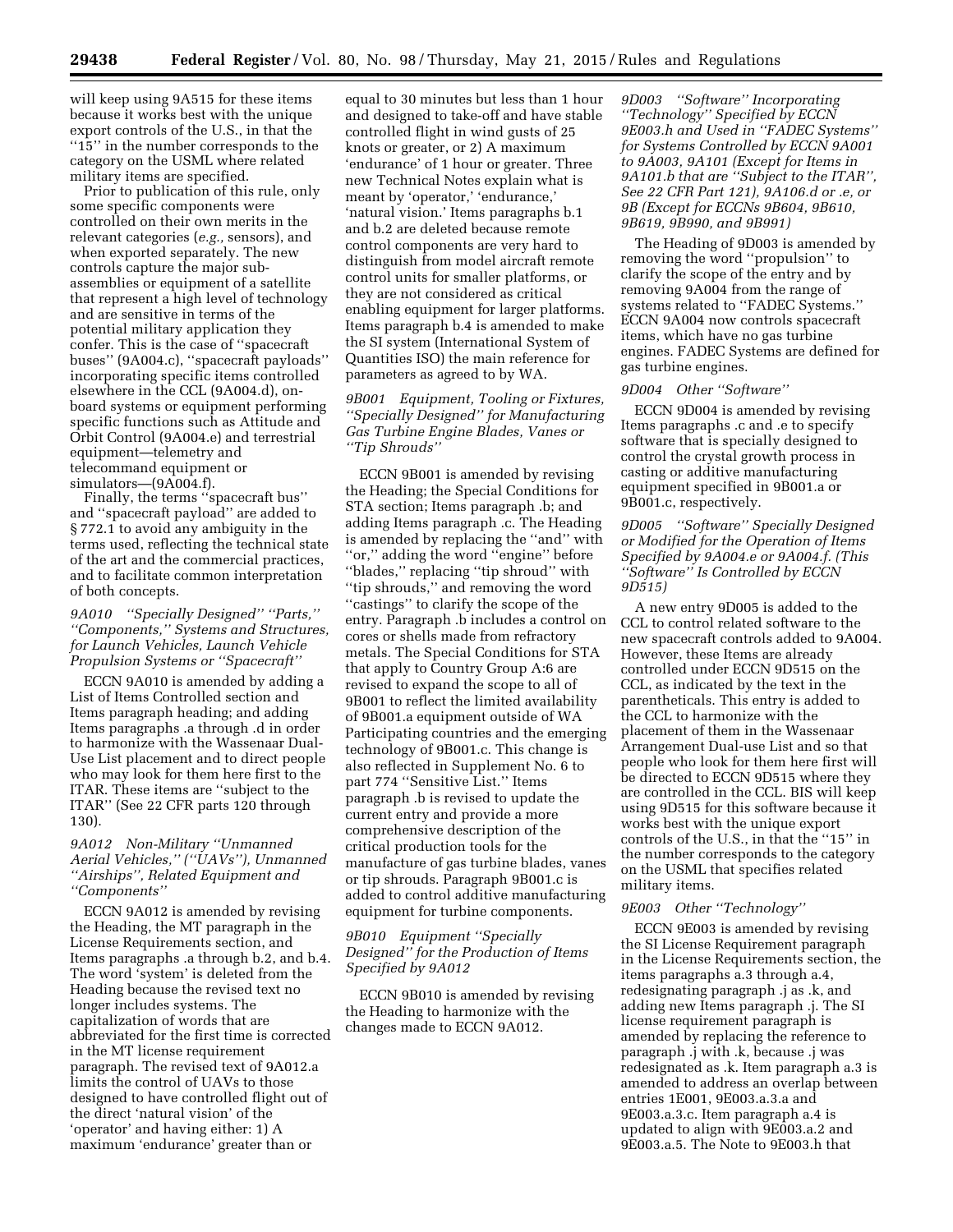will keep using 9A515 for these items because it works best with the unique export controls of the U.S., in that the ''15'' in the number corresponds to the category on the USML where related military items are specified.

Prior to publication of this rule, only some specific components were controlled on their own merits in the relevant categories (*e.g.,* sensors), and when exported separately. The new controls capture the major sub-assemblies or equipment of a satellite that represent a high level of technology and are sensitive in terms of the potential military application they confer. This is the case of ''spacecraft buses'' (9A004.c), ''spacecraft payloads'' incorporating specific items controlled elsewhere in the CCL (9A004.d), on-board systems or equipment performing specific functions such as Attitude and Orbit Control (9A004.e) and terrestrial equipment—telemetry and telecommand equipment or simulators—(9A004.f).

Finally, the terms ''spacecraft bus'' and ''spacecraft payload'' are added to § 772.1 to avoid any ambiguity in the terms used, reflecting the technical state of the art and the commercial practices, and to facilitate common interpretation of both concepts.

*9A010 ''Specially Designed'' ''Parts,'' ''Components,'' Systems and Structures, for Launch Vehicles, Launch Vehicle Propulsion Systems or ''Spacecraft''*

ECCN 9A010 is amended by adding a List of Items Controlled section and Items paragraph heading; and adding Items paragraphs .a through .d in order to harmonize with the Wassenaar Dual-Use List placement and to direct people who may look for them here first to the ITAR. These items are ''subject to the ITAR'' (See 22 CFR parts 120 through 130).

*9A012 Non-Military ''Unmanned Aerial Vehicles,'' (''UAVs''), Unmanned ''Airships'', Related Equipment and ''Components''*

ECCN 9A012 is amended by revising the Heading, the MT paragraph in the License Requirements section, and Items paragraphs .a through b.2, and b.4. The word 'system' is deleted from the Heading because the revised text no longer includes systems. The capitalization of words that are abbreviated for the first time is corrected in the MT license requirement paragraph. The revised text of 9A012.a limits the control of UAVs to those designed to have controlled flight out of the direct 'natural vision' of the 'operator' and having either: 1) A maximum 'endurance' greater than or equal to 30 minutes but less than 1 hour and designed to take-off and have stable controlled flight in wind gusts of 25 knots or greater, or 2) A maximum 'endurance' of 1 hour or greater. Three new Technical Notes explain what is meant by 'operator,' 'endurance,' 'natural vision.' Items paragraphs b.1 and b.2 are deleted because remote control components are very hard to distinguish from model aircraft remote control units for smaller platforms, or they are not considered as critical enabling equipment for larger platforms. Items paragraph b.4 is amended to make the SI system (International System of Quantities ISO) the main reference for parameters as agreed to by WA.

*9B001 Equipment, Tooling or Fixtures, ''Specially Designed'' for Manufacturing Gas Turbine Engine Blades, Vanes or ''Tip Shrouds''*

ECCN 9B001 is amended by revising the Heading; the Special Conditions for STA section; Items paragraph .b; and adding Items paragraph .c. The Heading is amended by replacing the ''and'' with ''or,'' adding the word ''engine'' before ''blades,'' replacing ''tip shroud'' with ''tip shrouds,'' and removing the word ''castings'' to clarify the scope of the entry. Paragraph .b includes a control on cores or shells made from refractory metals. The Special Conditions for STA that apply to Country Group A:6 are revised to expand the scope to all of 9B001 to reflect the limited availability of 9B001.a equipment outside of WA Participating countries and the emerging technology of 9B001.c. This change is also reflected in Supplement No. 6 to part 774 ''Sensitive List.'' Items paragraph .b is revised to update the current entry and provide a more comprehensive description of the critical production tools for the manufacture of gas turbine blades, vanes or tip shrouds. Paragraph 9B001.c is added to control additive manufacturing equipment for turbine components.

*9B010 Equipment ''Specially Designed'' for the Production of Items Specified by 9A012*

ECCN 9B010 is amended by revising the Heading to harmonize with the changes made to ECCN 9A012.

*9D003 ''Software'' Incorporating ''Technology'' Specified by ECCN 9E003.h and Used in ''FADEC Systems'' for Systems Controlled by ECCN 9A001 to 9A003, 9A101 (Except for Items in 9A101.b that are ''Subject to the ITAR'', See 22 CFR Part 121), 9A106.d or .e, or 9B (Except for ECCNs 9B604, 9B610, 9B619, 9B990, and 9B991)*

The Heading of 9D003 is amended by removing the word ''propulsion'' to clarify the scope of the entry and by removing 9A004 from the range of systems related to ''FADEC Systems.'' ECCN 9A004 now controls spacecraft items, which have no gas turbine engines. FADEC Systems are defined for gas turbine engines.

*9D004 Other ''Software''*

ECCN 9D004 is amended by revising Items paragraphs .c and .e to specify software that is specially designed to control the crystal growth process in casting or additive manufacturing equipment specified in 9B001.a or 9B001.c, respectively.

*9D005 ''Software'' Specially Designed or Modified for the Operation of Items Specified by 9A004.e or 9A004.f. (This ''Software'' Is Controlled by ECCN 9D515)*

A new entry 9D005 is added to the CCL to control related software to the new spacecraft controls added to 9A004. However, these Items are already controlled under ECCN 9D515 on the CCL, as indicated by the text in the parentheticals. This entry is added to the CCL to harmonize with the placement of them in the Wassenaar Arrangement Dual-use List and so that people who look for them here first will be directed to ECCN 9D515 where they are controlled in the CCL. BIS will keep using 9D515 for this software because it works best with the unique export controls of the U.S., in that the ''15'' in the number corresponds to the category on the USML that specifies related military items.

*9E003 Other ''Technology''*

ECCN 9E003 is amended by revising the SI License Requirement paragraph in the License Requirements section, the items paragraphs a.3 through a.4, redesignating paragraph .j as .k, and adding new Items paragraph .j. The SI license requirement paragraph is amended by replacing the reference to paragraph .j with .k, because .j was redesignated as .k. Item paragraph a.3 is amended to address an overlap between entries 1E001, 9E003.a.3.a and 9E003.a.3.c. Item paragraph a.4 is updated to align with 9E003.a.2 and 9E003.a.5. The Note to 9E003.h that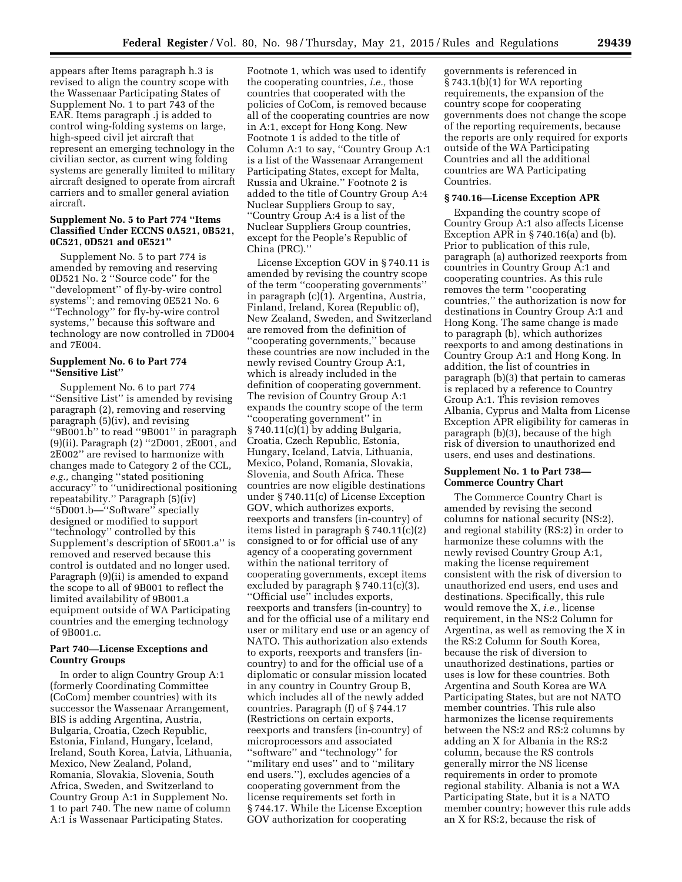appears after Items paragraph h.3 is revised to align the country scope with the Wassenaar Participating States of Supplement No. 1 to part 743 of the EAR. Items paragraph .j is added to control wing-folding systems on large, high-speed civil jet aircraft that represent an emerging technology in the civilian sector, as current wing folding systems are generally limited to military aircraft designed to operate from aircraft carriers and to smaller general aviation aircraft.

### Supplement No. 5 to Part 774 "Items Classified Under ECCNS 0A521, 0B521, 0C521, 0D521 and 0E521"

Supplement No. 5 to part 774 is amended by removing and reserving 0D521 No. 2 "Source code" for the "development" of fly-by-wire control systems"; and removing 0E521 No. 6 "Technology" for fly-by-wire control systems," because this software and technology are now controlled in 7D004 and 7E004.

### Supplement No. 6 to Part 774 "Sensitive List"

Supplement No. 6 to part 774 "Sensitive List" is amended by revising paragraph (2), removing and reserving paragraph (5)(iv), and revising "9B001.b" to read "9B001" in paragraph (9)(ii). Paragraph (2) "2D001, 2E001, and 2E002" are revised to harmonize with changes made to Category 2 of the CCL, *e.g.,* changing "stated positioning accuracy" to "unidirectional positioning repeatability." Paragraph (5)(iv) "5D001.b—"Software" specially designed or modified to support "technology" controlled by this Supplement's description of 5E001.a" is removed and reserved because this control is outdated and no longer used. Paragraph (9)(ii) is amended to expand the scope to all of 9B001 to reflect the limited availability of 9B001.a equipment outside of WA Participating countries and the emerging technology of 9B001.c.

### Part 740—License Exceptions and Country Groups

In order to align Country Group A:1 (formerly Coordinating Committee (CoCom) member countries) with its successor the Wassenaar Arrangement, BIS is adding Argentina, Austria, Bulgaria, Croatia, Czech Republic, Estonia, Finland, Hungary, Iceland, Ireland, South Korea, Latvia, Lithuania, Mexico, New Zealand, Poland, Romania, Slovakia, Slovenia, South Africa, Sweden, and Switzerland to Country Group A:1 in Supplement No. 1 to part 740. The new name of column A:1 is Wassenaar Participating States. Footnote 1, which was used to identify the cooperating countries, *i.e.,* those countries that cooperated with the policies of CoCom, is removed because all of the cooperating countries are now in A:1, except for Hong Kong. New Footnote 1 is added to the title of Column A:1 to say, "Country Group A:1 is a list of the Wassenaar Arrangement Participating States, except for Malta, Russia and Ukraine." Footnote 2 is added to the title of Country Group A:4 Nuclear Suppliers Group to say, "Country Group A:4 is a list of the Nuclear Suppliers Group countries, except for the People's Republic of China (PRC)."

License Exception GOV in § 740.11 is amended by revising the country scope of the term "cooperating governments" in paragraph (c)(1). Argentina, Austria, Finland, Ireland, Korea (Republic of), New Zealand, Sweden, and Switzerland are removed from the definition of "cooperating governments," because these countries are now included in the newly revised Country Group A:1, which is already included in the definition of cooperating government. The revision of Country Group A:1 expands the country scope of the term "cooperating government" in § 740.11(c)(1) by adding Bulgaria, Croatia, Czech Republic, Estonia, Hungary, Iceland, Latvia, Lithuania, Mexico, Poland, Romania, Slovakia, Slovenia, and South Africa. These countries are now eligible destinations under § 740.11(c) of License Exception GOV, which authorizes exports, reexports and transfers (in-country) of items listed in paragraph § 740.11(c)(2) consigned to or for official use of any agency of a cooperating government within the national territory of cooperating governments, except items excluded by paragraph § 740.11(c)(3). "Official use" includes exports, reexports and transfers (in-country) to and for the official use of a military end user or military end use or an agency of NATO. This authorization also extends to exports, reexports and transfers (in-country) to and for the official use of a diplomatic or consular mission located in any country in Country Group B, which includes all of the newly added countries. Paragraph (f) of § 744.17 (Restrictions on certain exports, reexports and transfers (in-country) of microprocessors and associated "software" and "technology" for "military end uses" and to "military end users."), excludes agencies of a cooperating government from the license requirements set forth in § 744.17. While the License Exception GOV authorization for cooperating governments is referenced in § 743.1(b)(1) for WA reporting requirements, the expansion of the country scope for cooperating governments does not change the scope of the reporting requirements, because the reports are only required for exports outside of the WA Participating Countries and all the additional countries are WA Participating Countries.

### § 740.16—License Exception APR

Expanding the country scope of Country Group A:1 also affects License Exception APR in § 740.16(a) and (b). Prior to publication of this rule, paragraph (a) authorized reexports from countries in Country Group A:1 and cooperating countries. As this rule removes the term "cooperating countries," the authorization is now for destinations in Country Group A:1 and Hong Kong. The same change is made to paragraph (b), which authorizes reexports to and among destinations in Country Group A:1 and Hong Kong. In addition, the list of countries in paragraph (b)(3) that pertain to cameras is replaced by a reference to Country Group A:1. This revision removes Albania, Cyprus and Malta from License Exception APR eligibility for cameras in paragraph (b)(3), because of the high risk of diversion to unauthorized end users, end uses and destinations.

### Supplement No. 1 to Part 738—Commerce Country Chart

The Commerce Country Chart is amended by revising the second columns for national security (NS:2), and regional stability (RS:2) in order to harmonize these columns with the newly revised Country Group A:1, making the license requirement consistent with the risk of diversion to unauthorized end users, end uses and destinations. Specifically, this rule would remove the X, *i.e.,* license requirement, in the NS:2 Column for Argentina, as well as removing the X in the RS:2 Column for South Korea, because the risk of diversion to unauthorized destinations, parties or uses is low for these countries. Both Argentina and South Korea are WA Participating States, but are not NATO member countries. This rule also harmonizes the license requirements between the NS:2 and RS:2 columns by adding an X for Albania in the RS:2 column, because the RS controls generally mirror the NS license requirements in order to promote regional stability. Albania is not a WA Participating State, but it is a NATO member country; however this rule adds an X for RS:2, because the risk of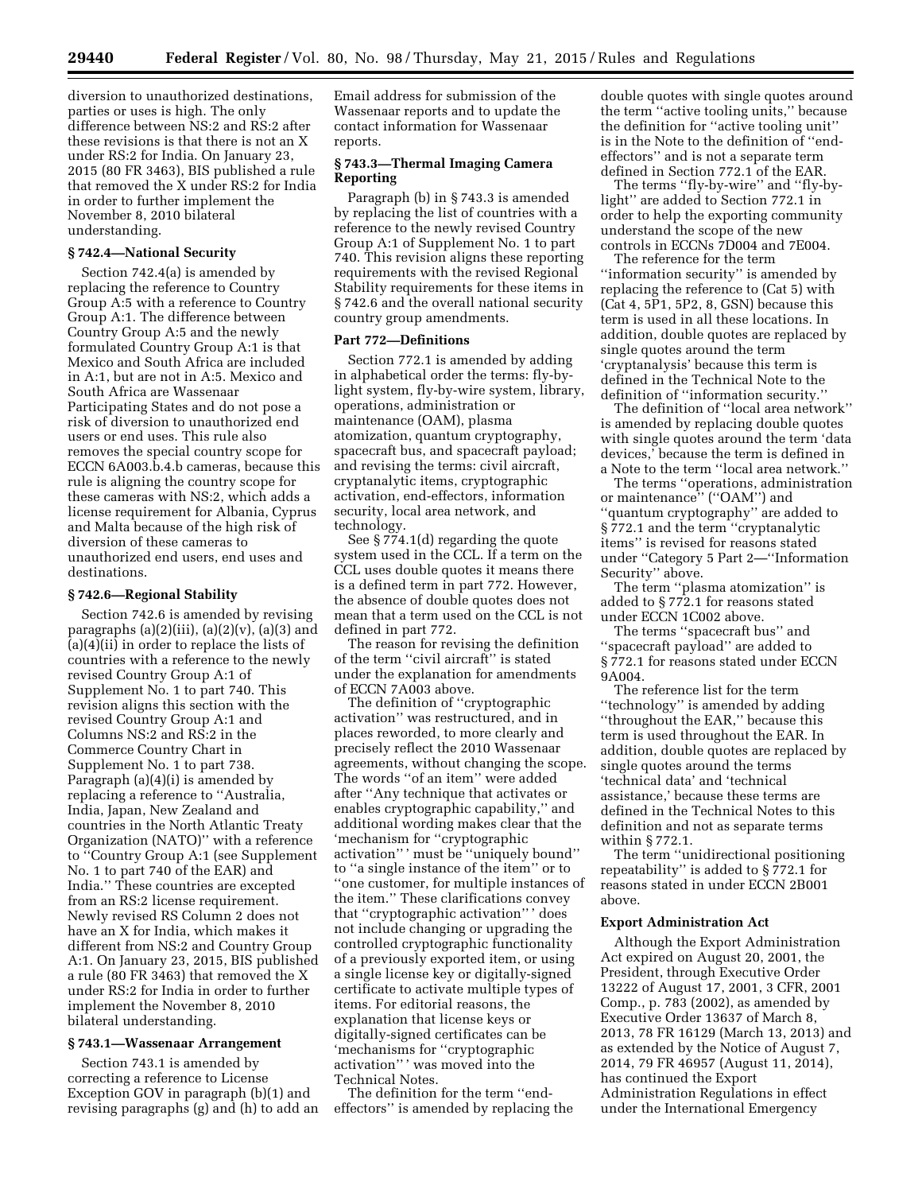diversion to unauthorized destinations, parties or uses is high. The only difference between NS:2 and RS:2 after these revisions is that there is not an X under RS:2 for India. On January 23, 2015 (80 FR 3463), BIS published a rule that removed the X under RS:2 for India in order to further implement the November 8, 2010 bilateral understanding.

### § 742.4—National Security

Section 742.4(a) is amended by replacing the reference to Country Group A:5 with a reference to Country Group A:1. The difference between Country Group A:5 and the newly formulated Country Group A:1 is that Mexico and South Africa are included in A:1, but are not in A:5. Mexico and South Africa are Wassenaar Participating States and do not pose a risk of diversion to unauthorized end users or end uses. This rule also removes the special country scope for ECCN 6A003.b.4.b cameras, because this rule is aligning the country scope for these cameras with NS:2, which adds a license requirement for Albania, Cyprus and Malta because of the high risk of diversion of these cameras to unauthorized end users, end uses and destinations.

### § 742.6—Regional Stability

Section 742.6 is amended by revising paragraphs (a)(2)(iii), (a)(2)(v), (a)(3) and (a)(4)(ii) in order to replace the lists of countries with a reference to the newly revised Country Group A:1 of Supplement No. 1 to part 740. This revision aligns this section with the revised Country Group A:1 and Columns NS:2 and RS:2 in the Commerce Country Chart in Supplement No. 1 to part 738. Paragraph (a)(4)(i) is amended by replacing a reference to ''Australia, India, Japan, New Zealand and countries in the North Atlantic Treaty Organization (NATO)'' with a reference to ''Country Group A:1 (see Supplement No. 1 to part 740 of the EAR) and India.'' These countries are excepted from an RS:2 license requirement. Newly revised RS Column 2 does not have an X for India, which makes it different from NS:2 and Country Group A:1. On January 23, 2015, BIS published a rule (80 FR 3463) that removed the X under RS:2 for India in order to further implement the November 8, 2010 bilateral understanding.

### § 743.1—Wassenaar Arrangement

Section 743.1 is amended by correcting a reference to License Exception GOV in paragraph (b)(1) and revising paragraphs (g) and (h) to add an Email address for submission of the Wassenaar reports and to update the contact information for Wassenaar reports.

### § 743.3—Thermal Imaging Camera Reporting

Paragraph (b) in § 743.3 is amended by replacing the list of countries with a reference to the newly revised Country Group A:1 of Supplement No. 1 to part 740. This revision aligns these reporting requirements with the revised Regional Stability requirements for these items in § 742.6 and the overall national security country group amendments.

### Part 772—Definitions

Section 772.1 is amended by adding in alphabetical order the terms: fly-by-light system, fly-by-wire system, library, operations, administration or maintenance (OAM), plasma atomization, quantum cryptography, spacecraft bus, and spacecraft payload; and revising the terms: civil aircraft, cryptanalytic items, cryptographic activation, end-effectors, information security, local area network, and technology.

See § 774.1(d) regarding the quote system used in the CCL. If a term on the CCL uses double quotes it means there is a defined term in part 772. However, the absence of double quotes does not mean that a term used on the CCL is not defined in part 772.

The reason for revising the definition of the term ''civil aircraft'' is stated under the explanation for amendments of ECCN 7A003 above.

The definition of ''cryptographic activation'' was restructured, and in places reworded, to more clearly and precisely reflect the 2010 Wassenaar agreements, without changing the scope. The words ''of an item'' were added after ''Any technique that activates or enables cryptographic capability,'' and additional wording makes clear that the 'mechanism for ''cryptographic activation'' ' must be ''uniquely bound'' to ''a single instance of the item'' or to ''one customer, for multiple instances of the item.'' These clarifications convey that ''cryptographic activation'' ' does not include changing or upgrading the controlled cryptographic functionality of a previously exported item, or using a single license key or digitally-signed certificate to activate multiple types of items. For editorial reasons, the explanation that license keys or digitally-signed certificates can be 'mechanisms for ''cryptographic activation'' ' was moved into the Technical Notes.

The definition for the term ''end-effectors'' is amended by replacing the double quotes with single quotes around the term ''active tooling units,'' because the definition for ''active tooling unit'' is in the Note to the definition of ''end-effectors'' and is not a separate term defined in Section 772.1 of the EAR.

The terms ''fly-by-wire'' and ''fly-by-light'' are added to Section 772.1 in order to help the exporting community understand the scope of the new controls in ECCNs 7D004 and 7E004.

The reference for the term ''information security'' is amended by replacing the reference to (Cat 5) with (Cat 4, 5P1, 5P2, 8, GSN) because this term is used in all these locations. In addition, double quotes are replaced by single quotes around the term 'cryptanalysis' because this term is defined in the Technical Note to the definition of ''information security.''

The definition of ''local area network'' is amended by replacing double quotes with single quotes around the term 'data devices,' because the term is defined in a Note to the term ''local area network.''

The terms ''operations, administration or maintenance'' (''OAM'') and ''quantum cryptography'' are added to § 772.1 and the term ''cryptanalytic items'' is revised for reasons stated under ''Category 5 Part 2—''Information Security'' above.

The term ''plasma atomization'' is added to § 772.1 for reasons stated under ECCN 1C002 above.

The terms ''spacecraft bus'' and ''spacecraft payload'' are added to § 772.1 for reasons stated under ECCN 9A004.

The reference list for the term ''technology'' is amended by adding ''throughout the EAR,'' because this term is used throughout the EAR. In addition, double quotes are replaced by single quotes around the terms 'technical data' and 'technical assistance,' because these terms are defined in the Technical Notes to this definition and not as separate terms within § 772.1.

The term ''unidirectional positioning repeatability'' is added to § 772.1 for reasons stated in under ECCN 2B001 above.

### Export Administration Act

Although the Export Administration Act expired on August 20, 2001, the President, through Executive Order 13222 of August 17, 2001, 3 CFR, 2001 Comp., p. 783 (2002), as amended by Executive Order 13637 of March 8, 2013, 78 FR 16129 (March 13, 2013) and as extended by the Notice of August 7, 2014, 79 FR 46957 (August 11, 2014), has continued the Export Administration Regulations in effect under the International Emergency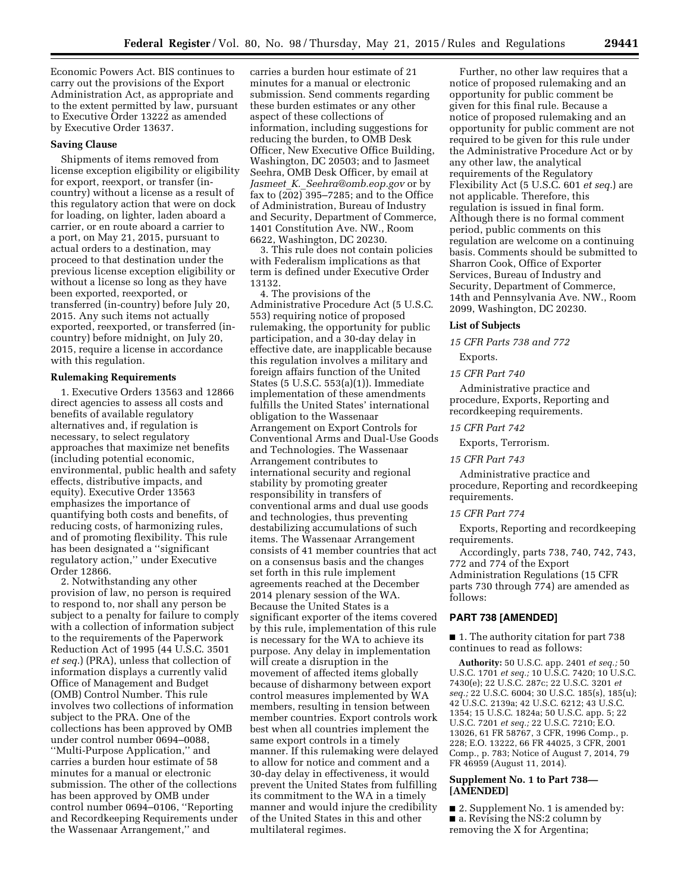Economic Powers Act. BIS continues to carry out the provisions of the Export Administration Act, as appropriate and to the extent permitted by law, pursuant to Executive Order 13222 as amended by Executive Order 13637.

**Saving Clause**

Shipments of items removed from license exception eligibility or eligibility for export, reexport, or transfer (in-country) without a license as a result of this regulatory action that were on dock for loading, on lighter, laden aboard a carrier, or en route aboard a carrier to a port, on May 21, 2015, pursuant to actual orders to a destination, may proceed to that destination under the previous license exception eligibility or without a license so long as they have been exported, reexported, or transferred (in-country) before July 20, 2015. Any such items not actually exported, reexported, or transferred (in-country) before midnight, on July 20, 2015, require a license in accordance with this regulation.

**Rulemaking Requirements**

1. Executive Orders 13563 and 12866 direct agencies to assess all costs and benefits of available regulatory alternatives and, if regulation is necessary, to select regulatory approaches that maximize net benefits (including potential economic, environmental, public health and safety effects, distributive impacts, and equity). Executive Order 13563 emphasizes the importance of quantifying both costs and benefits, of reducing costs, of harmonizing rules, and of promoting flexibility. This rule has been designated a ''significant regulatory action,'' under Executive Order 12866.

2. Notwithstanding any other provision of law, no person is required to respond to, nor shall any person be subject to a penalty for failure to comply with a collection of information subject to the requirements of the Paperwork Reduction Act of 1995 (44 U.S.C. 3501 *et seq.*) (PRA), unless that collection of information displays a currently valid Office of Management and Budget (OMB) Control Number. This rule involves two collections of information subject to the PRA. One of the collections has been approved by OMB under control number 0694–0088, ''Multi-Purpose Application,'' and carries a burden hour estimate of 58 minutes for a manual or electronic submission. The other of the collections has been approved by OMB under control number 0694–0106, ''Reporting and Recordkeeping Requirements under the Wassenaar Arrangement,'' and carries a burden hour estimate of 21 minutes for a manual or electronic submission. Send comments regarding these burden estimates or any other aspect of these collections of information, including suggestions for reducing the burden, to OMB Desk Officer, New Executive Office Building, Washington, DC 20503; and to Jasmeet Seehra, OMB Desk Officer, by email at *Jasmeet_K._Seehra@omb.eop.gov* or by fax to (202) 395–7285; and to the Office of Administration, Bureau of Industry and Security, Department of Commerce, 1401 Constitution Ave. NW., Room 6622, Washington, DC 20230.

3. This rule does not contain policies with Federalism implications as that term is defined under Executive Order 13132.

4. The provisions of the Administrative Procedure Act (5 U.S.C. 553) requiring notice of proposed rulemaking, the opportunity for public participation, and a 30-day delay in effective date, are inapplicable because this regulation involves a military and foreign affairs function of the United States (5 U.S.C. 553(a)(1)). Immediate implementation of these amendments fulfills the United States' international obligation to the Wassenaar Arrangement on Export Controls for Conventional Arms and Dual-Use Goods and Technologies. The Wassenaar Arrangement contributes to international security and regional stability by promoting greater responsibility in transfers of conventional arms and dual use goods and technologies, thus preventing destabilizing accumulations of such items. The Wassenaar Arrangement consists of 41 member countries that act on a consensus basis and the changes set forth in this rule implement agreements reached at the December 2014 plenary session of the WA. Because the United States is a significant exporter of the items covered by this rule, implementation of this rule is necessary for the WA to achieve its purpose. Any delay in implementation will create a disruption in the movement of affected items globally because of disharmony between export control measures implemented by WA members, resulting in tension between member countries. Export controls work best when all countries implement the same export controls in a timely manner. If this rulemaking were delayed to allow for notice and comment and a 30-day delay in effectiveness, it would prevent the United States from fulfilling its commitment to the WA in a timely manner and would injure the credibility of the United States in this and other multilateral regimes.

Further, no other law requires that a notice of proposed rulemaking and an opportunity for public comment be given for this final rule. Because a notice of proposed rulemaking and an opportunity for public comment are not required to be given for this rule under the Administrative Procedure Act or by any other law, the analytical requirements of the Regulatory Flexibility Act (5 U.S.C. 601 *et seq.*) are not applicable. Therefore, this regulation is issued in final form. Although there is no formal comment period, public comments on this regulation are welcome on a continuing basis. Comments should be submitted to Sharron Cook, Office of Exporter Services, Bureau of Industry and Security, Department of Commerce, 14th and Pennsylvania Ave. NW., Room 2099, Washington, DC 20230.

**List of Subjects**

*15 CFR Parts 738 and 772*

Exports.

*15 CFR Part 740*

Administrative practice and procedure, Exports, Reporting and recordkeeping requirements.

*15 CFR Part 742*

Exports, Terrorism.

*15 CFR Part 743*

Administrative practice and procedure, Reporting and recordkeeping requirements.

*15 CFR Part 774*

Exports, Reporting and recordkeeping requirements.

Accordingly, parts 738, 740, 742, 743, 772 and 774 of the Export Administration Regulations (15 CFR parts 730 through 774) are amended as follows:

## PART 738 [AMENDED]

■ 1. The authority citation for part 738 continues to read as follows:

**Authority:** 50 U.S.C. app. 2401 *et seq.;* 50 U.S.C. 1701 *et seq.;* 10 U.S.C. 7420; 10 U.S.C. 7430(e); 22 U.S.C. 287c; 22 U.S.C. 3201 *et seq.;* 22 U.S.C. 6004; 30 U.S.C. 185(s), 185(u); 42 U.S.C. 2139a; 42 U.S.C. 6212; 43 U.S.C. 1354; 15 U.S.C. 1824a; 50 U.S.C. app. 5; 22 U.S.C. 7201 *et seq.;* 22 U.S.C. 7210; E.O. 13026, 61 FR 58767, 3 CFR, 1996 Comp., p. 228; E.O. 13222, 66 FR 44025, 3 CFR, 2001 Comp., p. 783; Notice of August 7, 2014, 79 FR 46959 (August 11, 2014).

**Supplement No. 1 to Part 738—[AMENDED]**

■ 2. Supplement No. 1 is amended by:

■ a. Revising the NS:2 column by removing the X for Argentina;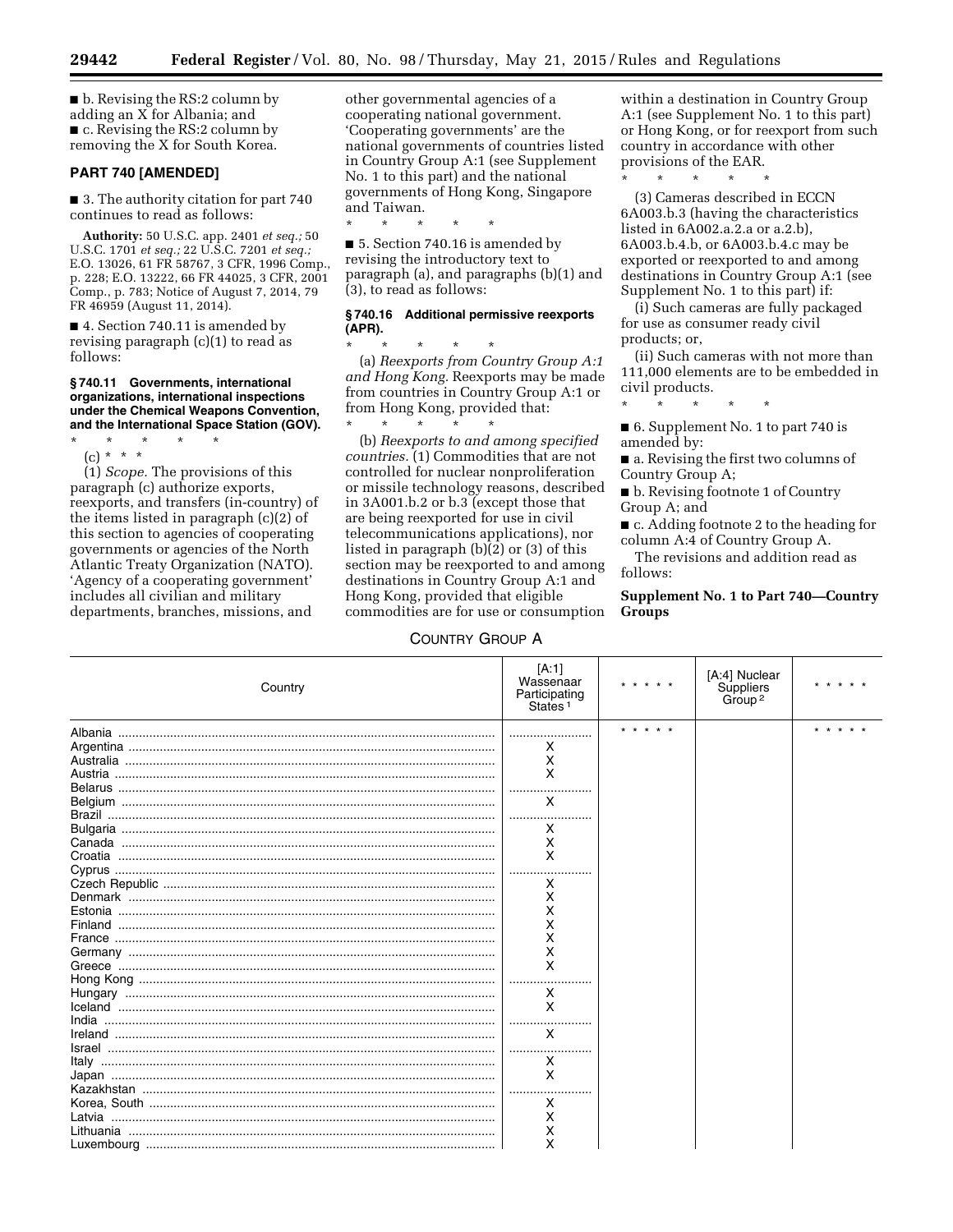■ b. Revising the RS:2 column by adding an X for Albania; and

■ c. Revising the RS:2 column by removing the X for South Korea.

## PART 740 [AMENDED]

■ 3. The authority citation for part 740 continues to read as follows:

**Authority:** 50 U.S.C. app. 2401 *et seq.;* 50 U.S.C. 1701 *et seq.;* 22 U.S.C. 7201 *et seq.;* E.O. 13026, 61 FR 58767, 3 CFR, 1996 Comp., p. 228; E.O. 13222, 66 FR 44025, 3 CFR, 2001 Comp., p. 783; Notice of August 7, 2014, 79 FR 46959 (August 11, 2014).

■ 4. Section 740.11 is amended by revising paragraph (c)(1) to read as follows:

### § 740.11 Governments, international organizations, international inspections under the Chemical Weapons Convention, and the International Space Station (GOV).

\* \* \* \* \*

(c) \* \* \*

(1) *Scope.* The provisions of this paragraph (c) authorize exports, reexports, and transfers (in-country) of the items listed in paragraph (c)(2) of this section to agencies of cooperating governments or agencies of the North Atlantic Treaty Organization (NATO). 'Agency of a cooperating government' includes all civilian and military departments, branches, missions, and other governmental agencies of a cooperating national government. 'Cooperating governments' are the national governments of countries listed in Country Group A:1 (see Supplement No. 1 to this part) and the national governments of Hong Kong, Singapore and Taiwan.

\* \* \* \* \*

■ 5. Section 740.16 is amended by revising the introductory text to paragraph (a), and paragraphs (b)(1) and (3), to read as follows:

### § 740.16 Additional permissive reexports (APR).

\* \* \* \* \*

(a) *Reexports from Country Group A:1 and Hong Kong.* Reexports may be made from countries in Country Group A:1 or from Hong Kong, provided that:

\* \* \* \* \*

(b) *Reexports to and among specified countries.* (1) Commodities that are not controlled for nuclear nonproliferation or missile technology reasons, described in 3A001.b.2 or b.3 (except those that are being reexported for use in civil telecommunications applications), nor listed in paragraph (b)(2) or (3) of this section may be reexported to and among destinations in Country Group A:1 and Hong Kong, provided that eligible commodities are for use or consumption within a destination in Country Group A:1 (see Supplement No. 1 to this part) or Hong Kong, or for reexport from such country in accordance with other provisions of the EAR.

\* \* \* \* \*

(3) Cameras described in ECCN 6A003.b.3 (having the characteristics listed in 6A002.a.2.a or a.2.b), 6A003.b.4.b, or 6A003.b.4.c may be exported or reexported to and among destinations in Country Group A:1 (see Supplement No. 1 to this part) if:

(i) Such cameras are fully packaged for use as consumer ready civil products; or,

(ii) Such cameras with not more than 111,000 elements are to be embedded in civil products.

\* \* \* \* \*

■ 6. Supplement No. 1 to part 740 is amended by:

■ a. Revising the first two columns of Country Group A;

■ b. Revising footnote 1 of Country Group A; and

■ c. Adding footnote 2 to the heading for column A:4 of Country Group A.

The revisions and addition read as follows:

**Supplement No. 1 to Part 740—Country Groups**

COUNTRY GROUP A

| Country | [A:1] Wassenaar Participating States [1] | \* \* \* \* \* | [A:4] Nuclear Suppliers Group [2] | \* \* \* \* \* |
|---|---|---|---|---|
| Albania | ........................ | \* \* \* \* \* | | \* \* \* \* \* |
| Argentina | X | | | |
| Australia | X | | | |
| Austria | X | | | |
| Belarus | ........................ | | | |
| Belgium | X | | | |
| Brazil | ........................ | | | |
| Bulgaria | X | | | |
| Canada | X | | | |
| Croatia | X | | | |
| Cyprus | ........................ | | | |
| Czech Republic | X | | | |
| Denmark | X | | | |
| Estonia | X | | | |
| Finland | X | | | |
| France | X | | | |
| Germany | X | | | |
| Greece | X | | | |
| Hong Kong | ........................ | | | |
| Hungary | X | | | |
| Iceland | X | | | |
| India | ........................ | | | |
| Ireland | X | | | |
| Israel | ........................ | | | |
| Italy | X | | | |
| Japan | X | | | |
| Kazakhstan | ........................ | | | |
| Korea, South | X | | | |
| Latvia | X | | | |
| Lithuania | X | | | |
| Luxembourg | X | | | |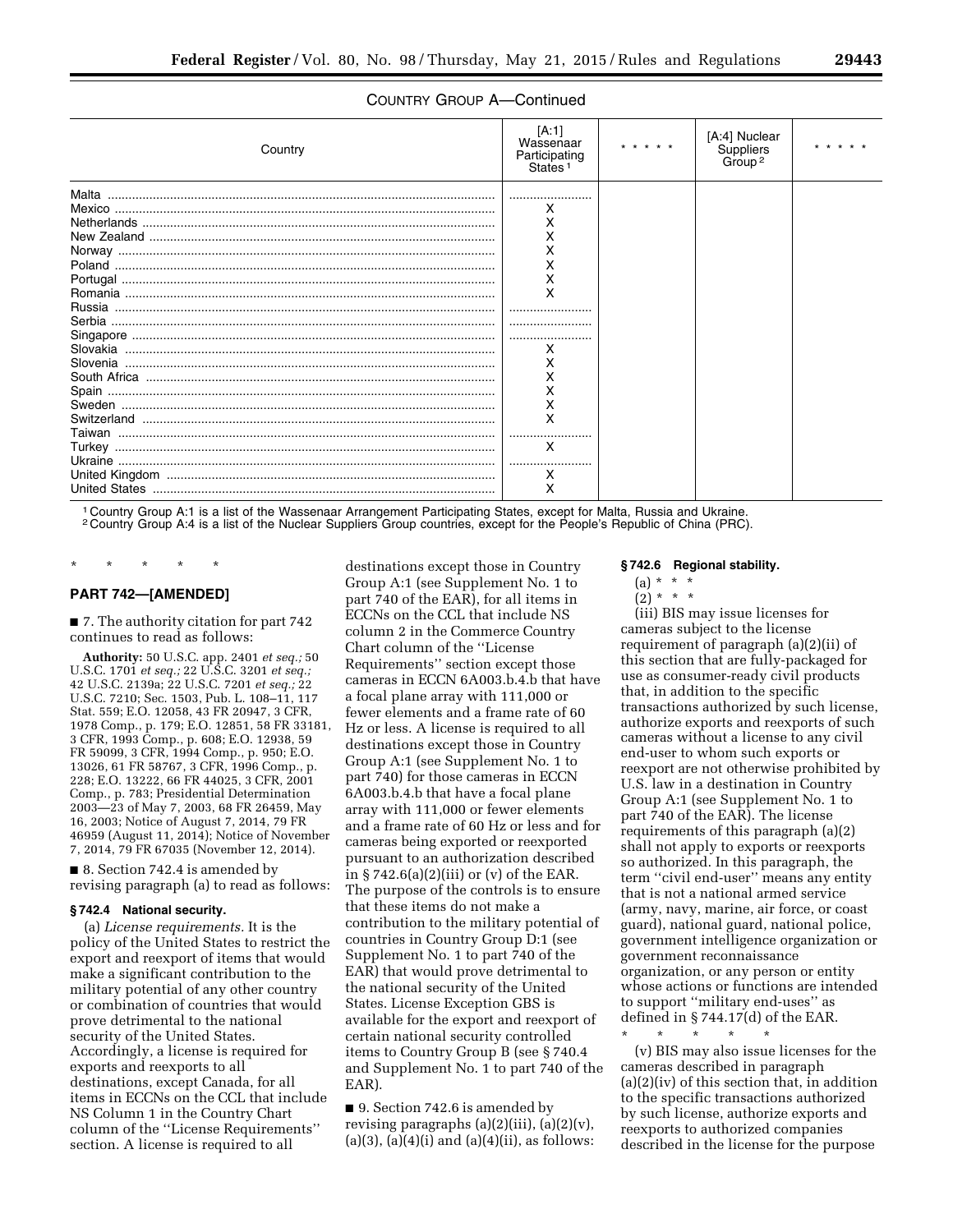COUNTRY GROUP A—Continued

| Country | [A:1] Wassenaar Participating States [1] | * * * * * | [A:4] Nuclear Suppliers Group [2] | * * * * * |
|---|---|---|---|---|
| Malta | .................... | | | |
| Mexico | X | | | |
| Netherlands | X | | | |
| New Zealand | X | | | |
| Norway | X | | | |
| Poland | X | | | |
| Portugal | X | | | |
| Romania | X | | | |
| Russia | .................... | | | |
| Serbia | .................... | | | |
| Singapore | .................... | | | |
| Slovakia | X | | | |
| Slovenia | X | | | |
| South Africa | X | | | |
| Spain | X | | | |
| Sweden | X | | | |
| Switzerland | X | | | |
| Taiwan | .................... | | | |
| Turkey | X | | | |
| Ukraine | .................... | | | |
| United Kingdom | X | | | |
| United States | X | | | |

[1] Country Group A:1 is a list of the Wassenaar Arrangement Participating States, except for Malta, Russia and Ukraine.
[2] Country Group A:4 is a list of the Nuclear Suppliers Group countries, except for the People's Republic of China (PRC).

\* \* \* \* \*

## PART 742—[AMENDED]

■ 7. The authority citation for part 742 continues to read as follows:

**Authority:** 50 U.S.C. app. 2401 *et seq.;* 50 U.S.C. 1701 *et seq.;* 22 U.S.C. 3201 *et seq.;* 42 U.S.C. 2139a; 22 U.S.C. 7201 *et seq.;* 22 U.S.C. 7210; Sec. 1503, Pub. L. 108–11, 117 Stat. 559; E.O. 12058, 43 FR 20947, 3 CFR, 1978 Comp., p. 179; E.O. 12851, 58 FR 33181, 3 CFR, 1993 Comp., p. 608; E.O. 12938, 59 FR 59099, 3 CFR, 1994 Comp., p. 950; E.O. 13026, 61 FR 58767, 3 CFR, 1996 Comp., p. 228; E.O. 13222, 66 FR 44025, 3 CFR, 2001 Comp., p. 783; Presidential Determination 2003—23 of May 7, 2003, 68 FR 26459, May 16, 2003; Notice of August 7, 2014, 79 FR 46959 (August 11, 2014); Notice of November 7, 2014, 79 FR 67035 (November 12, 2014).

■ 8. Section 742.4 is amended by revising paragraph (a) to read as follows:

### § 742.4 National security.

(a) *License requirements.* It is the policy of the United States to restrict the export and reexport of items that would make a significant contribution to the military potential of any other country or combination of countries that would prove detrimental to the national security of the United States. Accordingly, a license is required for exports and reexports to all destinations, except Canada, for all items in ECCNs on the CCL that include NS Column 1 in the Country Chart column of the "License Requirements" section. A license is required to all destinations except those in Country Group A:1 (see Supplement No. 1 to part 740 of the EAR), for all items in ECCNs on the CCL that include NS column 2 in the Commerce Country Chart column of the "License Requirements" section except those cameras in ECCN 6A003.b.4.b that have a focal plane array with 111,000 or fewer elements and a frame rate of 60 Hz or less. A license is required to all destinations except those in Country Group A:1 (see Supplement No. 1 to part 740) for those cameras in ECCN 6A003.b.4.b that have a focal plane array with 111,000 or fewer elements and a frame rate of 60 Hz or less and for cameras being exported or reexported pursuant to an authorization described in § 742.6(a)(2)(iii) or (v) of the EAR. The purpose of the controls is to ensure that these items do not make a contribution to the military potential of countries in Country Group D:1 (see Supplement No. 1 to part 740 of the EAR) that would prove detrimental to the national security of the United States. License Exception GBS is available for the export and reexport of certain national security controlled items to Country Group B (see § 740.4 and Supplement No. 1 to part 740 of the EAR).

■ 9. Section 742.6 is amended by revising paragraphs (a)(2)(iii), (a)(2)(v), (a)(3), (a)(4)(i) and (a)(4)(ii), as follows:

### § 742.6 Regional stability.

(a) * * *

(2) * * *

(iii) BIS may issue licenses for cameras subject to the license requirement of paragraph (a)(2)(ii) of this section that are fully-packaged for use as consumer-ready civil products that, in addition to the specific transactions authorized by such license, authorize exports and reexports of such cameras without a license to any civil end-user to whom such exports or reexport are not otherwise prohibited by U.S. law in a destination in Country Group A:1 (see Supplement No. 1 to part 740 of the EAR). The license requirements of this paragraph (a)(2) shall not apply to exports or reexports so authorized. In this paragraph, the term "civil end-user" means any entity that is not a national armed service (army, navy, marine, air force, or coast guard), national guard, national police, government intelligence organization or government reconnaissance organization, or any person or entity whose actions or functions are intended to support "military end-uses" as defined in § 744.17(d) of the EAR.

\* \* \* \* \*

(v) BIS may also issue licenses for the cameras described in paragraph (a)(2)(iv) of this section that, in addition to the specific transactions authorized by such license, authorize exports and reexports to authorized companies described in the license for the purpose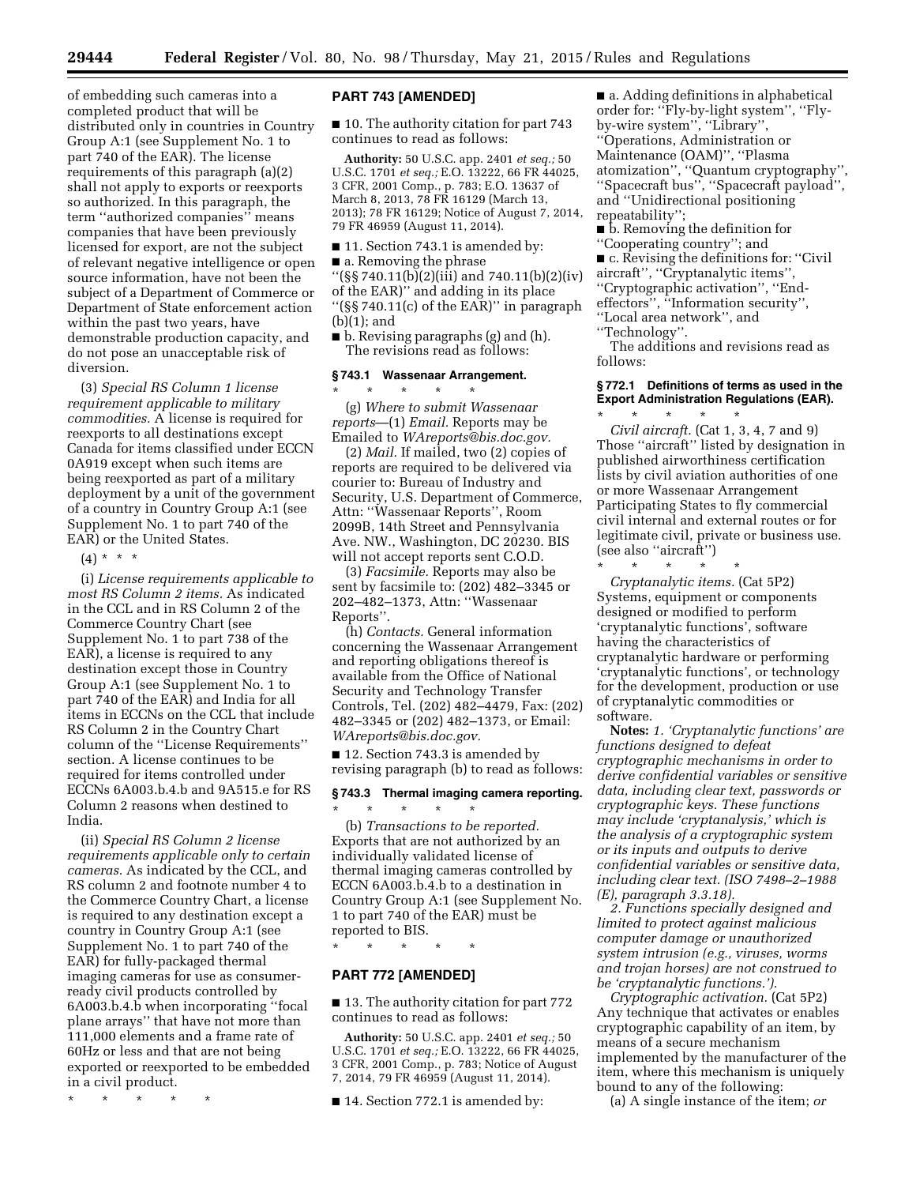of embedding such cameras into a completed product that will be distributed only in countries in Country Group A:1 (see Supplement No. 1 to part 740 of the EAR). The license requirements of this paragraph (a)(2) shall not apply to exports or reexports so authorized. In this paragraph, the term ''authorized companies'' means companies that have been previously licensed for export, are not the subject of relevant negative intelligence or open source information, have not been the subject of a Department of Commerce or Department of State enforcement action within the past two years, have demonstrable production capacity, and do not pose an unacceptable risk of diversion.

(3) *Special RS Column 1 license requirement applicable to military commodities.* A license is required for reexports to all destinations except Canada for items classified under ECCN 0A919 except when such items are being reexported as part of a military deployment by a unit of the government of a country in Country Group A:1 (see Supplement No. 1 to part 740 of the EAR) or the United States.

(4) * * *

(i) *License requirements applicable to most RS Column 2 items.* As indicated in the CCL and in RS Column 2 of the Commerce Country Chart (see Supplement No. 1 to part 738 of the EAR), a license is required to any destination except those in Country Group A:1 (see Supplement No. 1 to part 740 of the EAR) and India for all items in ECCNs on the CCL that include RS Column 2 in the Country Chart column of the ''License Requirements'' section. A license continues to be required for items controlled under ECCNs 6A003.b.4.b and 9A515.e for RS Column 2 reasons when destined to India.

(ii) *Special RS Column 2 license requirements applicable only to certain cameras.* As indicated by the CCL, and RS column 2 and footnote number 4 to the Commerce Country Chart, a license is required to any destination except a country in Country Group A:1 (see Supplement No. 1 to part 740 of the EAR) for fully-packaged thermal imaging cameras for use as consumer-ready civil products controlled by 6A003.b.4.b when incorporating ''focal plane arrays'' that have not more than 111,000 elements and a frame rate of 60Hz or less and that are not being exported or reexported to be embedded in a civil product.

* * * * *

## PART 743 [AMENDED]

■ 10. The authority citation for part 743 continues to read as follows:

**Authority:** 50 U.S.C. app. 2401 *et seq.;* 50 U.S.C. 1701 *et seq.;* E.O. 13222, 66 FR 44025, 3 CFR, 2001 Comp., p. 783; E.O. 13637 of March 8, 2013, 78 FR 16129 (March 13, 2013); 78 FR 16129; Notice of August 7, 2014, 79 FR 46959 (August 11, 2014).

■ 11. Section 743.1 is amended by:

■ a. Removing the phrase ''(§§ 740.11(b)(2)(iii) and 740.11(b)(2)(iv) of the EAR)'' and adding in its place ''(§§ 740.11(c) of the EAR)'' in paragraph (b)(1); and

■ b. Revising paragraphs (g) and (h).

The revisions read as follows:

### § 743.1 Wassenaar Arrangement.

* * * * *

(g) *Where to submit Wassenaar reports*—(1) *Email.* Reports may be Emailed to *WAreports@bis.doc.gov.*

(2) *Mail.* If mailed, two (2) copies of reports are required to be delivered via courier to: Bureau of Industry and Security, U.S. Department of Commerce, Attn: ''Wassenaar Reports'', Room 2099B, 14th Street and Pennsylvania Ave. NW., Washington, DC 20230. BIS will not accept reports sent C.O.D.

(3) *Facsimile.* Reports may also be sent by facsimile to: (202) 482–3345 or 202–482–1373, Attn: ''Wassenaar Reports''.

(h) *Contacts.* General information concerning the Wassenaar Arrangement and reporting obligations thereof is available from the Office of National Security and Technology Transfer Controls, Tel. (202) 482–4479, Fax: (202) 482–3345 or (202) 482–1373, or Email: *WAreports@bis.doc.gov.*

■ 12. Section 743.3 is amended by revising paragraph (b) to read as follows:

### § 743.3 Thermal imaging camera reporting.

* * * * *

(b) *Transactions to be reported.* Exports that are not authorized by an individually validated license of thermal imaging cameras controlled by ECCN 6A003.b.4.b to a destination in Country Group A:1 (see Supplement No. 1 to part 740 of the EAR) must be reported to BIS.

* * * * *

## PART 772 [AMENDED]

■ 13. The authority citation for part 772 continues to read as follows:

**Authority:** 50 U.S.C. app. 2401 *et seq.;* 50 U.S.C. 1701 *et seq.;* E.O. 13222, 66 FR 44025, 3 CFR, 2001 Comp., p. 783; Notice of August 7, 2014, 79 FR 46959 (August 11, 2014).

■ 14. Section 772.1 is amended by:

■ a. Adding definitions in alphabetical order for: ''Fly-by-light system'', ''Fly-by-wire system'', ''Library'', ''Operations, Administration or Maintenance (OAM)'', ''Plasma atomization'', ''Quantum cryptography'', ''Spacecraft bus'', ''Spacecraft payload'', and ''Unidirectional positioning repeatability'';

■ b. Removing the definition for ''Cooperating country''; and

■ c. Revising the definitions for: ''Civil aircraft'', ''Cryptanalytic items'', ''Cryptographic activation'', ''End-effectors'', ''Information security'', ''Local area network'', and ''Technology''.

The additions and revisions read as follows:

### § 772.1 Definitions of terms as used in the Export Administration Regulations (EAR).

* * * * *

*Civil aircraft.* (Cat 1, 3, 4, 7 and 9) Those ''aircraft'' listed by designation in published airworthiness certification lists by civil aviation authorities of one or more Wassenaar Arrangement Participating States to fly commercial civil internal and external routes or for legitimate civil, private or business use. (see also ''aircraft'')

* * * * *

*Cryptanalytic items.* (Cat 5P2) Systems, equipment or components designed or modified to perform 'cryptanalytic functions', software having the characteristics of cryptanalytic hardware or performing 'cryptanalytic functions', or technology for the development, production or use of cryptanalytic commodities or software.

**Notes:** *1. 'Cryptanalytic functions' are functions designed to defeat cryptographic mechanisms in order to derive confidential variables or sensitive data, including clear text, passwords or cryptographic keys. These functions may include 'cryptanalysis,' which is the analysis of a cryptographic system or its inputs and outputs to derive confidential variables or sensitive data, including clear text. (ISO 7498–2–1988 (E), paragraph 3.3.18).*

*2. Functions specially designed and limited to protect against malicious computer damage or unauthorized system intrusion (e.g., viruses, worms and trojan horses) are not construed to be 'cryptanalytic functions.').*

*Cryptographic activation.* (Cat 5P2) Any technique that activates or enables cryptographic capability of an item, by means of a secure mechanism implemented by the manufacturer of the item, where this mechanism is uniquely bound to any of the following:

(a) A single instance of the item; *or*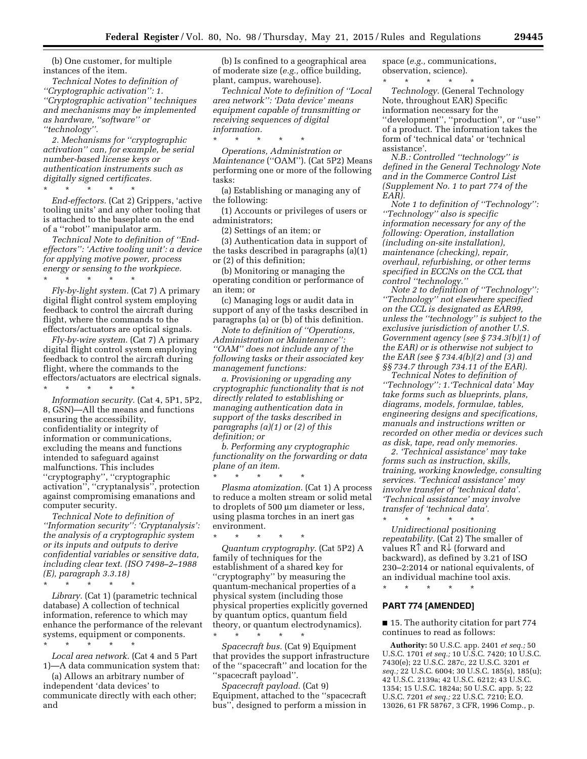(b) One customer, for multiple instances of the item.

*Technical Notes to definition of ''Cryptographic activation'': 1. ''Cryptographic activation'' techniques and mechanisms may be implemented as hardware, ''software'' or ''technology''.*

*2. Mechanisms for ''cryptographic activation'' can, for example, be serial number-based license keys or authentication instruments such as digitally signed certificates.*

\* \* \* \* \*

*End-effectors.* (Cat 2) Grippers, 'active tooling units' and any other tooling that is attached to the baseplate on the end of a ''robot'' manipulator arm.

*Technical Note to definition of ''End-effectors'': 'Active tooling unit': a device for applying motive power, process energy or sensing to the workpiece.*

\* \* \* \* \*

*Fly-by-light system.* (Cat 7) A primary digital flight control system employing feedback to control the aircraft during flight, where the commands to the effectors/actuators are optical signals.

*Fly-by-wire system.* (Cat 7) A primary digital flight control system employing feedback to control the aircraft during flight, where the commands to the effectors/actuators are electrical signals.

\* \* \* \* \*

*Information security.* (Cat 4, 5P1, 5P2, 8, GSN)—All the means and functions ensuring the accessibility, confidentiality or integrity of information or communications, excluding the means and functions intended to safeguard against malfunctions. This includes ''cryptography'', ''cryptographic activation'', ''cryptanalysis'', protection against compromising emanations and computer security.

*Technical Note to definition of ''Information security'': 'Cryptanalysis': the analysis of a cryptographic system or its inputs and outputs to derive confidential variables or sensitive data, including clear text. (ISO 7498–2–1988 (E), paragraph 3.3.18)*

\* \* \* \* \*

*Library.* (Cat 1) (parametric technical database) A collection of technical information, reference to which may enhance the performance of the relevant systems, equipment or components.

\* \* \* \* \*

*Local area network.* (Cat 4 and 5 Part 1)—A data communication system that:

(a) Allows an arbitrary number of independent 'data devices' to communicate directly with each other; and

(b) Is confined to a geographical area of moderate size (*e.g.,* office building, plant, campus, warehouse).

*Technical Note to definition of ''Local area network'': 'Data device' means equipment capable of transmitting or receiving sequences of digital information.*

\* \* \* \* \*

*Operations, Administration or Maintenance* (''OAM''). (Cat 5P2) Means performing one or more of the following tasks:

(a) Establishing or managing any of the following:

(1) Accounts or privileges of users or administrators;

(2) Settings of an item; or

(3) Authentication data in support of the tasks described in paragraphs (a)(1) or (2) of this definition;

(b) Monitoring or managing the operating condition or performance of an item; or

(c) Managing logs or audit data in support of any of the tasks described in paragraphs (a) or (b) of this definition.

*Note to definition of ''Operations, Administration or Maintenance'': ''OAM'' does not include any of the following tasks or their associated key management functions:*

*a. Provisioning or upgrading any cryptographic functionality that is not directly related to establishing or managing authentication data in support of the tasks described in paragraphs (a)(1) or (2) of this definition; or*

*b. Performing any cryptographic functionality on the forwarding or data plane of an item.*

\* \* \* \* \*

*Plasma atomization.* (Cat 1) A process to reduce a molten stream or solid metal to droplets of 500 μm diameter or less, using plasma torches in an inert gas environment.

\* \* \* \* \*

*Quantum cryptography.* (Cat 5P2) A family of techniques for the establishment of a shared key for ''cryptography'' by measuring the quantum-mechanical properties of a physical system (including those physical properties explicitly governed by quantum optics, quantum field theory, or quantum electrodynamics).

\* \* \* \* \*

*Spacecraft bus.* (Cat 9) Equipment that provides the support infrastructure of the ''spacecraft'' and location for the ''spacecraft payload''.

*Spacecraft payload.* (Cat 9) Equipment, attached to the ''spacecraft bus'', designed to perform a mission in space (*e.g.,* communications, observation, science).

\* \* \* \* \*

*Technology.* (General Technology Note, throughout EAR) Specific information necessary for the ''development'', ''production'', or ''use'' of a product. The information takes the form of 'technical data' or 'technical assistance'.

*N.B.: Controlled ''technology'' is defined in the General Technology Note and in the Commerce Control List (Supplement No. 1 to part 774 of the EAR).*

*Note 1 to definition of ''Technology'': ''Technology'' also is specific information necessary for any of the following: Operation, installation (including on-site installation), maintenance (checking), repair, overhaul, refurbishing, or other terms specified in ECCNs on the CCL that control ''technology.''*

*Note 2 to definition of ''Technology'': ''Technology'' not elsewhere specified on the CCL is designated as EAR99, unless the ''technology'' is subject to the exclusive jurisdiction of another U.S. Government agency (see § 734.3(b)(1) of the EAR) or is otherwise not subject to the EAR (see § 734.4(b)(2) and (3) and §§ 734.7 through 734.11 of the EAR).*

*Technical Notes to definition of ''Technology'': 1.'Technical data' May take forms such as blueprints, plans, diagrams, models, formulae, tables, engineering designs and specifications, manuals and instructions written or recorded on other media or devices such as disk, tape, read only memories.*

*2. 'Technical assistance' may take forms such as instruction, skills, training, working knowledge, consulting services. 'Technical assistance' may involve transfer of 'technical data'. 'Technical assistance' may involve transfer of 'technical data'.*

\* \* \* \* \*

*Unidirectional positioning repeatability.* (Cat 2) The smaller of values R↑ and R↓ (forward and backward), as defined by 3.21 of ISO 230–2:2014 or national equivalents, of an individual machine tool axis.

\* \* \* \* \*

## PART 774 [AMENDED]

■ 15. The authority citation for part 774 continues to read as follows:

**Authority:** 50 U.S.C. app. 2401 *et seq.;* 50 U.S.C. 1701 *et seq.;* 10 U.S.C. 7420; 10 U.S.C. 7430(e); 22 U.S.C. 287c, 22 U.S.C. 3201 *et seq.;* 22 U.S.C. 6004; 30 U.S.C. 185(s), 185(u); 42 U.S.C. 2139a; 42 U.S.C. 6212; 43 U.S.C. 1354; 15 U.S.C. 1824a; 50 U.S.C. app. 5; 22 U.S.C. 7201 *et seq.;* 22 U.S.C. 7210; E.O. 13026, 61 FR 58767, 3 CFR, 1996 Comp., p.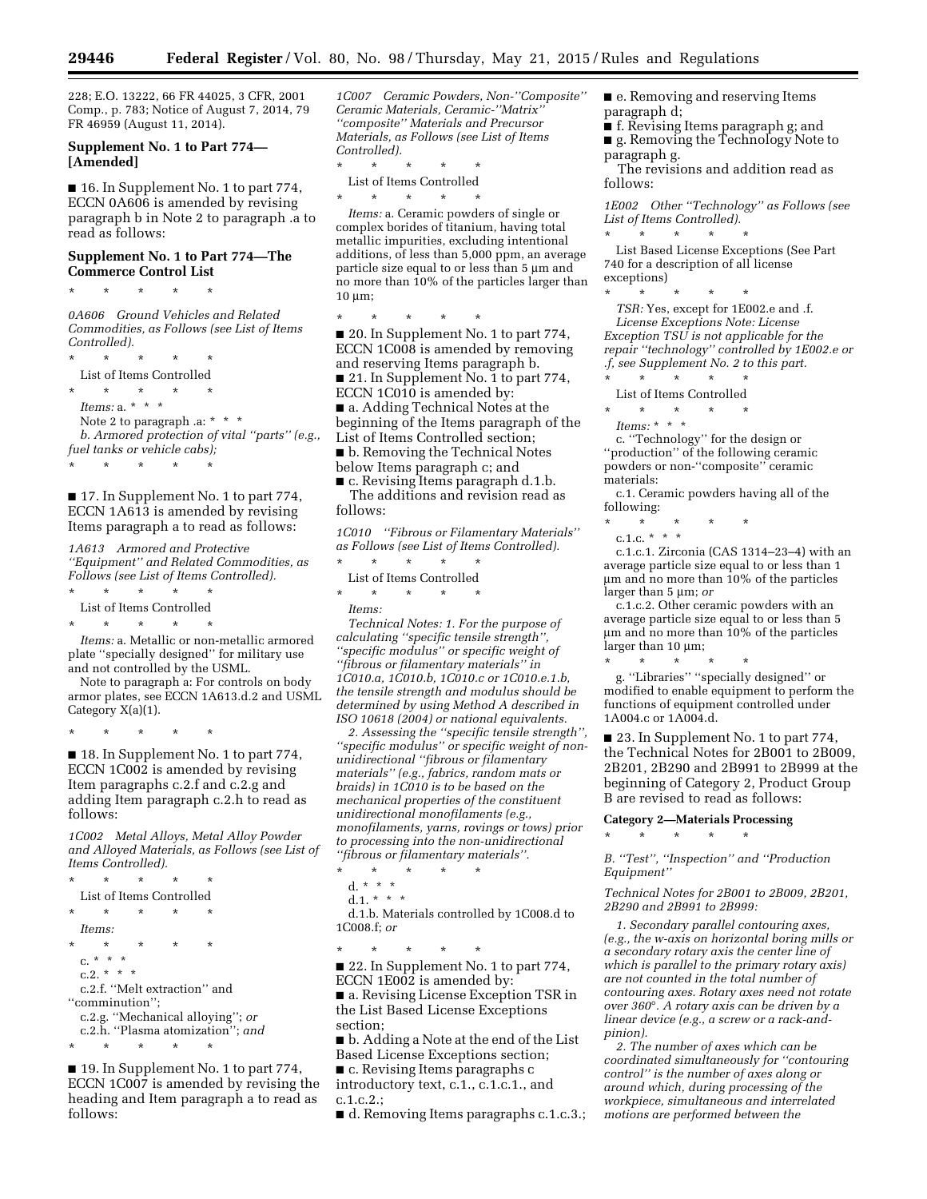228; E.O. 13222, 66 FR 44025, 3 CFR, 2001 Comp., p. 783; Notice of August 7, 2014, 79 FR 46959 (August 11, 2014).

**Supplement No. 1 to Part 774—[Amended]**

■ 16. In Supplement No. 1 to part 774, ECCN 0A606 is amended by revising paragraph b in Note 2 to paragraph .a to read as follows:

**Supplement No. 1 to Part 774—The Commerce Control List**

\* \* \* \* \*

*0A606 Ground Vehicles and Related Commodities, as Follows (see List of Items Controlled).*

\* \* \* \* \*

List of Items Controlled

\* \* \* \* \*

*Items:* a. \* \* \*

Note 2 to paragraph .a: \* \* \*

*b. Armored protection of vital ''parts'' (e.g., fuel tanks or vehicle cabs);*

\* \* \* \* \*

■ 17. In Supplement No. 1 to part 774, ECCN 1A613 is amended by revising Items paragraph a to read as follows:

*1A613 Armored and Protective ''Equipment'' and Related Commodities, as Follows (see List of Items Controlled).*

\* \* \* \* \*

List of Items Controlled

\* \* \* \* \*

*Items:* a. Metallic or non-metallic armored plate ''specially designed'' for military use and not controlled by the USML.

Note to paragraph a: For controls on body armor plates, see ECCN 1A613.d.2 and USML Category X(a)(1).

\* \* \* \* \*

■ 18. In Supplement No. 1 to part 774, ECCN 1C002 is amended by revising Item paragraphs c.2.f and c.2.g and adding Item paragraph c.2.h to read as follows:

*1C002 Metal Alloys, Metal Alloy Powder and Alloyed Materials, as Follows (see List of Items Controlled).*

\* \* \* \* \*

List of Items Controlled

\* \* \* \* \*

*Items:*

\* \* \* \* \*

c. \* \* \*

c.2. \* \* \*

c.2.f. ''Melt extraction'' and ''comminution'';

c.2.g. ''Mechanical alloying''; *or*

c.2.h. ''Plasma atomization''; *and*

\* \* \* \* \*

■ 19. In Supplement No. 1 to part 774, ECCN 1C007 is amended by revising the heading and Item paragraph a to read as follows:

*1C007 Ceramic Powders, Non-''Composite'' Ceramic Materials, Ceramic-''Matrix'' ''composite'' Materials and Precursor Materials, as Follows (see List of Items Controlled).*

\* \* \* \* \*

List of Items Controlled

\* \* \* \* \*

*Items:* a. Ceramic powders of single or complex borides of titanium, having total metallic impurities, excluding intentional additions, of less than 5,000 ppm, an average particle size equal to or less than 5 μm and no more than 10% of the particles larger than 10 μm;

\* \* \* \* \*

■ 20. In Supplement No. 1 to part 774, ECCN 1C008 is amended by removing and reserving Items paragraph b.

■ 21. In Supplement No. 1 to part 774, ECCN 1C010 is amended by:

■ a. Adding Technical Notes at the beginning of the Items paragraph of the List of Items Controlled section;

■ b. Removing the Technical Notes below Items paragraph c; and

■ c. Revising Items paragraph d.1.b.

The additions and revision read as follows:

*1C010 ''Fibrous or Filamentary Materials'' as Follows (see List of Items Controlled).*

\* \* \* \* \*

List of Items Controlled

\* \* \* \* \*

*Items:*

*Technical Notes: 1. For the purpose of calculating ''specific tensile strength'', ''specific modulus'' or specific weight of ''fibrous or filamentary materials'' in 1C010.a, 1C010.b, 1C010.c or 1C010.e.1.b, the tensile strength and modulus should be determined by using Method A described in ISO 10618 (2004) or national equivalents.*

*2. Assessing the ''specific tensile strength'', ''specific modulus'' or specific weight of non-unidirectional ''fibrous or filamentary materials'' (e.g., fabrics, random mats or braids) in 1C010 is to be based on the mechanical properties of the constituent unidirectional monofilaments (e.g., monofilaments, yarns, rovings or tows) prior to processing into the non-unidirectional ''fibrous or filamentary materials''.*

\* \* \* \* \*

d. \* \* \*

d.1. \* \* \*

d.1.b. Materials controlled by 1C008.d to 1C008.f; *or*

\* \* \* \* \*

■ 22. In Supplement No. 1 to part 774, ECCN 1E002 is amended by:

■ a. Revising License Exception TSR in the List Based License Exceptions section;

■ b. Adding a Note at the end of the List Based License Exceptions section;

■ c. Revising Items paragraphs c introductory text, c.1., c.1.c.1., and c.1.c.2.;

■ d. Removing Items paragraphs c.1.c.3.;

■ e. Removing and reserving Items paragraph d;

■ f. Revising Items paragraph g; and

■ g. Removing the Technology Note to paragraph g.

The revisions and addition read as follows:

*1E002 Other ''Technology'' as Follows (see List of Items Controlled).*

\* \* \* \* \*

List Based License Exceptions (See Part 740 for a description of all license exceptions)

\* \* \* \* \*

*TSR:* Yes, except for 1E002.e and .f.

*License Exceptions Note: License Exception TSU is not applicable for the repair ''technology'' controlled by 1E002.e or .f, see Supplement No. 2 to this part.*

\* \* \* \* \*

List of Items Controlled

\* \* \* \* \*

*Items:* \* \* \*

c. ''Technology'' for the design or ''production'' of the following ceramic powders or non-''composite'' ceramic materials:

c.1. Ceramic powders having all of the following:

\* \* \* \* \*

c.1.c. \* \* \*

c.1.c.1. Zirconia (CAS 1314–23–4) with an average particle size equal to or less than 1 μm and no more than 10% of the particles larger than 5 μm; *or*

c.1.c.2. Other ceramic powders with an average particle size equal to or less than 5 μm and no more than 10% of the particles larger than 10 μm;

\* \* \* \* \*

g. ''Libraries'' ''specially designed'' or modified to enable equipment to perform the functions of equipment controlled under 1A004.c or 1A004.d.

■ 23. In Supplement No. 1 to part 774, the Technical Notes for 2B001 to 2B009, 2B201, 2B290 and 2B991 to 2B999 at the beginning of Category 2, Product Group B are revised to read as follows:

**Category 2—Materials Processing**

\* \* \* \* \*

*B. ''Test'', ''Inspection'' and ''Production Equipment''*

*Technical Notes for 2B001 to 2B009, 2B201, 2B290 and 2B991 to 2B999:*

*1. Secondary parallel contouring axes, (e.g., the w-axis on horizontal boring mills or a secondary rotary axis the center line of which is parallel to the primary rotary axis) are not counted in the total number of contouring axes. Rotary axes need not rotate over 360°. A rotary axis can be driven by a linear device (e.g., a screw or a rack-and-pinion).*

*2. The number of axes which can be coordinated simultaneously for ''contouring control'' is the number of axes along or around which, during processing of the workpiece, simultaneous and interrelated motions are performed between the*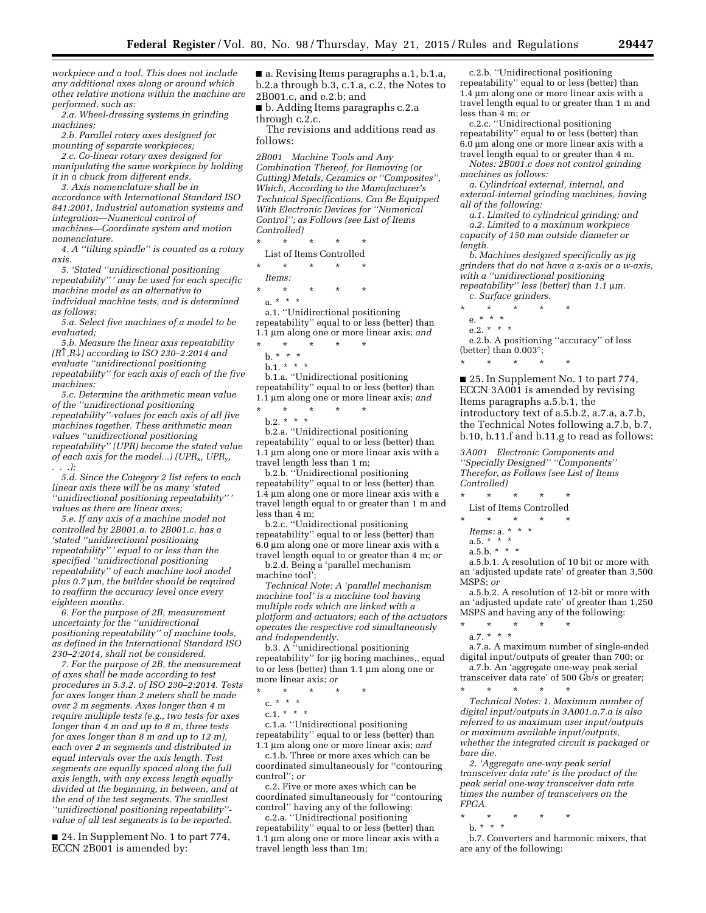*workpiece and a tool. This does not include any additional axes along or around which other relative motions within the machine are performed, such as:*

*2.a. Wheel-dressing systems in grinding machines;*

*2.b. Parallel rotary axes designed for mounting of separate workpieces;*

*2.c. Co-linear rotary axes designed for manipulating the same workpiece by holding it in a chuck from different ends.*

*3. Axis nomenclature shall be in accordance with International Standard ISO 841:2001, Industrial automation systems and integration—Numerical control of machines—Coordinate system and motion nomenclature.*

*4. A ''tilting spindle'' is counted as a rotary axis.*

*5. 'Stated ''unidirectional positioning repeatability'' ' may be used for each specific machine model as an alternative to individual machine tests, and is determined as follows:*

*5.a. Select five machines of a model to be evaluated;*

*5.b. Measure the linear axis repeatability (R↑,R↓) according to ISO 230–2:2014 and evaluate ''unidirectional positioning repeatability'' for each axis of each of the five machines;*

*5.c. Determine the arithmetic mean value of the ''unidirectional positioning repeatability''-values for each axis of all five machines together. These arithmetic mean values ''unidirectional positioning repeatability'' (UPR) become the stated value of each axis for the model...) ($UPR_x$, $UPR_y$, . . .);*

*5.d. Since the Category 2 list refers to each linear axis there will be as many 'stated ''unidirectional positioning repeatability'' ' values as there are linear axes;*

*5.e. If any axis of a machine model not controlled by 2B001.a. to 2B001.c. has a 'stated ''unidirectional positioning repeatability'' ' equal to or less than the specified ''unidirectional positioning repeatability'' of each machine tool model plus 0.7 µm, the builder should be required to reaffirm the accuracy level once every eighteen months.*

*6. For the purpose of 2B, measurement uncertainty for the ''unidirectional positioning repeatability'' of machine tools, as defined in the International Standard ISO 230–2:2014, shall not be considered.*

*7. For the purpose of 2B, the measurement of axes shall be made according to test procedures in 5.3.2. of ISO 230–2:2014. Tests for axes longer than 2 meters shall be made over 2 m segments. Axes longer than 4 m require multiple tests (e.g., two tests for axes longer than 4 m and up to 8 m, three tests for axes longer than 8 m and up to 12 m), each over 2 m segments and distributed in equal intervals over the axis length. Test segments are equally spaced along the full axis length, with any excess length equally divided at the beginning, in between, and at the end of the test segments. The smallest ''unidirectional positioning repeatability''-value of all test segments is to be reported.*

■ 24. In Supplement No. 1 to part 774, ECCN 2B001 is amended by:

■ a. Revising Items paragraphs a.1, b.1.a, b.2.a through b.3, c.1.a, c.2, the Notes to 2B001.c, and e.2.b; and

■ b. Adding Items paragraphs c.2.a through c.2.c.

The revisions and additions read as follows:

*2B001 Machine Tools and Any Combination Thereof, for Removing (or Cutting) Metals, Ceramics or ''Composites'', Which, According to the Manufacturer's Technical Specifications, Can Be Equipped With Electronic Devices for ''Numerical Control''; as Follows (see List of Items Controlled)*

\* \* \* \* \*

List of Items Controlled

\* \* \* \* \*

*Items:*

\* \* \* \* \*

a. \* \* \*

a.1. ''Unidirectional positioning repeatability'' equal to or less (better) than 1.1 µm along one or more linear axis; *and*

\* \* \* \* \*

b. \* \* \*

b.1. \* \* \*

b.1.a. ''Unidirectional positioning repeatability'' equal to or less (better) than 1.1 µm along one or more linear axis; *and*

\* \* \* \* \*

b.2. \* \* \*

b.2.a. ''Unidirectional positioning repeatability'' equal to or less (better) than 1.1 µm along one or more linear axis with a travel length less than 1 m;

b.2.b. ''Unidirectional positioning repeatability'' equal to or less (better) than 1.4 µm along one or more linear axis with a travel length equal to or greater than 1 m and less than 4 m;

b.2.c. ''Unidirectional positioning repeatability'' equal to or less (better) than 6.0 µm along one or more linear axis with a travel length equal to or greater than 4 m; *or*

b.2.d. Being a 'parallel mechanism machine tool';

*Technical Note: A 'parallel mechanism machine tool' is a machine tool having multiple rods which are linked with a platform and actuators; each of the actuators operates the respective rod simultaneously and independently.*

b.3. A ''unidirectional positioning repeatability'' for jig boring machines,, equal to or less (better) than 1.1 µm along one or more linear axis; *or*

\* \* \* \* \*

c. \* \* \*

c.1. \* \* \*

c.1.a. ''Unidirectional positioning repeatability'' equal to or less (better) than 1.1 µm along one or more linear axis; *and*

c.1.b. Three or more axes which can be coordinated simultaneously for ''contouring control''; *or*

c.2. Five or more axes which can be coordinated simultaneously for ''contouring control'' having any of the following:

c.2.a. ''Unidirectional positioning repeatability'' equal to or less (better) than 1.1 µm along one or more linear axis with a travel length less than 1m;

c.2.b. ''Unidirectional positioning repeatability'' equal to or less (better) than 1.4 µm along one or more linear axis with a travel length equal to or greater than 1 m and less than 4 m; *or*

c.2.c. ''Unidirectional positioning repeatability'' equal to or less (better) than 6.0 µm along one or more linear axis with a travel length equal to or greater than 4 m.

*Notes: 2B001.c does not control grinding machines as follows:*

*a. Cylindrical external, internal, and external-internal grinding machines, having all of the following:*

*a.1. Limited to cylindrical grinding; and*

*a.2. Limited to a maximum workpiece capacity of 150 mm outside diameter or length.*

*b. Machines designed specifically as jig grinders that do not have a z-axis or a w-axis, with a ''unidirectional positioning repeatability'' less (better) than 1.1 µm.*

*c. Surface grinders.*

\* \* \* \* \*

e. \* \* \*

e.2. \* \* \*

e.2.b. A positioning ''accuracy'' of less (better) than 0.003°;

\* \* \* \* \*

■ 25. In Supplement No. 1 to part 774, ECCN 3A001 is amended by revising Items paragraphs a.5.b.1, the introductory text of a.5.b.2, a.7.a, a.7.b, the Technical Notes following a.7.b, b.7, b.10, b.11.f and b.11.g to read as follows:

*3A001 Electronic Components and ''Specially Designed'' ''Components'' Therefor, as Follows (see List of Items Controlled)*

\* \* \* \* \*

List of Items Controlled

\* \* \* \* \*

*Items:* a. \* \* \*

a.5. \* \* \*

a.5.b. \* \* \*

a.5.b.1. A resolution of 10 bit or more with an 'adjusted update rate' of greater than 3,500 MSPS; *or*

a.5.b.2. A resolution of 12-bit or more with an 'adjusted update rate' of greater than 1,250 MSPS and having any of the following:

\* \* \* \* \*

a.7. \* \* \*

a.7.a. A maximum number of single-ended digital input/outputs of greater than 700; or

a.7.b. An 'aggregate one-way peak serial transceiver data rate' of 500 Gb/s or greater;

\* \* \* \* \*

*Technical Notes: 1. Maximum number of digital input/outputs in 3A001.a.7.a is also referred to as maximum user input/outputs or maximum available input/outputs, whether the integrated circuit is packaged or bare die.*

*2. 'Aggregate one-way peak serial transceiver data rate' is the product of the peak serial one-way transceiver data rate times the number of transceivers on the FPGA.*

\* \* \* \* \*

b. \* \* \*

b.7. Converters and harmonic mixers, that are any of the following: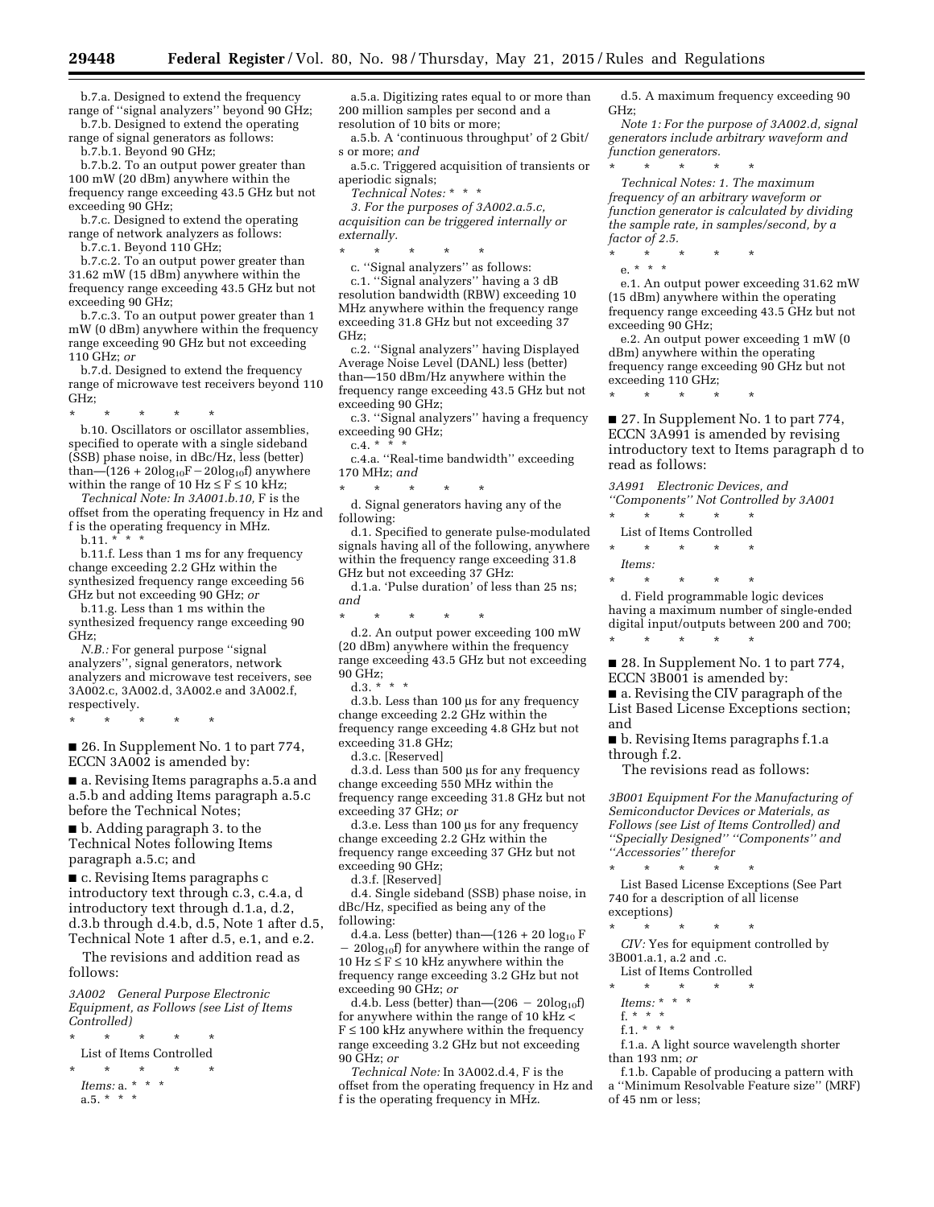b.7.a. Designed to extend the frequency range of ''signal analyzers'' beyond 90 GHz;

b.7.b. Designed to extend the operating range of signal generators as follows:

b.7.b.1. Beyond 90 GHz;

b.7.b.2. To an output power greater than 100 mW (20 dBm) anywhere within the frequency range exceeding 43.5 GHz but not exceeding 90 GHz;

b.7.c. Designed to extend the operating range of network analyzers as follows:

b.7.c.1. Beyond 110 GHz;

b.7.c.2. To an output power greater than 31.62 mW (15 dBm) anywhere within the frequency range exceeding 43.5 GHz but not exceeding 90 GHz;

b.7.c.3. To an output power greater than 1 mW (0 dBm) anywhere within the frequency range exceeding 90 GHz but not exceeding 110 GHz; *or*

b.7.d. Designed to extend the frequency range of microwave test receivers beyond 110 GHz;

* * * * *

b.10. Oscillators or oscillator assemblies, specified to operate with a single sideband (SSB) phase noise, in dBc/Hz, less (better) than—$(126 + 20\log_{10}F - 20\log_{10}f)$ anywhere within the range of $10 \text{ Hz} \leq F \leq 10 \text{ kHz}$;

*Technical Note: In 3A001.b.10,* F is the offset from the operating frequency in Hz and f is the operating frequency in MHz.

b.11. * * *

b.11.f. Less than 1 ms for any frequency change exceeding 2.2 GHz within the synthesized frequency range exceeding 56 GHz but not exceeding 90 GHz; *or*

b.11.g. Less than 1 ms within the synthesized frequency range exceeding 90 GHz;

*N.B.:* For general purpose ''signal analyzers'', signal generators, network analyzers and microwave test receivers, see 3A002.c, 3A002.d, 3A002.e and 3A002.f, respectively.

* * * * *

■ 26. In Supplement No. 1 to part 774, ECCN 3A002 is amended by:

■ a. Revising Items paragraphs a.5.a and a.5.b and adding Items paragraph a.5.c before the Technical Notes;

■ b. Adding paragraph 3. to the Technical Notes following Items paragraph a.5.c; and

■ c. Revising Items paragraphs c introductory text through c.3, c.4.a, d introductory text through d.1.a, d.2, d.3.b through d.4.b, d.5, Note 1 after d.5, Technical Note 1 after d.5, e.1, and e.2.

The revisions and addition read as follows:

*3A002 General Purpose Electronic Equipment, as Follows (see List of Items Controlled)*

* * * * *

List of Items Controlled

* * * * *

*Items:* a. * * *

a.5. * * *

a.5.a. Digitizing rates equal to or more than 200 million samples per second and a resolution of 10 bits or more;

a.5.b. A 'continuous throughput' of 2 Gbit/s or more; *and*

a.5.c. Triggered acquisition of transients or aperiodic signals;

*Technical Notes:* * * *

*3. For the purposes of 3A002.a.5.c, acquisition can be triggered internally or externally.*

* * * * *

c. ''Signal analyzers'' as follows:

c.1. ''Signal analyzers'' having a 3 dB resolution bandwidth (RBW) exceeding 10 MHz anywhere within the frequency range exceeding 31.8 GHz but not exceeding 37 GHz;

c.2. ''Signal analyzers'' having Displayed Average Noise Level (DANL) less (better) than—150 dBm/Hz anywhere within the frequency range exceeding 43.5 GHz but not exceeding 90 GHz;

c.3. ''Signal analyzers'' having a frequency exceeding 90 GHz;

c.4. * * *

c.4.a. ''Real-time bandwidth'' exceeding 170 MHz; *and*

* * * * *

d. Signal generators having any of the following:

d.1. Specified to generate pulse-modulated signals having all of the following, anywhere within the frequency range exceeding 31.8 GHz but not exceeding 37 GHz:

d.1.a. 'Pulse duration' of less than 25 ns; *and*

* * * * *

d.2. An output power exceeding 100 mW (20 dBm) anywhere within the frequency range exceeding 43.5 GHz but not exceeding 90 GHz;

d.3. * * *

d.3.b. Less than 100 µs for any frequency change exceeding 2.2 GHz within the frequency range exceeding 4.8 GHz but not exceeding 31.8 GHz;

d.3.c. [Reserved]

d.3.d. Less than 500 µs for any frequency change exceeding 550 MHz within the frequency range exceeding 31.8 GHz but not exceeding 37 GHz; *or*

d.3.e. Less than 100 µs for any frequency change exceeding 2.2 GHz within the frequency range exceeding 37 GHz but not exceeding 90 GHz;

d.3.f. [Reserved]

d.4. Single sideband (SSB) phase noise, in dBc/Hz, specified as being any of the following:

d.4.a. Less (better) than—$(126 + 20 \log_{10} F - 20\log_{10}f)$ for anywhere within the range of $10 \text{ Hz} \leq F \leq 10 \text{ kHz}$ anywhere within the frequency range exceeding 3.2 GHz but not exceeding 90 GHz; *or*

d.4.b. Less (better) than—$(206 - 20\log_{10}f)$ for anywhere within the range of $10 \text{ kHz} < F \leq 100 \text{ kHz}$ anywhere within the frequency range exceeding 3.2 GHz but not exceeding 90 GHz; *or*

*Technical Note:* In 3A002.d.4, F is the offset from the operating frequency in Hz and f is the operating frequency in MHz.

d.5. A maximum frequency exceeding 90 GHz;

*Note 1: For the purpose of 3A002.d, signal generators include arbitrary waveform and function generators.*

* * * * *

*Technical Notes: 1. The maximum frequency of an arbitrary waveform or function generator is calculated by dividing the sample rate, in samples/second, by a factor of 2.5.*

* * * * *

e. * * *

e.1. An output power exceeding 31.62 mW (15 dBm) anywhere within the operating frequency range exceeding 43.5 GHz but not exceeding 90 GHz;

e.2. An output power exceeding 1 mW (0 dBm) anywhere within the operating frequency range exceeding 90 GHz but not exceeding 110 GHz;

* * * * *

■ 27. In Supplement No. 1 to part 774, ECCN 3A991 is amended by revising introductory text to Items paragraph d to read as follows:

*3A991 Electronic Devices, and ''Components'' Not Controlled by 3A001*

* * * * *

List of Items Controlled

* * * * *

*Items:*

* * * * *

d. Field programmable logic devices having a maximum number of single-ended digital input/outputs between 200 and 700;

* * * * *

■ 28. In Supplement No. 1 to part 774, ECCN 3B001 is amended by:

■ a. Revising the CIV paragraph of the List Based License Exceptions section; and

■ b. Revising Items paragraphs f.1.a through f.2.

The revisions read as follows:

*3B001 Equipment For the Manufacturing of Semiconductor Devices or Materials, as Follows (see List of Items Controlled) and ''Specially Designed'' ''Components'' and ''Accessories'' therefor*

* * * * *

List Based License Exceptions (See Part 740 for a description of all license exceptions)

* * * * *

*CIV:* Yes for equipment controlled by 3B001.a.1, a.2 and .c.

List of Items Controlled

* * * * *

*Items:* * * *

f. * * *

f.1. * * *

f.1.a. A light source wavelength shorter than 193 nm; *or*

f.1.b. Capable of producing a pattern with a ''Minimum Resolvable Feature size'' (MRF) of 45 nm or less;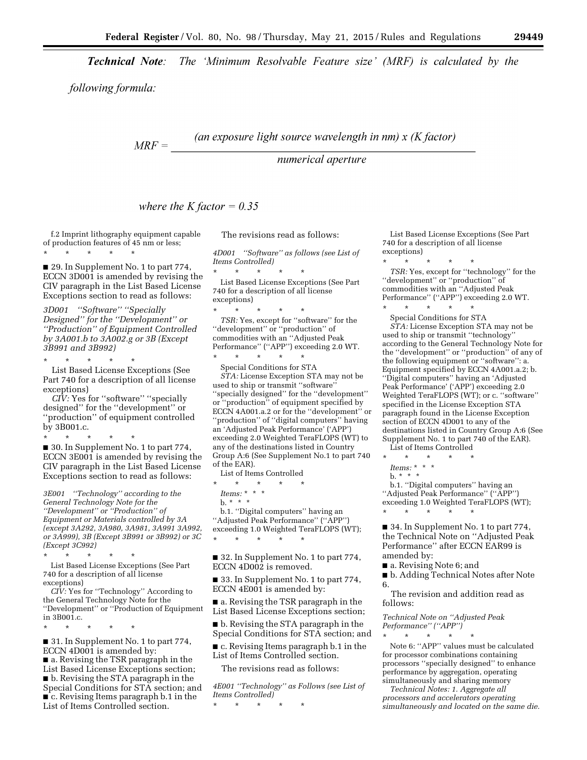***Technical Note**: The 'Minimum Resolvable Feature size' (MRF) is calculated by the following formula:*

$$MRF = \frac{\text{(an exposure light source wavelength in nm) x (K factor)}}{\text{numerical aperture}}$$

*where the K factor = 0.35*

f.2 Imprint lithography equipment capable of production features of 45 nm or less;

\* \* \* \* \*

■ 29. In Supplement No. 1 to part 774, ECCN 3D001 is amended by revising the CIV paragraph in the List Based License Exceptions section to read as follows:

*3D001 ''Software'' ''Specially Designed'' for the ''Development'' or ''Production'' of Equipment Controlled by 3A001.b to 3A002.g or 3B (Except 3B991 and 3B992)*

\* \* \* \* \*

List Based License Exceptions (See Part 740 for a description of all license exceptions)

*CIV:* Yes for ''software'' ''specially designed'' for the ''development'' or ''production'' of equipment controlled by 3B001.c.

\* \* \* \* \*

■ 30. In Supplement No. 1 to part 774, ECCN 3E001 is amended by revising the CIV paragraph in the List Based License Exceptions section to read as follows:

*3E001 ''Technology'' according to the General Technology Note for the ''Development'' or ''Production'' of Equipment or Materials controlled by 3A (except 3A292, 3A980, 3A981, 3A991 3A992, or 3A999), 3B (Except 3B991 or 3B992) or 3C (Except 3C992)*

\* \* \* \* \*

List Based License Exceptions (See Part 740 for a description of all license exceptions)

*CIV:* Yes for ''Technology'' According to the General Technology Note for the ''Development'' or ''Production of Equipment in 3B001.c.

\* \* \* \* \*

■ 31. In Supplement No. 1 to part 774, ECCN 4D001 is amended by:

■ a. Revising the TSR paragraph in the List Based License Exceptions section;

■ b. Revising the STA paragraph in the Special Conditions for STA section; and

■ c. Revising Items paragraph b.1 in the List of Items Controlled section.

The revisions read as follows:

*4D001 ''Software'' as follows (see List of Items Controlled)*

\* \* \* \* \*

List Based License Exceptions (See Part 740 for a description of all license exceptions)

\* \* \* \* \*

*TSR:* Yes, except for ''software'' for the ''development'' or ''production'' of commodities with an ''Adjusted Peak Performance'' (''APP'') exceeding 2.0 WT.

\* \* \* \* \*

Special Conditions for STA

*STA:* License Exception STA may not be used to ship or transmit ''software'' ''specially designed'' for the ''development'' or ''production'' of equipment specified by ECCN 4A001.a.2 or for the ''development'' or ''production'' of ''digital computers'' having an 'Adjusted Peak Performance' ('APP') exceeding 2.0 Weighted TeraFLOPS (WT) to any of the destinations listed in Country Group A:6 (See Supplement No.1 to part 740 of the EAR).

List of Items Controlled

\* \* \* \* \*

*Items:* \* \* \*

b. \* \* \*

b.1. ''Digital computers'' having an ''Adjusted Peak Performance'' (''APP'') exceeding 1.0 Weighted TeraFLOPS (WT);

\* \* \* \* \*

■ 32. In Supplement No. 1 to part 774, ECCN 4D002 is removed.

■ 33. In Supplement No. 1 to part 774, ECCN 4E001 is amended by:

■ a. Revising the TSR paragraph in the List Based License Exceptions section;

■ b. Revising the STA paragraph in the Special Conditions for STA section; and

■ c. Revising Items paragraph b.1 in the List of Items Controlled section.

The revisions read as follows:

*4E001 ''Technology'' as Follows (see List of Items Controlled)*

\* \* \* \* \*

List Based License Exceptions (See Part 740 for a description of all license exceptions)

\* \* \* \* \*

*TSR:* Yes, except for ''technology'' for the ''development'' or ''production'' of commodities with an ''Adjusted Peak Performance'' (''APP'') exceeding 2.0 WT.

\* \* \* \* \*

Special Conditions for STA

*STA:* License Exception STA may not be used to ship or transmit ''technology'' according to the General Technology Note for the ''development'' or ''production'' of any of the following equipment or ''software'': a. Equipment specified by ECCN 4A001.a.2; b. ''Digital computers'' having an 'Adjusted Peak Performance' ('APP') exceeding 2.0 Weighted TeraFLOPS (WT); or c. ''software'' specified in the License Exception STA paragraph found in the License Exception section of ECCN 4D001 to any of the destinations listed in Country Group A:6 (See Supplement No. 1 to part 740 of the EAR).

List of Items Controlled

\* \* \* \* \*

*Items:* \* \* \*

b. \* \* \*

b.1. ''Digital computers'' having an ''Adjusted Peak Performance'' (''APP'') exceeding 1.0 Weighted TeraFLOPS (WT);

\* \* \* \* \*

■ 34. In Supplement No. 1 to part 774, the Technical Note on ''Adjusted Peak Performance'' after ECCN EAR99 is amended by:

■ a. Revising Note 6; and

■ b. Adding Technical Notes after Note 6.

The revision and addition read as follows:

*Technical Note on ''Adjusted Peak Performance'' (''APP'')*

\* \* \* \* \*

Note 6: ''APP'' values must be calculated for processor combinations containing processors ''specially designed'' to enhance performance by aggregation, operating simultaneously and sharing memory

*Technical Notes: 1. Aggregate all processors and accelerators operating simultaneously and located on the same die.*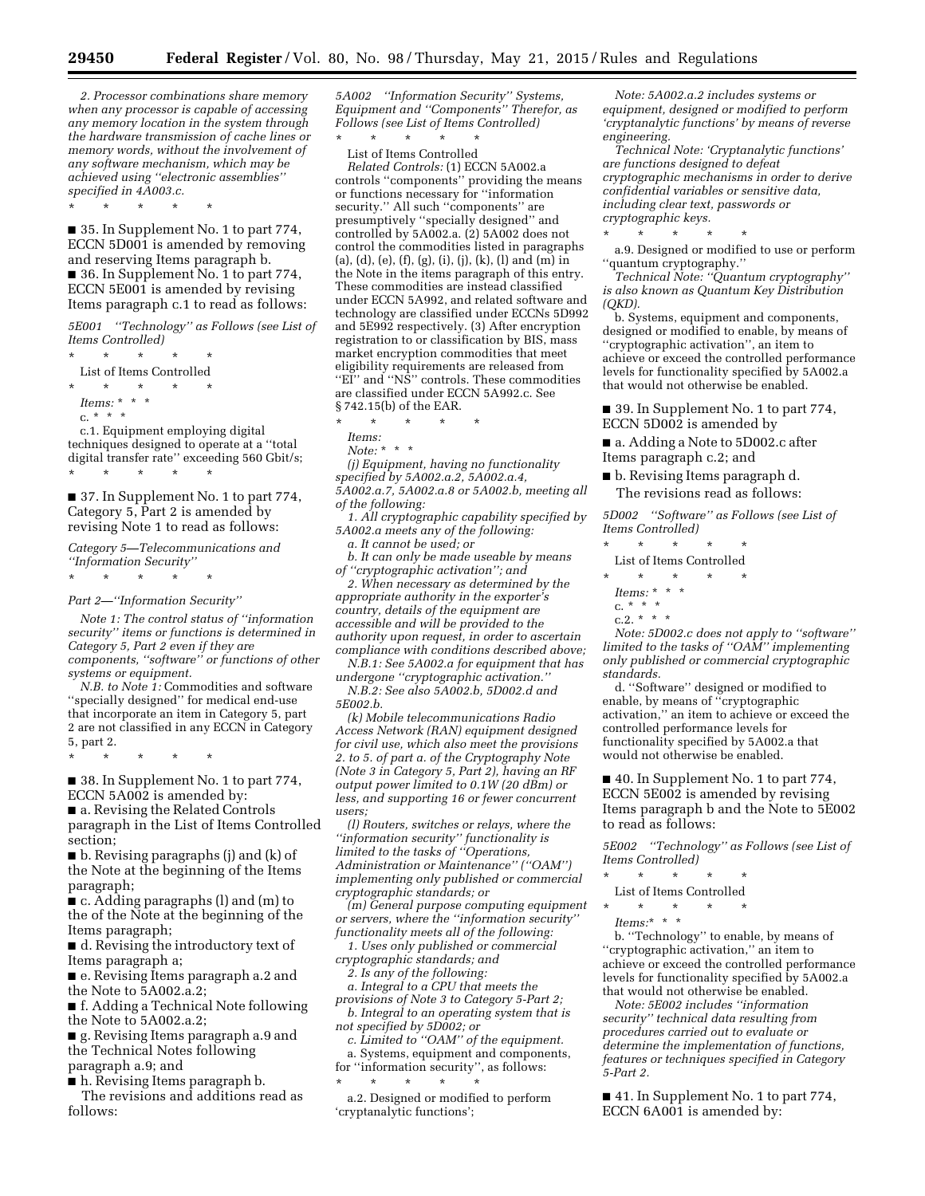*2. Processor combinations share memory when any processor is capable of accessing any memory location in the system through the hardware transmission of cache lines or memory words, without the involvement of any software mechanism, which may be achieved using ''electronic assemblies'' specified in 4A003.c.*

\* \* \* \* \*

■ 35. In Supplement No. 1 to part 774, ECCN 5D001 is amended by removing and reserving Items paragraph b.

■ 36. In Supplement No. 1 to part 774, ECCN 5E001 is amended by revising Items paragraph c.1 to read as follows:

*5E001 ''Technology'' as Follows (see List of Items Controlled)*

\* \* \* \* \*

List of Items Controlled

\* \* \* \* \*

*Items:* \* \* \*

c. \* \* \*

c.1. Equipment employing digital techniques designed to operate at a ''total digital transfer rate'' exceeding 560 Gbit/s;

\* \* \* \* \*

■ 37. In Supplement No. 1 to part 774, Category 5, Part 2 is amended by revising Note 1 to read as follows:

*Category 5—Telecommunications and ''Information Security''*

\* \* \* \* \*

*Part 2—''Information Security''*

*Note 1: The control status of ''information security'' items or functions is determined in Category 5, Part 2 even if they are components, ''software'' or functions of other systems or equipment.*

*N.B. to Note 1:* Commodities and software ''specially designed'' for medical end-use that incorporate an item in Category 5, part 2 are not classified in any ECCN in Category 5, part 2.

\* \* \* \* \*

■ 38. In Supplement No. 1 to part 774, ECCN 5A002 is amended by:

■ a. Revising the Related Controls paragraph in the List of Items Controlled section;

■ b. Revising paragraphs (j) and (k) of the Note at the beginning of the Items paragraph;

■ c. Adding paragraphs (l) and (m) to the of the Note at the beginning of the Items paragraph;

■ d. Revising the introductory text of Items paragraph a;

■ e. Revising Items paragraph a.2 and the Note to 5A002.a.2;

■ f. Adding a Technical Note following the Note to 5A002.a.2;

■ g. Revising Items paragraph a.9 and the Technical Notes following paragraph a.9; and

■ h. Revising Items paragraph b.

The revisions and additions read as follows:

*5A002 ''Information Security'' Systems, Equipment and ''Components'' Therefor, as Follows (see List of Items Controlled)*

\* \* \* \* \*

List of Items Controlled

*Related Controls:* (1) ECCN 5A002.a controls ''components'' providing the means or functions necessary for ''information security.'' All such ''components'' are presumptively ''specially designed'' and controlled by 5A002.a. (2) 5A002 does not control the commodities listed in paragraphs (a), (d), (e), (f), (g), (i), (j), (k), (l) and (m) in the Note in the items paragraph of this entry. These commodities are instead classified under ECCN 5A992, and related software and technology are classified under ECCNs 5D992 and 5E992 respectively. (3) After encryption registration to or classification by BIS, mass market encryption commodities that meet eligibility requirements are released from ''EI'' and ''NS'' controls. These commodities are classified under ECCN 5A992.c. See § 742.15(b) of the EAR.

\* \* \* \* \*

*Items:*

*Note:* \* \* \*

*(j) Equipment, having no functionality specified by 5A002.a.2, 5A002.a.4, 5A002.a.7, 5A002.a.8 or 5A002.b, meeting all of the following:*

*1. All cryptographic capability specified by 5A002.a meets any of the following:*

*a. It cannot be used; or*

*b. It can only be made useable by means of ''cryptographic activation''; and*

*2. When necessary as determined by the appropriate authority in the exporter's country, details of the equipment are accessible and will be provided to the authority upon request, in order to ascertain compliance with conditions described above;*

*N.B.1: See 5A002.a for equipment that has undergone ''cryptographic activation.''*

*N.B.2: See also 5A002.b, 5D002.d and 5E002.b.*

*(k) Mobile telecommunications Radio Access Network (RAN) equipment designed for civil use, which also meet the provisions 2. to 5. of part a. of the Cryptography Note (Note 3 in Category 5, Part 2), having an RF output power limited to 0.1W (20 dBm) or less, and supporting 16 or fewer concurrent users;*

*(l) Routers, switches or relays, where the ''information security'' functionality is limited to the tasks of ''Operations, Administration or Maintenance'' (''OAM'') implementing only published or commercial cryptographic standards; or*

*(m) General purpose computing equipment or servers, where the ''information security'' functionality meets all of the following:*

*1. Uses only published or commercial cryptographic standards; and*

*2. Is any of the following:*

*a. Integral to a CPU that meets the provisions of Note 3 to Category 5-Part 2;*

*b. Integral to an operating system that is not specified by 5D002; or*

*c. Limited to ''OAM'' of the equipment.*

a. Systems, equipment and components, for ''information security'', as follows:

\* \* \* \* \*

a.2. Designed or modified to perform 'cryptanalytic functions';

*Note: 5A002.a.2 includes systems or equipment, designed or modified to perform 'cryptanalytic functions' by means of reverse engineering.*

*Technical Note: 'Cryptanalytic functions' are functions designed to defeat cryptographic mechanisms in order to derive confidential variables or sensitive data, including clear text, passwords or cryptographic keys.*

\* \* \* \* \*

a.9. Designed or modified to use or perform ''quantum cryptography.''

*Technical Note: ''Quantum cryptography'' is also known as Quantum Key Distribution (QKD).*

b. Systems, equipment and components, designed or modified to enable, by means of ''cryptographic activation'', an item to achieve or exceed the controlled performance levels for functionality specified by 5A002.a that would not otherwise be enabled.

■ 39. In Supplement No. 1 to part 774, ECCN 5D002 is amended by

■ a. Adding a Note to 5D002.c after Items paragraph c.2; and

■ b. Revising Items paragraph d.

The revisions read as follows:

*5D002 ''Software'' as Follows (see List of Items Controlled)*

\* \* \* \* \*

List of Items Controlled

\* \* \* \* \*

*Items:* \* \* \*

c. \* \* \*

c.2. \* \* \*

*Note: 5D002.c does not apply to ''software'' limited to the tasks of ''OAM'' implementing only published or commercial cryptographic standards.*

d. ''Software'' designed or modified to enable, by means of ''cryptographic activation,'' an item to achieve or exceed the controlled performance levels for functionality specified by 5A002.a that would not otherwise be enabled.

■ 40. In Supplement No. 1 to part 774, ECCN 5E002 is amended by revising Items paragraph b and the Note to 5E002 to read as follows:

*5E002 ''Technology'' as Follows (see List of Items Controlled)*

\* \* \* \* \*

List of Items Controlled

\* \* \* \* \*

*Items:* \* \* \*

b. ''Technology'' to enable, by means of ''cryptographic activation,'' an item to achieve or exceed the controlled performance levels for functionality specified by 5A002.a that would not otherwise be enabled.

*Note: 5E002 includes ''information security'' technical data resulting from procedures carried out to evaluate or determine the implementation of functions, features or techniques specified in Category 5-Part 2.*

■ 41. In Supplement No. 1 to part 774, ECCN 6A001 is amended by: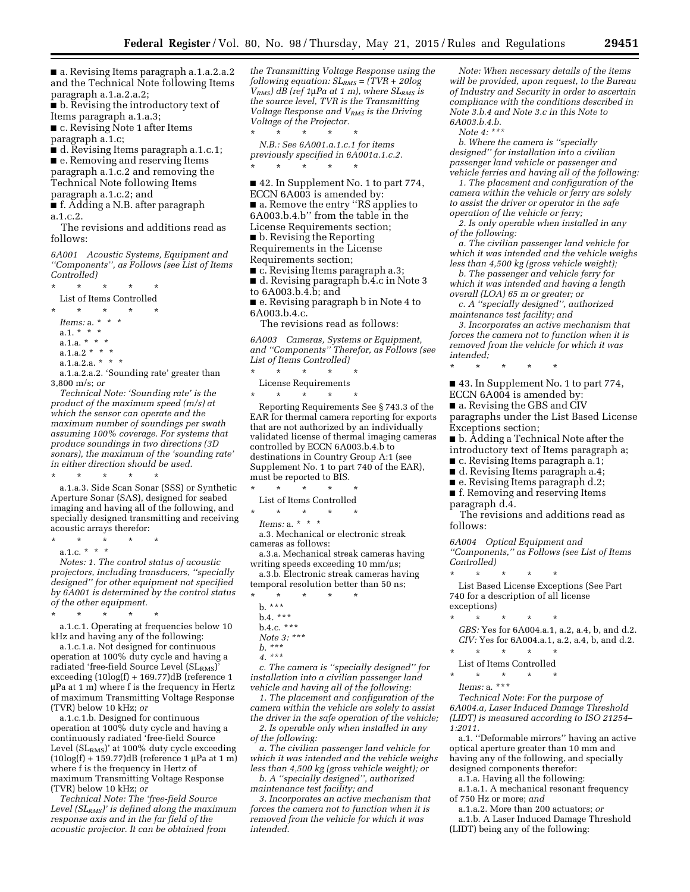■ a. Revising Items paragraph a.1.a.2.a.2 and the Technical Note following Items paragraph a.1.a.2.a.2;

■ b. Revising the introductory text of Items paragraph a.1.a.3;

■ c. Revising Note 1 after Items paragraph a.1.c;

■ d. Revising Items paragraph a.1.c.1;

■ e. Removing and reserving Items paragraph a.1.c.2 and removing the Technical Note following Items paragraph a.1.c.2; and

■ f. Adding a N.B. after paragraph a.1.c.2.

The revisions and additions read as follows:

*6A001 Acoustic Systems, Equipment and ''Components'', as Follows (see List of Items Controlled)*

\* \* \* \* \*

List of Items Controlled

\* \* \* \* \*

*Items:* a. \* \* \*

a.1. \* \* \*

a.1.a. \* \* \*

a.1.a.2 \* \* \*

a.1.a.2.a. \* \* \*

a.1.a.2.a.2. 'Sounding rate' greater than 3,800 m/s; *or*

*Technical Note: 'Sounding rate' is the product of the maximum speed (m/s) at which the sensor can operate and the maximum number of soundings per swath assuming 100% coverage. For systems that produce soundings in two directions (3D sonars), the maximum of the 'sounding rate' in either direction should be used.*

\* \* \* \* \*

a.1.a.3. Side Scan Sonar (SSS) or Synthetic Aperture Sonar (SAS), designed for seabed imaging and having all of the following, and specially designed transmitting and receiving acoustic arrays therefor:

\* \* \* \* \*

a.1.c. \* \* \*

*Notes: 1. The control status of acoustic projectors, including transducers, ''specially designed'' for other equipment not specified by 6A001 is determined by the control status of the other equipment.*

\* \* \* \* \*

a.1.c.1. Operating at frequencies below 10 kHz and having any of the following:

a.1.c.1.a. Not designed for continuous operation at 100% duty cycle and having a radiated 'free-field Source Level ($SL_{RMS}$)' exceeding (10log(f) + 169.77)dB (reference 1 µPa at 1 m) where f is the frequency in Hertz of maximum Transmitting Voltage Response (TVR) below 10 kHz; *or*

a.1.c.1.b. Designed for continuous operation at 100% duty cycle and having a continuously radiated 'free-field Source Level ($SL_{RMS}$)' at 100% duty cycle exceeding (10log(f) + 159.77)dB (reference 1 µPa at 1 m) where f is the frequency in Hertz of maximum Transmitting Voltage Response (TVR) below 10 kHz; *or*

*Technical Note: The 'free-field Source Level ($SL_{RMS}$)' is defined along the maximum response axis and in the far field of the acoustic projector. It can be obtained from the Transmitting Voltage Response using the following equation: $SL_{RMS}$ = (TVR + 20log $V_{RMS}$) dB (ref 1µPa at 1 m), where $SL_{RMS}$ is the source level, TVR is the Transmitting Voltage Response and $V_{RMS}$ is the Driving Voltage of the Projector.*

\* \* \* \* \*

*N.B.: See 6A001.a.1.c.1 for items previously specified in 6A001a.1.c.2.*

\* \* \* \* \*

■ 42. In Supplement No. 1 to part 774, ECCN 6A003 is amended by:

■ a. Remove the entry ''RS applies to 6A003.b.4.b'' from the table in the License Requirements section;

■ b. Revising the Reporting Requirements in the License Requirements section;

■ c. Revising Items paragraph a.3;

■ d. Revising paragraph b.4.c in Note 3 to 6A003.b.4.b; and

■ e. Revising paragraph b in Note 4 to 6A003.b.4.c.

The revisions read as follows:

*6A003 Cameras, Systems or Equipment, and ''Components'' Therefor, as Follows (see List of Items Controlled)*

\* \* \* \* \*

License Requirements

\* \* \* \* \*

Reporting Requirements See § 743.3 of the EAR for thermal camera reporting for exports that are not authorized by an individually validated license of thermal imaging cameras controlled by ECCN 6A003.b.4.b to destinations in Country Group A:1 (see Supplement No. 1 to part 740 of the EAR), must be reported to BIS.

\* \* \* \* \*

List of Items Controlled

\* \* \* \* \*

*Items:* a. \* \* \*

a.3. Mechanical or electronic streak cameras as follows:

a.3.a. Mechanical streak cameras having writing speeds exceeding 10 mm/µs;

a.3.b. Electronic streak cameras having temporal resolution better than 50 ns;

\* \* \* \* \*

b. \*\*\*

b.4. \*\*\*

b.4.c. \*\*\*

*Note 3: \*\*\**

*b. \*\*\**

*4. \*\*\**

*c. The camera is ''specially designed'' for installation into a civilian passenger land vehicle and having all of the following:*

*1. The placement and configuration of the camera within the vehicle are solely to assist the driver in the safe operation of the vehicle;*

*2. Is operable only when installed in any of the following:*

*a. The civilian passenger land vehicle for which it was intended and the vehicle weighs less than 4,500 kg (gross vehicle weight); or*

*b. A ''specially designed'', authorized maintenance test facility; and*

*3. Incorporates an active mechanism that forces the camera not to function when it is removed from the vehicle for which it was intended.*

*Note: When necessary details of the items will be provided, upon request, to the Bureau of Industry and Security in order to ascertain compliance with the conditions described in Note 3.b.4 and Note 3.c in this Note to 6A003.b.4.b.*

*Note 4: \*\*\**

*b. Where the camera is ''specially designed'' for installation into a civilian passenger land vehicle or passenger and vehicle ferries and having all of the following:*

*1. The placement and configuration of the camera within the vehicle or ferry are solely to assist the driver or operator in the safe operation of the vehicle or ferry;*

*2. Is only operable when installed in any of the following:*

*a. The civilian passenger land vehicle for which it was intended and the vehicle weighs less than 4,500 kg (gross vehicle weight);*

*b. The passenger and vehicle ferry for which it was intended and having a length overall (LOA) 65 m or greater; or*

*c. A ''specially designed'', authorized maintenance test facility; and*

*3. Incorporates an active mechanism that forces the camera not to function when it is removed from the vehicle for which it was intended;*

\* \* \* \* \*

■ 43. In Supplement No. 1 to part 774, ECCN 6A004 is amended by:

■ a. Revising the GBS and CIV paragraphs under the List Based License Exceptions section;

■ b. Adding a Technical Note after the introductory text of Items paragraph a;

■ c. Revising Items paragraph a.1;

■ d. Revising Items paragraph a.4;

■ e. Revising Items paragraph d.2;

■ f. Removing and reserving Items paragraph d.4.

The revisions and additions read as follows:

*6A004 Optical Equipment and ''Components,'' as Follows (see List of Items Controlled)*

\* \* \* \* \*

List Based License Exceptions (See Part 740 for a description of all license exceptions)

\* \* \* \* \*

*GBS:* Yes for 6A004.a.1, a.2, a.4, b, and d.2.

*CIV:* Yes for 6A004.a.1, a.2, a.4, b, and d.2.

\* \* \* \* \*

List of Items Controlled

\* \* \* \* \*

*Items:* a. \*\*\*

*Technical Note: For the purpose of 6A004.a, Laser Induced Damage Threshold (LIDT) is measured according to ISO 21254–1:2011.*

a.1. ''Deformable mirrors'' having an active optical aperture greater than 10 mm and having any of the following, and specially designed components therefor:

a.1.a. Having all the following:

a.1.a.1. A mechanical resonant frequency of 750 Hz or more; *and*

a.1.a.2. More than 200 actuators; *or*

a.1.b. A Laser Induced Damage Threshold (LIDT) being any of the following: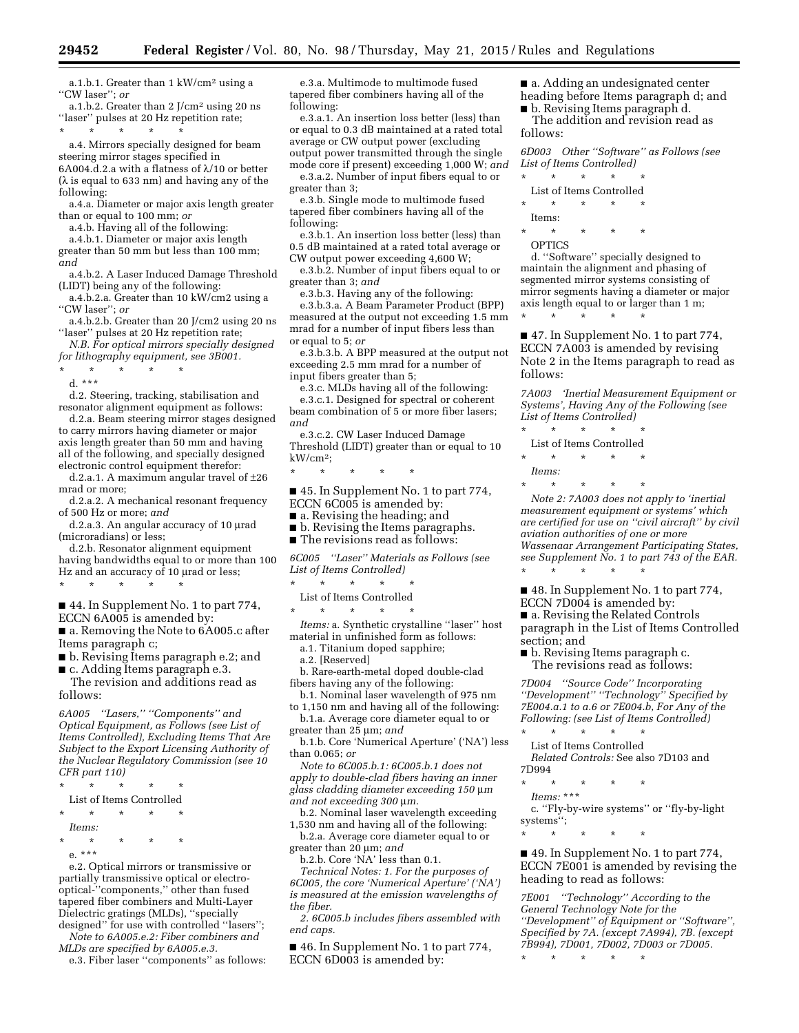a.1.b.1. Greater than 1 kW/cm² using a ''CW laser''; *or*

a.1.b.2. Greater than 2 J/cm² using 20 ns ''laser'' pulses at 20 Hz repetition rate;

\* \* \* \* \*

a.4. Mirrors specially designed for beam steering mirror stages specified in 6A004.d.2.a with a flatness of λ/10 or better (λ is equal to 633 nm) and having any of the following:

a.4.a. Diameter or major axis length greater than or equal to 100 mm; *or*

a.4.b. Having all of the following:

a.4.b.1. Diameter or major axis length greater than 50 mm but less than 100 mm; *and*

a.4.b.2. A Laser Induced Damage Threshold (LIDT) being any of the following:

a.4.b.2.a. Greater than 10 kW/cm2 using a ''CW laser''; *or*

a.4.b.2.b. Greater than 20 J/cm2 using 20 ns ''laser'' pulses at 20 Hz repetition rate;

*N.B. For optical mirrors specially designed for lithography equipment, see 3B001.*

\* \* \* \* \*

d. \*\*\*

d.2. Steering, tracking, stabilisation and resonator alignment equipment as follows:

d.2.a. Beam steering mirror stages designed to carry mirrors having diameter or major axis length greater than 50 mm and having all of the following, and specially designed electronic control equipment therefor:

d.2.a.1. A maximum angular travel of ±26 mrad or more;

d.2.a.2. A mechanical resonant frequency of 500 Hz or more; *and*

d.2.a.3. An angular accuracy of 10 μrad (microradians) or less;

d.2.b. Resonator alignment equipment having bandwidths equal to or more than 100 Hz and an accuracy of 10 μrad or less;

\* \* \* \* \*

■ 44. In Supplement No. 1 to part 774, ECCN 6A005 is amended by:

■ a. Removing the Note to 6A005.c after Items paragraph c;

■ b. Revising Items paragraph e.2; and

■ c. Adding Items paragraph e.3.

The revision and additions read as follows:

*6A005 ''Lasers,'' ''Components'' and Optical Equipment, as Follows (see List of Items Controlled), Excluding Items That Are Subject to the Export Licensing Authority of the Nuclear Regulatory Commission (see 10 CFR part 110)*

\* \* \* \* \*

List of Items Controlled

\* \* \* \* \*

*Items:*

\* \* \* \* \*

e. \*\*\*

e.2. Optical mirrors or transmissive or partially transmissive optical or electro-optical-''components,'' other than fused tapered fiber combiners and Multi-Layer Dielectric gratings (MLDs), ''specially designed'' for use with controlled ''lasers'';

*Note to 6A005.e.2: Fiber combiners and MLDs are specified by 6A005.e.3.*

e.3. Fiber laser ''components'' as follows:

e.3.a. Multimode to multimode fused tapered fiber combiners having all of the following:

e.3.a.1. An insertion loss better (less) than or equal to 0.3 dB maintained at a rated total average or CW output power (excluding output power transmitted through the single mode core if present) exceeding 1,000 W; *and*

e.3.a.2. Number of input fibers equal to or greater than 3;

e.3.b. Single mode to multimode fused tapered fiber combiners having all of the following:

e.3.b.1. An insertion loss better (less) than 0.5 dB maintained at a rated total average or CW output power exceeding 4,600 W;

e.3.b.2. Number of input fibers equal to or greater than 3; *and*

e.3.b.3. Having any of the following:

e.3.b.3.a. A Beam Parameter Product (BPP) measured at the output not exceeding 1.5 mm mrad for a number of input fibers less than or equal to 5; *or*

e.3.b.3.b. A BPP measured at the output not exceeding 2.5 mm mrad for a number of input fibers greater than 5;

e.3.c. MLDs having all of the following:

e.3.c.1. Designed for spectral or coherent beam combination of 5 or more fiber lasers; *and*

e.3.c.2. CW Laser Induced Damage Threshold (LIDT) greater than or equal to 10 kW/cm²;

\* \* \* \* \*

■ 45. In Supplement No. 1 to part 774, ECCN 6C005 is amended by:

■ a. Revising the heading; and

■ b. Revising the Items paragraphs.

■ The revisions read as follows:

*6C005 ''Laser'' Materials as Follows (see List of Items Controlled)*

\* \* \* \* \*

List of Items Controlled

\* \* \* \* \*

*Items:* a. Synthetic crystalline ''laser'' host material in unfinished form as follows:

a.1. Titanium doped sapphire;

a.2. [Reserved]

b. Rare-earth-metal doped double-clad fibers having any of the following:

b.1. Nominal laser wavelength of 975 nm to 1,150 nm and having all of the following:

b.1.a. Average core diameter equal to or greater than 25 μm; *and*

b.1.b. Core 'Numerical Aperture' ('NA') less than 0.065; *or*

*Note to 6C005.b.1: 6C005.b.1 does not apply to double-clad fibers having an inner glass cladding diameter exceeding 150 μm and not exceeding 300 μm.*

b.2. Nominal laser wavelength exceeding 1,530 nm and having all of the following:

b.2.a. Average core diameter equal to or greater than 20 μm; *and*

b.2.b. Core 'NA' less than 0.1.

*Technical Notes: 1. For the purposes of 6C005, the core 'Numerical Aperture' ('NA') is measured at the emission wavelengths of the fiber.*

*2. 6C005.b includes fibers assembled with end caps.*

■ 46. In Supplement No. 1 to part 774, ECCN 6D003 is amended by:

■ a. Adding an undesignated center heading before Items paragraph d; and

■ b. Revising Items paragraph d.

The addition and revision read as follows:

*6D003 Other ''Software'' as Follows (see List of Items Controlled)*

\* \* \* \* \*

List of Items Controlled

\* \* \* \* \*

Items:

\* \* \* \* \*

OPTICS

d. ''Software'' specially designed to maintain the alignment and phasing of segmented mirror systems consisting of mirror segments having a diameter or major axis length equal to or larger than 1 m;

\* \* \* \* \*

■ 47. In Supplement No. 1 to part 774, ECCN 7A003 is amended by revising Note 2 in the Items paragraph to read as follows:

*7A003 'Inertial Measurement Equipment or Systems', Having Any of the Following (see List of Items Controlled)*

\* \* \* \* \*

List of Items Controlled

\* \* \* \* \*

*Items:*

\* \* \* \* \*

*Note 2: 7A003 does not apply to 'inertial measurement equipment or systems' which are certified for use on ''civil aircraft'' by civil aviation authorities of one or more Wassenaar Arrangement Participating States, see Supplement No. 1 to part 743 of the EAR.*

\* \* \* \* \*

■ 48. In Supplement No. 1 to part 774, ECCN 7D004 is amended by:

■ a. Revising the Related Controls paragraph in the List of Items Controlled section; and

■ b. Revising Items paragraph c.

The revisions read as follows:

*7D004 ''Source Code'' Incorporating ''Development'' ''Technology'' Specified by 7E004.a.1 to a.6 or 7E004.b, For Any of the Following: (see List of Items Controlled)*

\* \* \* \* \*

List of Items Controlled

*Related Controls:* See also 7D103 and 7D994

\* \* \* \* \*

*Items:* \*\*\*

c. ''Fly-by-wire systems'' or ''fly-by-light systems'';

\* \* \* \* \*

■ 49. In Supplement No. 1 to part 774, ECCN 7E001 is amended by revising the heading to read as follows:

*7E001 ''Technology'' According to the General Technology Note for the ''Development'' of Equipment or ''Software'', Specified by 7A. (except 7A994), 7B. (except 7B994), 7D001, 7D002, 7D003 or 7D005.*

\* \* \* \* \*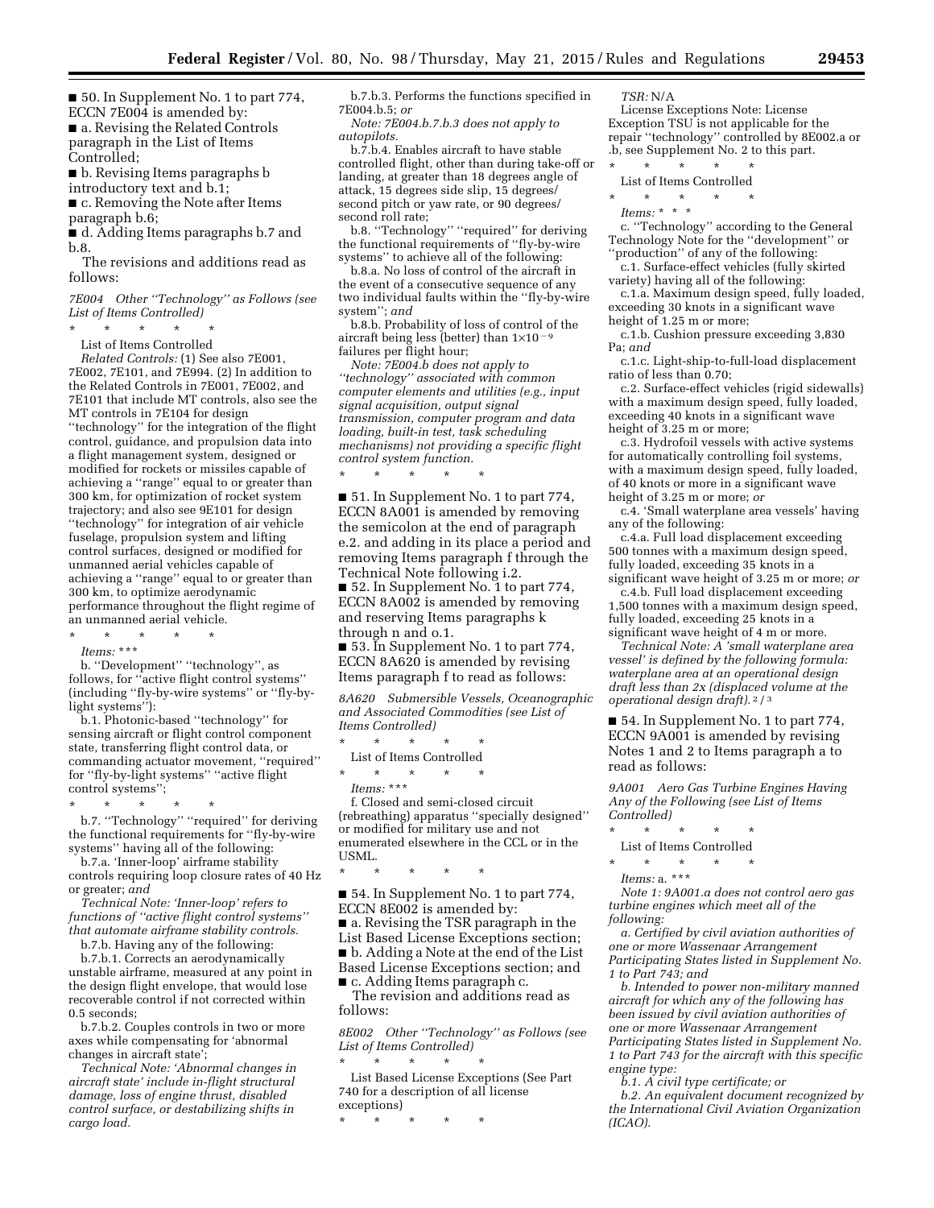■ 50. In Supplement No. 1 to part 774, ECCN 7E004 is amended by:

■ a. Revising the Related Controls paragraph in the List of Items Controlled;

■ b. Revising Items paragraphs b introductory text and b.1;

■ c. Removing the Note after Items paragraph b.6;

■ d. Adding Items paragraphs b.7 and b.8.

The revisions and additions read as follows:

*7E004 Other "Technology" as Follows (see List of Items Controlled)*

\* \* \* \* \*

List of Items Controlled

*Related Controls:* (1) See also 7E001, 7E002, 7E101, and 7E994. (2) In addition to the Related Controls in 7E001, 7E002, and 7E101 that include MT controls, also see the MT controls in 7E104 for design "technology" for the integration of the flight control, guidance, and propulsion data into a flight management system, designed or modified for rockets or missiles capable of achieving a "range" equal to or greater than 300 km, for optimization of rocket system trajectory; and also see 9E101 for design "technology" for integration of air vehicle fuselage, propulsion system and lifting control surfaces, designed or modified for unmanned aerial vehicles capable of achieving a "range" equal to or greater than 300 km, to optimize aerodynamic performance throughout the flight regime of an unmanned aerial vehicle.

\* \* \* \* \*

*Items:* \*\*\*

b. "Development" "technology", as follows, for "active flight control systems" (including "fly-by-wire systems" or "fly-by-light systems"):

b.1. Photonic-based "technology" for sensing aircraft or flight control component state, transferring flight control data, or commanding actuator movement, "required" for "fly-by-light systems" "active flight control systems";

\* \* \* \* \*

b.7. "Technology" "required" for deriving the functional requirements for "fly-by-wire systems" having all of the following:

b.7.a. 'Inner-loop' airframe stability controls requiring loop closure rates of 40 Hz or greater; *and*

*Technical Note: 'Inner-loop' refers to functions of "active flight control systems" that automate airframe stability controls.*

b.7.b. Having any of the following:

b.7.b.1. Corrects an aerodynamically unstable airframe, measured at any point in the design flight envelope, that would lose recoverable control if not corrected within 0.5 seconds;

b.7.b.2. Couples controls in two or more axes while compensating for 'abnormal changes in aircraft state';

*Technical Note: 'Abnormal changes in aircraft state' include in-flight structural damage, loss of engine thrust, disabled control surface, or destabilizing shifts in cargo load.*

b.7.b.3. Performs the functions specified in 7E004.b.5; *or*

*Note: 7E004.b.7.b.3 does not apply to autopilots.*

b.7.b.4. Enables aircraft to have stable controlled flight, other than during take-off or landing, at greater than 18 degrees angle of attack, 15 degrees side slip, 15 degrees/second pitch or yaw rate, or 90 degrees/second roll rate;

b.8. "Technology" "required" for deriving the functional requirements of "fly-by-wire systems" to achieve all of the following:

b.8.a. No loss of control of the aircraft in the event of a consecutive sequence of any two individual faults within the "fly-by-wire system"; *and*

b.8.b. Probability of loss of control of the aircraft being less (better) than $1\times10^{-9}$ failures per flight hour;

*Note: 7E004.b does not apply to "technology" associated with common computer elements and utilities (e.g., input signal acquisition, output signal transmission, computer program and data loading, built-in test, task scheduling mechanisms) not providing a specific flight control system function.*

\* \* \* \* \*

■ 51. In Supplement No. 1 to part 774, ECCN 8A001 is amended by removing the semicolon at the end of paragraph e.2. and adding in its place a period and removing Items paragraph f through the Technical Note following i.2.

■ 52. In Supplement No. 1 to part 774, ECCN 8A002 is amended by removing and reserving Items paragraphs k through n and o.1.

■ 53. In Supplement No. 1 to part 774, ECCN 8A620 is amended by revising Items paragraph f to read as follows:

*8A620 Submersible Vessels, Oceanographic and Associated Commodities (see List of Items Controlled)*

\* \* \* \* \*

List of Items Controlled

\* \* \* \* \*

*Items:* \*\*\*

f. Closed and semi-closed circuit (rebreathing) apparatus "specially designed" or modified for military use and not enumerated elsewhere in the CCL or in the USML.

\* \* \* \* \*

■ 54. In Supplement No. 1 to part 774, ECCN 8E002 is amended by:

■ a. Revising the TSR paragraph in the List Based License Exceptions section;

■ b. Adding a Note at the end of the List Based License Exceptions section; and

■ c. Adding Items paragraph c.

The revision and additions read as follows:

*8E002 Other "Technology" as Follows (see List of Items Controlled)*

\* \* \* \* \*

List Based License Exceptions (See Part 740 for a description of all license exceptions)

\* \* \* \* \*

*TSR:* N/A

License Exceptions Note: License Exception TSU is not applicable for the repair "technology" controlled by 8E002.a or .b, see Supplement No. 2 to this part.

\* \* \* \* \*

List of Items Controlled

\* \* \* \* \*

*Items:* \* \* \*

c. "Technology" according to the General Technology Note for the "development" or "production" of any of the following:

c.1. Surface-effect vehicles (fully skirted variety) having all of the following:

c.1.a. Maximum design speed, fully loaded, exceeding 30 knots in a significant wave height of 1.25 m or more;

c.1.b. Cushion pressure exceeding 3,830 Pa; *and*

c.1.c. Light-ship-to-full-load displacement ratio of less than 0.70;

c.2. Surface-effect vehicles (rigid sidewalls) with a maximum design speed, fully loaded, exceeding 40 knots in a significant wave height of 3.25 m or more;

c.3. Hydrofoil vessels with active systems for automatically controlling foil systems, with a maximum design speed, fully loaded, of 40 knots or more in a significant wave height of 3.25 m or more; *or*

c.4. 'Small waterplane area vessels' having any of the following:

c.4.a. Full load displacement exceeding 500 tonnes with a maximum design speed, fully loaded, exceeding 35 knots in a significant wave height of 3.25 m or more; *or*

c.4.b. Full load displacement exceeding 1,500 tonnes with a maximum design speed, fully loaded, exceeding 25 knots in a significant wave height of 4 m or more.

*Technical Note: A 'small waterplane area vessel' is defined by the following formula: waterplane area at an operational design draft less than 2x (displaced volume at the operational design draft).*$^{2/3}$

■ 54. In Supplement No. 1 to part 774, ECCN 9A001 is amended by revising Notes 1 and 2 to Items paragraph a to read as follows:

*9A001 Aero Gas Turbine Engines Having Any of the Following (see List of Items Controlled)*

\* \* \* \* \*

List of Items Controlled

\* \* \* \* \*

*Items:* a. \*\*\*

*Note 1: 9A001.a does not control aero gas turbine engines which meet all of the following:*

*a. Certified by civil aviation authorities of one or more Wassenaar Arrangement Participating States listed in Supplement No. 1 to Part 743; and*

*b. Intended to power non-military manned aircraft for which any of the following has been issued by civil aviation authorities of one or more Wassenaar Arrangement Participating States listed in Supplement No. 1 to Part 743 for the aircraft with this specific engine type:*

*b.1. A civil type certificate; or*

*b.2. An equivalent document recognized by the International Civil Aviation Organization (ICAO).*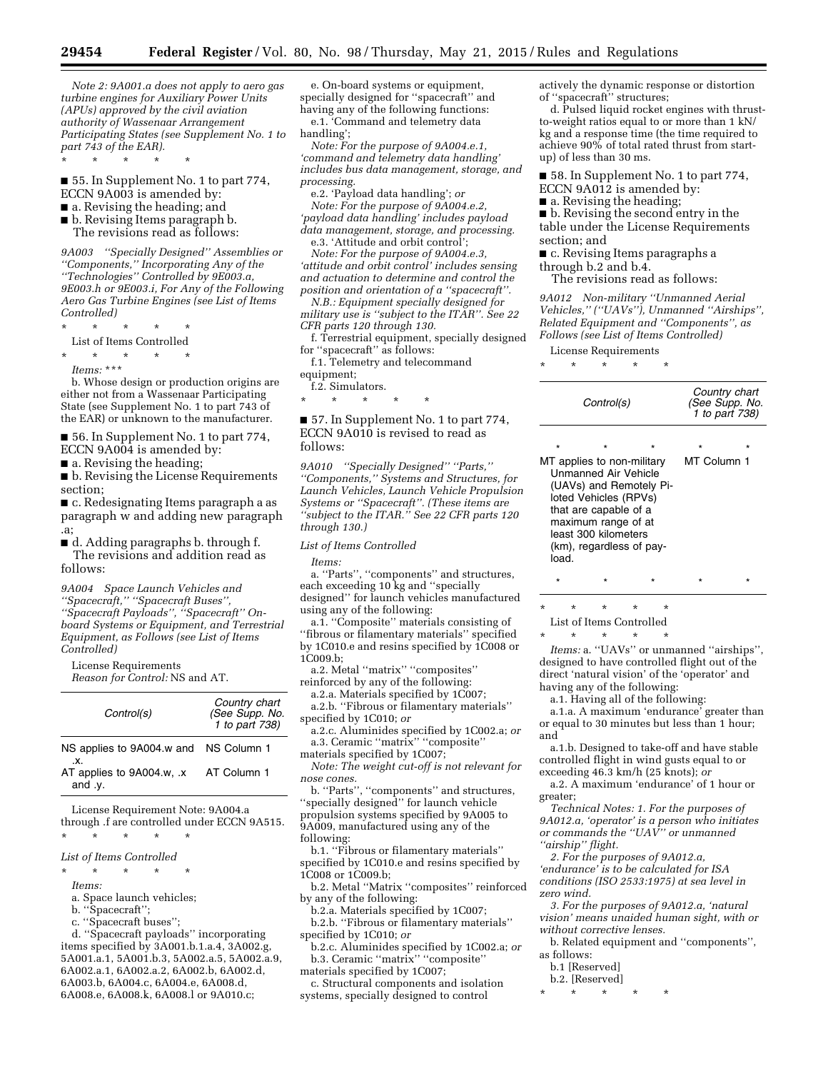*Note 2: 9A001.a does not apply to aero gas turbine engines for Auxiliary Power Units (APUs) approved by the civil aviation authority of Wassenaar Arrangement Participating States (see Supplement No. 1 to part 743 of the EAR).*

\* \* \* \* \*

■ 55. In Supplement No. 1 to part 774, ECCN 9A003 is amended by:

■ a. Revising the heading; and

■ b. Revising Items paragraph b.

The revisions read as follows:

*9A003 ''Specially Designed'' Assemblies or ''Components,'' Incorporating Any of the ''Technologies'' Controlled by 9E003.a, 9E003.h or 9E003.i, For Any of the Following Aero Gas Turbine Engines (see List of Items Controlled)*

\* \* \* \* \*

List of Items Controlled

\* \* \* \* \*

*Items:* \*\*\*

b. Whose design or production origins are either not from a Wassenaar Participating State (see Supplement No. 1 to part 743 of the EAR) or unknown to the manufacturer.

■ 56. In Supplement No. 1 to part 774, ECCN 9A004 is amended by:

■ a. Revising the heading;

■ b. Revising the License Requirements section;

■ c. Redesignating Items paragraph a as paragraph w and adding new paragraph .a;

■ d. Adding paragraphs b. through f.

The revisions and addition read as follows:

*9A004 Space Launch Vehicles and ''Spacecraft,'' ''Spacecraft Buses'', ''Spacecraft Payloads'', ''Spacecraft'' On-board Systems or Equipment, and Terrestrial Equipment, as Follows (see List of Items Controlled)*

License Requirements

*Reason for Control:* NS and AT.

| *Control(s)* | *Country chart (See Supp. No. 1 to part 738)* |
|---|---|
| NS applies to 9A004.w and .x. | NS Column 1 |
| AT applies to 9A004.w, .x and .y. | AT Column 1 |

License Requirement Note: 9A004.a through .f are controlled under ECCN 9A515.

\* \* \* \* \*

*List of Items Controlled*

\* \* \* \* \*

*Items:*

a. Space launch vehicles;

b. ''Spacecraft'';

c. ''Spacecraft buses'';

d. ''Spacecraft payloads'' incorporating items specified by 3A001.b.1.a.4, 3A002.g, 5A001.a.1, 5A001.b.3, 5A002.a.5, 5A002.a.9, 6A002.a.1, 6A002.a.2, 6A002.b, 6A002.d, 6A003.b, 6A004.c, 6A004.e, 6A008.d, 6A008.e, 6A008.k, 6A008.l or 9A010.c;

e. On-board systems or equipment, specially designed for ''spacecraft'' and having any of the following functions:

e.1. 'Command and telemetry data handling';

*Note: For the purpose of 9A004.e.1, 'command and telemetry data handling' includes bus data management, storage, and processing.*

e.2. 'Payload data handling'; *or*

*Note: For the purpose of 9A004.e.2, 'payload data handling' includes payload data management, storage, and processing.*

e.3. 'Attitude and orbit control';

*Note: For the purpose of 9A004.e.3, 'attitude and orbit control' includes sensing and actuation to determine and control the position and orientation of a ''spacecraft''.*

*N.B.: Equipment specially designed for military use is ''subject to the ITAR''. See 22 CFR parts 120 through 130.*

f. Terrestrial equipment, specially designed for ''spacecraft'' as follows:

f.1. Telemetry and telecommand equipment;

f.2. Simulators.

\* \* \* \* \*

■ 57. In Supplement No. 1 to part 774, ECCN 9A010 is revised to read as follows:

*9A010 ''Specially Designed'' ''Parts,'' ''Components,'' Systems and Structures, for Launch Vehicles, Launch Vehicle Propulsion Systems or ''Spacecraft''. (These items are ''subject to the ITAR.'' See 22 CFR parts 120 through 130.)*

*List of Items Controlled*

*Items:*

a. ''Parts'', ''components'' and structures, each exceeding 10 kg and ''specially designed'' for launch vehicles manufactured using any of the following:

a.1. ''Composite'' materials consisting of ''fibrous or filamentary materials'' specified by 1C010.e and resins specified by 1C008 or 1C009.b;

a.2. Metal ''matrix'' ''composites'' reinforced by any of the following:

a.2.a. Materials specified by 1C007;

a.2.b. ''Fibrous or filamentary materials'' specified by 1C010; *or*

a.2.c. Aluminides specified by 1C002.a; *or*

a.3. Ceramic ''matrix'' ''composite'' materials specified by 1C007;

*Note: The weight cut-off is not relevant for nose cones.*

b. ''Parts'', ''components'' and structures, ''specially designed'' for launch vehicle propulsion systems specified by 9A005 to 9A009, manufactured using any of the following:

b.1. ''Fibrous or filamentary materials'' specified by 1C010.e and resins specified by 1C008 or 1C009.b;

b.2. Metal ''Matrix ''composites'' reinforced by any of the following:

b.2.a. Materials specified by 1C007;

b.2.b. ''Fibrous or filamentary materials'' specified by 1C010; *or*

b.2.c. Aluminides specified by 1C002.a; *or*

b.3. Ceramic ''matrix'' ''composite'' materials specified by 1C007;

c. Structural components and isolation systems, specially designed to control actively the dynamic response or distortion of ''spacecraft'' structures;

d. Pulsed liquid rocket engines with thrust-to-weight ratios equal to or more than 1 kN/kg and a response time (the time required to achieve 90% of total rated thrust from start-up) of less than 30 ms.

■ 58. In Supplement No. 1 to part 774, ECCN 9A012 is amended by:

■ a. Revising the heading;

■ b. Revising the second entry in the table under the License Requirements section; and

■ c. Revising Items paragraphs a through b.2 and b.4.

The revisions read as follows:

*9A012 Non-military ''Unmanned Aerial Vehicles,'' (''UAVs''), Unmanned ''Airships'', Related Equipment and ''Components'', as Follows (see List of Items Controlled)*

License Requirements

\* \* \* \* \*

| *Control(s)* | *Country chart (See Supp. No. 1 to part 738)* |
|---|---|
| \* \* \* | \* \* |
| MT applies to non-military Unmanned Air Vehicle (UAVs) and Remotely Piloted Vehicles (RPVs) that are capable of a maximum range of at least 300 kilometers (km), regardless of payload. | MT Column 1 |
| \* \* \* | \* \* |

\* \* \* \* \*

List of Items Controlled

\* \* \* \* \*

*Items:* a. ''UAVs'' or unmanned ''airships'', designed to have controlled flight out of the direct 'natural vision' of the 'operator' and having any of the following:

a.1. Having all of the following:

a.1.a. A maximum 'endurance' greater than or equal to 30 minutes but less than 1 hour; and

a.1.b. Designed to take-off and have stable controlled flight in wind gusts equal to or exceeding 46.3 km/h (25 knots); *or*

a.2. A maximum 'endurance' of 1 hour or greater;

*Technical Notes: 1. For the purposes of 9A012.a, 'operator' is a person who initiates or commands the ''UAV'' or unmanned ''airship'' flight.*

*2. For the purposes of 9A012.a, 'endurance' is to be calculated for ISA conditions (ISO 2533:1975) at sea level in zero wind.*

*3. For the purposes of 9A012.a, 'natural vision' means unaided human sight, with or without corrective lenses.*

b. Related equipment and ''components'', as follows:

b.1 [Reserved]

b.2. [Reserved]

\* \* \* \* \*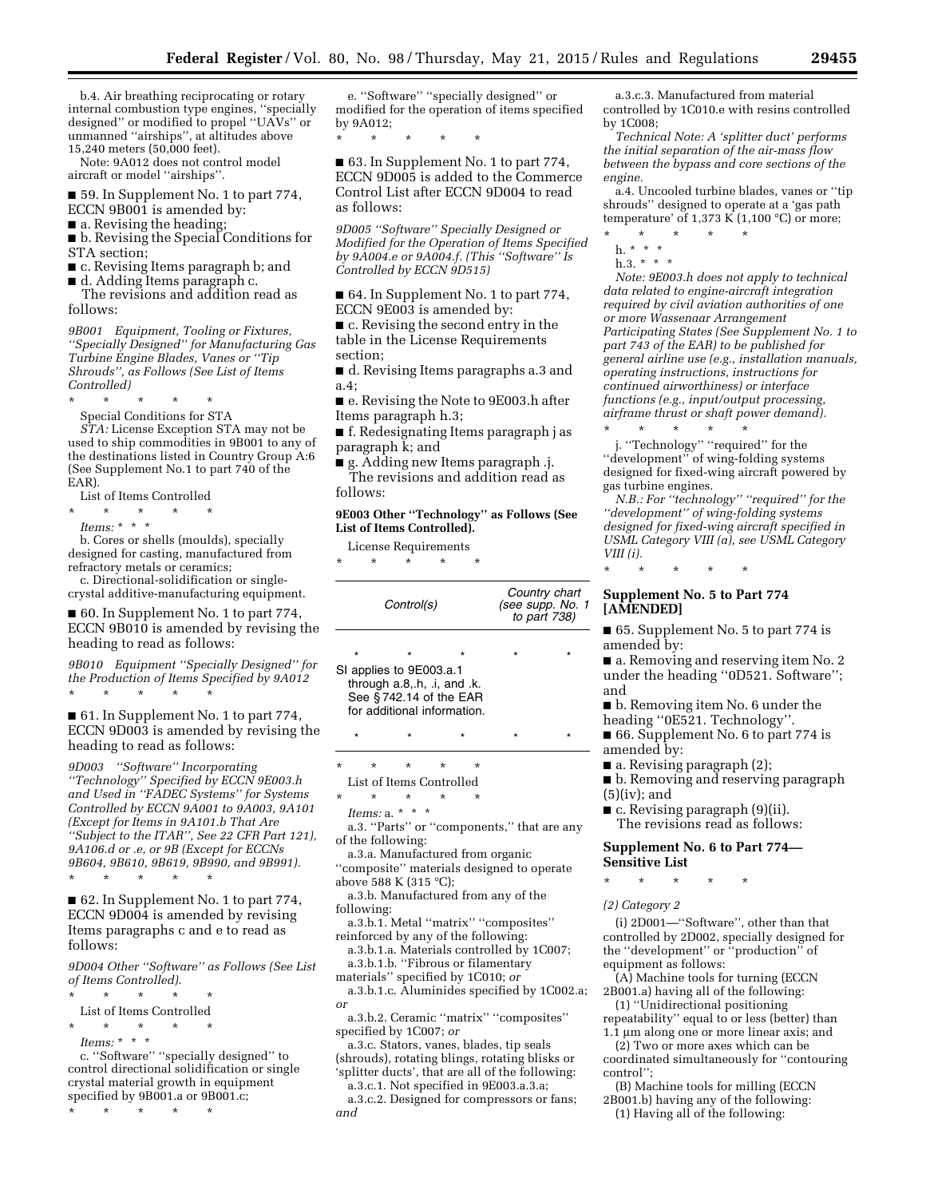b.4. Air breathing reciprocating or rotary internal combustion type engines, "specially designed" or modified to propel "UAVs" or unmanned "airships", at altitudes above 15,240 meters (50,000 feet).

Note: 9A012 does not control model aircraft or model "airships".

■ 59. In Supplement No. 1 to part 774, ECCN 9B001 is amended by:

■ a. Revising the heading;

■ b. Revising the Special Conditions for STA section;

■ c. Revising Items paragraph b; and

■ d. Adding Items paragraph c.

The revisions and addition read as follows:

*9B001 Equipment, Tooling or Fixtures, "Specially Designed" for Manufacturing Gas Turbine Engine Blades, Vanes or "Tip Shrouds", as Follows (See List of Items Controlled)*

\* \* \* \* \*

Special Conditions for STA

*STA:* License Exception STA may not be used to ship commodities in 9B001 to any of the destinations listed in Country Group A:6 (See Supplement No.1 to part 740 of the EAR).

List of Items Controlled

\* \* \* \* \*

*Items:* \* \* \*

b. Cores or shells (moulds), specially designed for casting, manufactured from refractory metals or ceramics;

c. Directional-solidification or single-crystal additive-manufacturing equipment.

■ 60. In Supplement No. 1 to part 774, ECCN 9B010 is amended by revising the heading to read as follows:

*9B010 Equipment "Specially Designed" for the Production of Items Specified by 9A012*

\* \* \* \* \*

■ 61. In Supplement No. 1 to part 774, ECCN 9D003 is amended by revising the heading to read as follows:

*9D003 "Software" Incorporating "Technology" Specified by ECCN 9E003.h and Used in "FADEC Systems" for Systems Controlled by ECCN 9A001 to 9A003, 9A101 (Except for Items in 9A101.b That Are "Subject to the ITAR", See 22 CFR Part 121), 9A106.d or .e, or 9B (Except for ECCNs 9B604, 9B610, 9B619, 9B990, and 9B991).*

\* \* \* \* \*

■ 62. In Supplement No. 1 to part 774, ECCN 9D004 is amended by revising Items paragraphs c and e to read as follows:

*9D004 Other "Software" as Follows (See List of Items Controlled).*

\* \* \* \* \*

List of Items Controlled

\* \* \* \* \*

*Items:* \* \* \*

c. "Software" "specially designed" to control directional solidification or single crystal material growth in equipment specified by 9B001.a or 9B001.c;

\* \* \* \* \*

e. "Software" "specially designed" or modified for the operation of items specified by 9A012;

\* \* \* \* \*

■ 63. In Supplement No. 1 to part 774, ECCN 9D005 is added to the Commerce Control List after ECCN 9D004 to read as follows:

*9D005 "Software" Specially Designed or Modified for the Operation of Items Specified by 9A004.e or 9A004.f. (This "Software" Is Controlled by ECCN 9D515)*

■ 64. In Supplement No. 1 to part 774, ECCN 9E003 is amended by:

■ c. Revising the second entry in the table in the License Requirements section;

■ d. Revising Items paragraphs a.3 and a.4;

■ e. Revising the Note to 9E003.h after Items paragraph h.3;

■ f. Redesignating Items paragraph j as paragraph k; and

■ g. Adding new Items paragraph .j.

The revisions and addition read as follows:

**9E003 Other "Technology" as Follows (See List of Items Controlled).**

License Requirements

\* \* \* \* \*

| Control(s) | Country chart (see supp. No. 1 to part 738) |
|---|---|
| \* \* \* | \* \* |
| SI applies to 9E003.a.1 through a.8,.h, .i, and .k. See §742.14 of the EAR for additional information. | |
| \* \* \* | \* \* |

\* \* \* \* \*

List of Items Controlled

\* \* \* \* \*

*Items:* a. \* \* \*

a.3. "Parts" or "components," that are any of the following:

a.3.a. Manufactured from organic "composite" materials designed to operate above 588 K (315 °C);

a.3.b. Manufactured from any of the following:

a.3.b.1. Metal "matrix" "composites" reinforced by any of the following:

a.3.b.1.a. Materials controlled by 1C007;

a.3.b.1.b. "Fibrous or filamentary materials" specified by 1C010; *or*

a.3.b.1.c. Aluminides specified by 1C002.a; *or*

a.3.b.2. Ceramic "matrix" "composites" specified by 1C007; *or*

a.3.c. Stators, vanes, blades, tip seals (shrouds), rotating blings, rotating blisks or 'splitter ducts', that are all of the following:

a.3.c.1. Not specified in 9E003.a.3.a;

a.3.c.2. Designed for compressors or fans; *and*

a.3.c.3. Manufactured from material controlled by 1C010.e with resins controlled by 1C008;

*Technical Note: A 'splitter duct' performs the initial separation of the air-mass flow between the bypass and core sections of the engine.*

a.4. Uncooled turbine blades, vanes or "tip shrouds" designed to operate at a 'gas path temperature' of 1,373 K (1,100 °C) or more;

\* \* \* \* \*

h. \* \* \*

h.3. \* \* \*

*Note: 9E003.h does not apply to technical data related to engine-aircraft integration required by civil aviation authorities of one or more Wassenaar Arrangement Participating States (See Supplement No. 1 to part 743 of the EAR) to be published for general airline use (e.g., installation manuals, operating instructions, instructions for continued airworthiness) or interface functions (e.g., input/output processing, airframe thrust or shaft power demand).*

\* \* \* \* \*

j. "Technology" "required" for the "development" of wing-folding systems designed for fixed-wing aircraft powered by gas turbine engines.

*N.B.: For "technology" "required" for the "development" of wing-folding systems designed for fixed-wing aircraft specified in USML Category VIII (a), see USML Category VIII (i).*

\* \* \* \* \*

## Supplement No. 5 to Part 774 [AMENDED]

■ 65. Supplement No. 5 to part 774 is amended by:

■ a. Removing and reserving item No. 2 under the heading "0D521. Software"; and

■ b. Removing item No. 6 under the heading "0E521. Technology".

■ 66. Supplement No. 6 to part 774 is amended by:

■ a. Revising paragraph (2);

■ b. Removing and reserving paragraph (5)(iv); and

■ c. Revising paragraph (9)(ii).

The revisions read as follows:

## Supplement No. 6 to Part 774—Sensitive List

\* \* \* \* \*

*(2) Category 2*

(i) 2D001—"Software", other than that controlled by 2D002, specially designed for the "development" or "production" of equipment as follows:

(A) Machine tools for turning (ECCN 2B001.a) having all of the following:

(*1*) "Unidirectional positioning repeatability" equal to or less (better) than 1.1 µm along one or more linear axis; and

(*2*) Two or more axes which can be coordinated simultaneously for "contouring control";

(B) Machine tools for milling (ECCN 2B001.b) having any of the following:

(*1*) Having all of the following: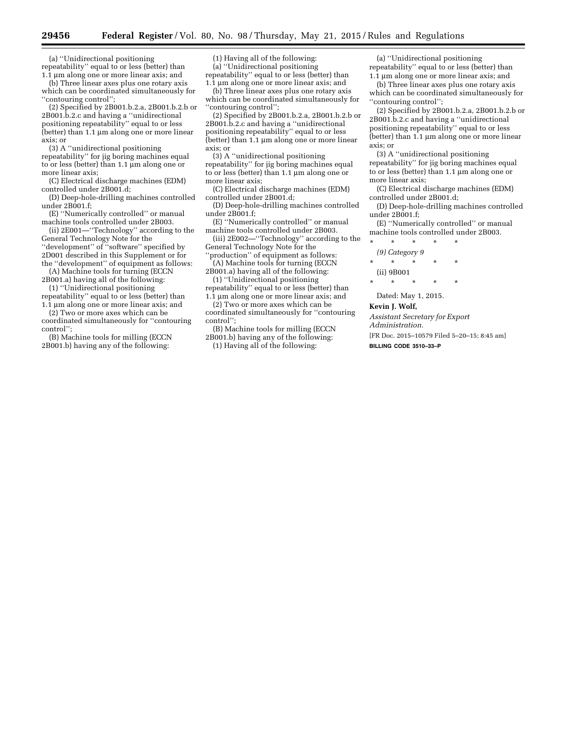(a) ''Unidirectional positioning repeatability'' equal to or less (better) than 1.1 μm along one or more linear axis; and

(b) Three linear axes plus one rotary axis which can be coordinated simultaneously for ''contouring control'';

(2) Specified by 2B001.b.2.a, 2B001.b.2.b or 2B001.b.2.c and having a ''unidirectional positioning repeatability'' equal to or less (better) than 1.1 μm along one or more linear axis; or

(3) A ''unidirectional positioning repeatability'' for jig boring machines equal to or less (better) than 1.1 μm along one or more linear axis;

(C) Electrical discharge machines (EDM) controlled under 2B001.d;

(D) Deep-hole-drilling machines controlled under 2B001.f;

(E) ''Numerically controlled'' or manual machine tools controlled under 2B003.

(ii) 2E001—''Technology'' according to the General Technology Note for the ''development'' of ''software'' specified by 2D001 described in this Supplement or for the ''development'' of equipment as follows:

(A) Machine tools for turning (ECCN 2B001.a) having all of the following:

(1) ''Unidirectional positioning repeatability'' equal to or less (better) than 1.1 μm along one or more linear axis; and

(2) Two or more axes which can be coordinated simultaneously for ''contouring control'';

(B) Machine tools for milling (ECCN 2B001.b) having any of the following:

(1) Having all of the following:

(a) ''Unidirectional positioning repeatability'' equal to or less (better) than 1.1 μm along one or more linear axis; and

(b) Three linear axes plus one rotary axis which can be coordinated simultaneously for ''contouring control'';

(2) Specified by 2B001.b.2.a, 2B001.b.2.b or 2B001.b.2.c and having a ''unidirectional positioning repeatability'' equal to or less (better) than 1.1 μm along one or more linear axis; or

(3) A ''unidirectional positioning repeatability'' for jig boring machines equal to or less (better) than 1.1 μm along one or more linear axis;

(C) Electrical discharge machines (EDM) controlled under 2B001.d;

(D) Deep-hole-drilling machines controlled under 2B001.f;

(E) ''Numerically controlled'' or manual machine tools controlled under 2B003.

(iii) 2E002—''Technology'' according to the General Technology Note for the ''production'' of equipment as follows:

(A) Machine tools for turning (ECCN 2B001.a) having all of the following:

(1) ''Unidirectional positioning repeatability'' equal to or less (better) than 1.1 μm along one or more linear axis; and

(2) Two or more axes which can be coordinated simultaneously for ''contouring control'';

(B) Machine tools for milling (ECCN 2B001.b) having any of the following:

(1) Having all of the following:

(a) ''Unidirectional positioning repeatability'' equal to or less (better) than 1.1 μm along one or more linear axis; and

(b) Three linear axes plus one rotary axis which can be coordinated simultaneously for ''contouring control'';

(2) Specified by 2B001.b.2.a, 2B001.b.2.b or 2B001.b.2.c and having a ''unidirectional positioning repeatability'' equal to or less (better) than 1.1 μm along one or more linear axis; or

(3) A ''unidirectional positioning repeatability'' for jig boring machines equal to or less (better) than 1.1 μm along one or more linear axis;

(C) Electrical discharge machines (EDM) controlled under 2B001.d;

(D) Deep-hole-drilling machines controlled under 2B001.f;

(E) ''Numerically controlled'' or manual machine tools controlled under 2B003.

\* \* \* \* \*

*(9) Category 9*

\* \* \* \* \*

(ii) 9B001

\* \* \* \* \*

Dated: May 1, 2015.

**Kevin J. Wolf,**

*Assistant Secretary for Export Administration.*

[FR Doc. 2015–10579 Filed 5–20–15; 8:45 am]

**BILLING CODE 3510–33–P**